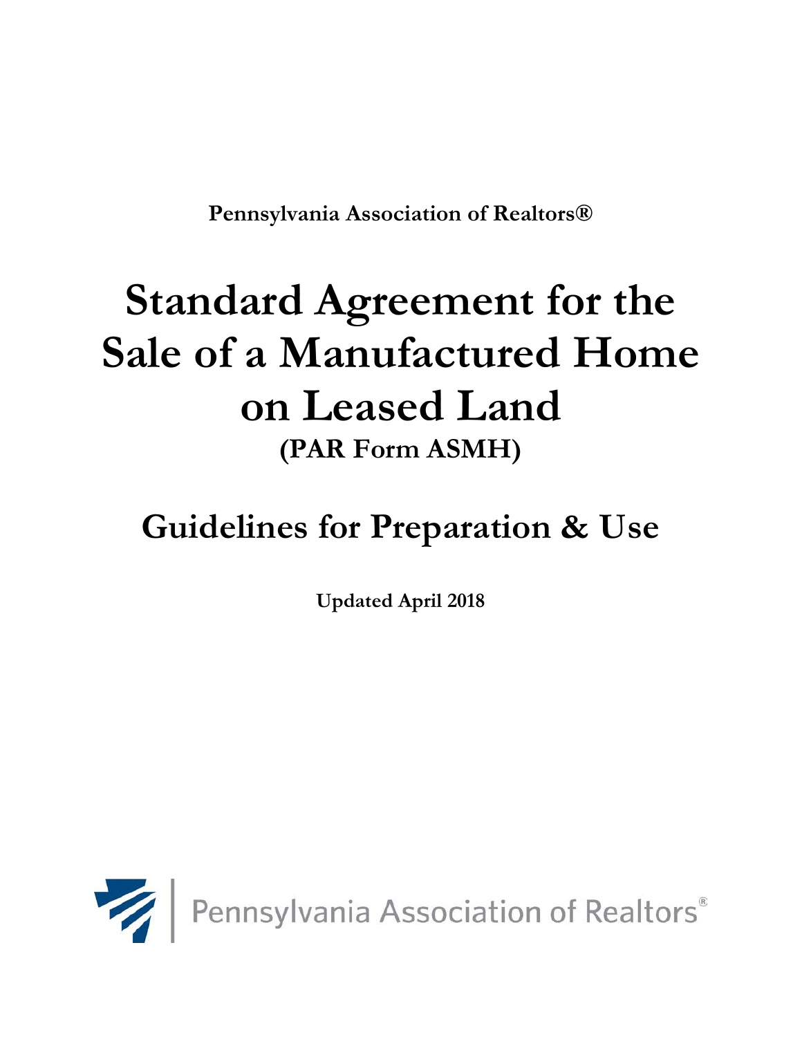**Pennsylvania Association of Realtors®**

# Standard Agreement for the Sale of a Manufactured Home on Leased Land

## (PAR Form ASMH)

# Guidelines for Preparation & Use

**Updated April 2018**

Pennsylvania Association of Realtors®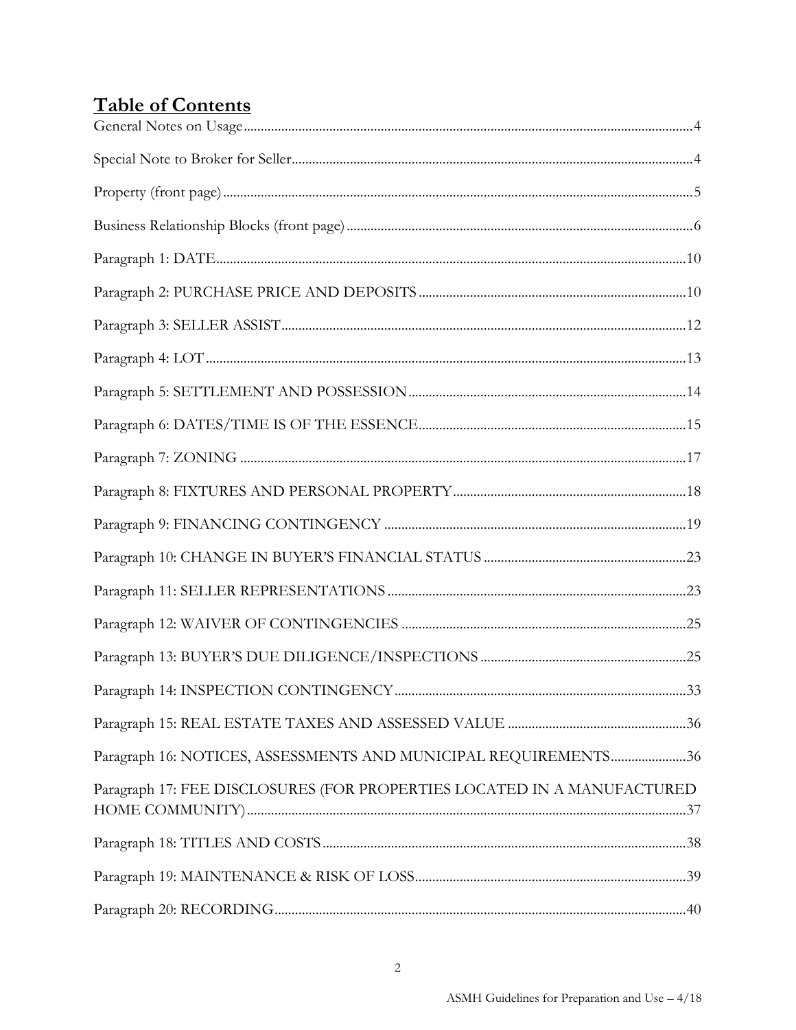# Table of Contents

General Notes on Usage.....4

Special Note to Broker for Seller.....4

Property (front page).....5

Business Relationship Blocks (front page).....6

Paragraph 1: DATE.....10

Paragraph 2: PURCHASE PRICE AND DEPOSITS.....10

Paragraph 3: SELLER ASSIST.....12

Paragraph 4: LOT.....13

Paragraph 5: SETTLEMENT AND POSSESSION.....14

Paragraph 6: DATES/TIME IS OF THE ESSENCE.....15

Paragraph 7: ZONING.....17

Paragraph 8: FIXTURES AND PERSONAL PROPERTY.....18

Paragraph 9: FINANCING CONTINGENCY.....19

Paragraph 10: CHANGE IN BUYER'S FINANCIAL STATUS.....23

Paragraph 11: SELLER REPRESENTATIONS.....23

Paragraph 12: WAIVER OF CONTINGENCIES.....25

Paragraph 13: BUYER'S DUE DILIGENCE/INSPECTIONS.....25

Paragraph 14: INSPECTION CONTINGENCY.....33

Paragraph 15: REAL ESTATE TAXES AND ASSESSED VALUE.....36

Paragraph 16: NOTICES, ASSESSMENTS AND MUNICIPAL REQUIREMENTS.....36

Paragraph 17: FEE DISCLOSURES (FOR PROPERTIES LOCATED IN A MANUFACTURED HOME COMMUNITY).....37

Paragraph 18: TITLES AND COSTS.....38

Paragraph 19: MAINTENANCE & RISK OF LOSS.....39

Paragraph 20: RECORDING.....40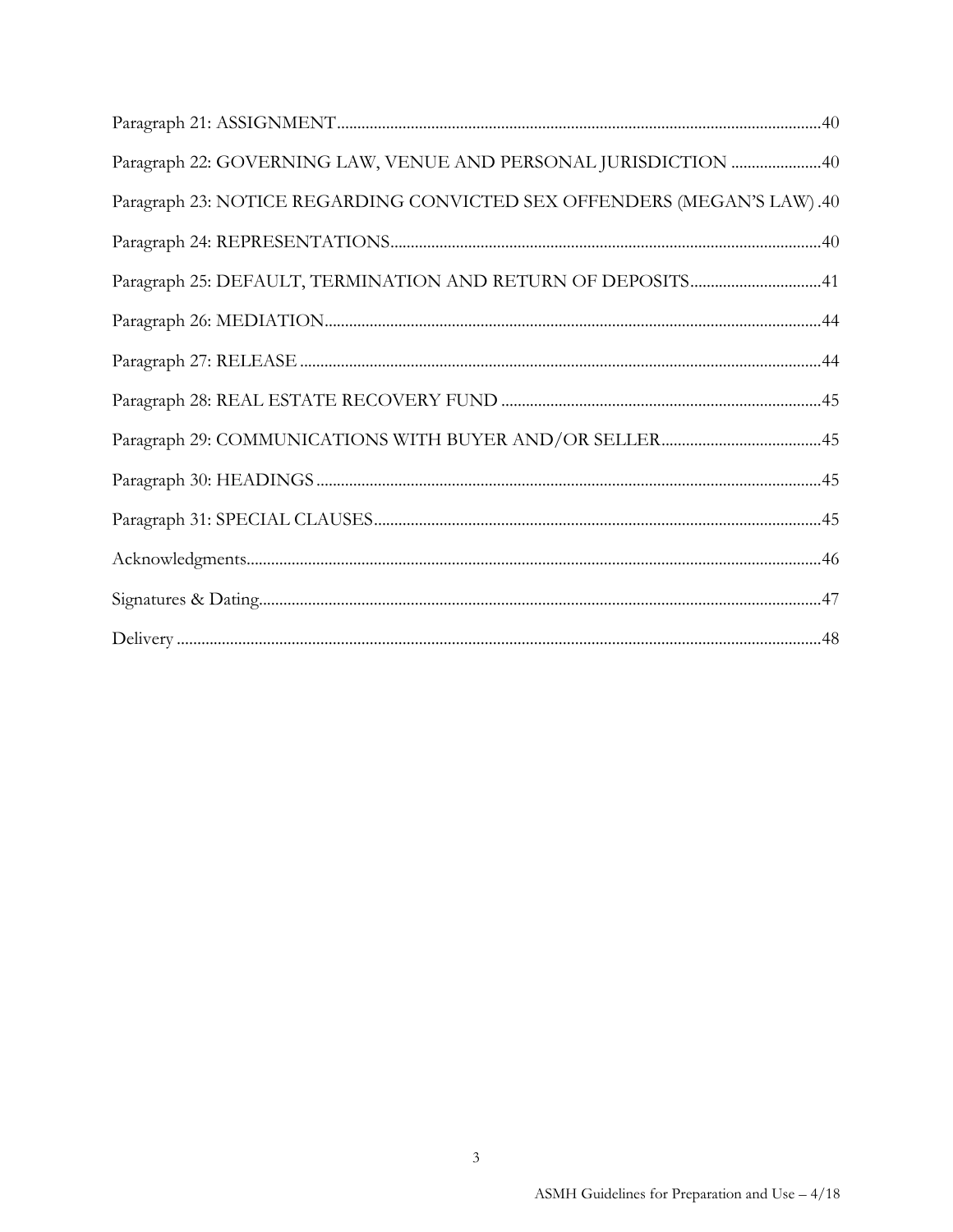Paragraph 21: ASSIGNMENT.....40

Paragraph 22: GOVERNING LAW, VENUE AND PERSONAL JURISDICTION.....40

Paragraph 23: NOTICE REGARDING CONVICTED SEX OFFENDERS (MEGAN'S LAW).....40

Paragraph 24: REPRESENTATIONS.....40

Paragraph 25: DEFAULT, TERMINATION AND RETURN OF DEPOSITS.....41

Paragraph 26: MEDIATION.....44

Paragraph 27: RELEASE.....44

Paragraph 28: REAL ESTATE RECOVERY FUND.....45

Paragraph 29: COMMUNICATIONS WITH BUYER AND/OR SELLER.....45

Paragraph 30: HEADINGS.....45

Paragraph 31: SPECIAL CLAUSES.....45

Acknowledgments.....46

Signatures & Dating.....47

Delivery.....48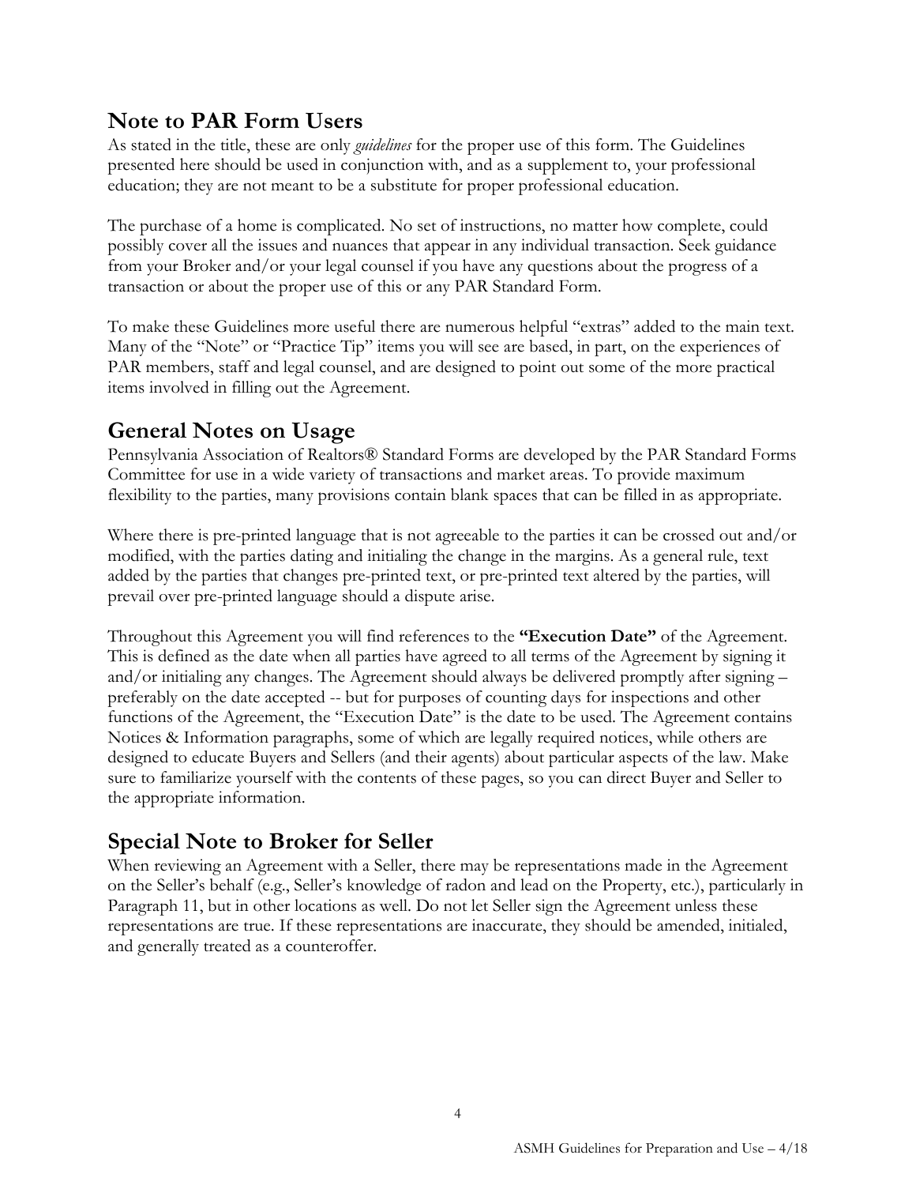## Note to PAR Form Users

As stated in the title, these are only *guidelines* for the proper use of this form. The Guidelines presented here should be used in conjunction with, and as a supplement to, your professional education; they are not meant to be a substitute for proper professional education.

The purchase of a home is complicated. No set of instructions, no matter how complete, could possibly cover all the issues and nuances that appear in any individual transaction. Seek guidance from your Broker and/or your legal counsel if you have any questions about the progress of a transaction or about the proper use of this or any PAR Standard Form.

To make these Guidelines more useful there are numerous helpful "extras" added to the main text. Many of the "Note" or "Practice Tip" items you will see are based, in part, on the experiences of PAR members, staff and legal counsel, and are designed to point out some of the more practical items involved in filling out the Agreement.

## General Notes on Usage

Pennsylvania Association of Realtors® Standard Forms are developed by the PAR Standard Forms Committee for use in a wide variety of transactions and market areas. To provide maximum flexibility to the parties, many provisions contain blank spaces that can be filled in as appropriate.

Where there is pre-printed language that is not agreeable to the parties it can be crossed out and/or modified, with the parties dating and initialing the change in the margins. As a general rule, text added by the parties that changes pre-printed text, or pre-printed text altered by the parties, will prevail over pre-printed language should a dispute arise.

Throughout this Agreement you will find references to the **"Execution Date"** of the Agreement. This is defined as the date when all parties have agreed to all terms of the Agreement by signing it and/or initialing any changes. The Agreement should always be delivered promptly after signing – preferably on the date accepted -- but for purposes of counting days for inspections and other functions of the Agreement, the "Execution Date" is the date to be used. The Agreement contains Notices & Information paragraphs, some of which are legally required notices, while others are designed to educate Buyers and Sellers (and their agents) about particular aspects of the law. Make sure to familiarize yourself with the contents of these pages, so you can direct Buyer and Seller to the appropriate information.

## Special Note to Broker for Seller

When reviewing an Agreement with a Seller, there may be representations made in the Agreement on the Seller's behalf (e.g., Seller's knowledge of radon and lead on the Property, etc.), particularly in Paragraph 11, but in other locations as well. Do not let Seller sign the Agreement unless these representations are true. If these representations are inaccurate, they should be amended, initialed, and generally treated as a counteroffer.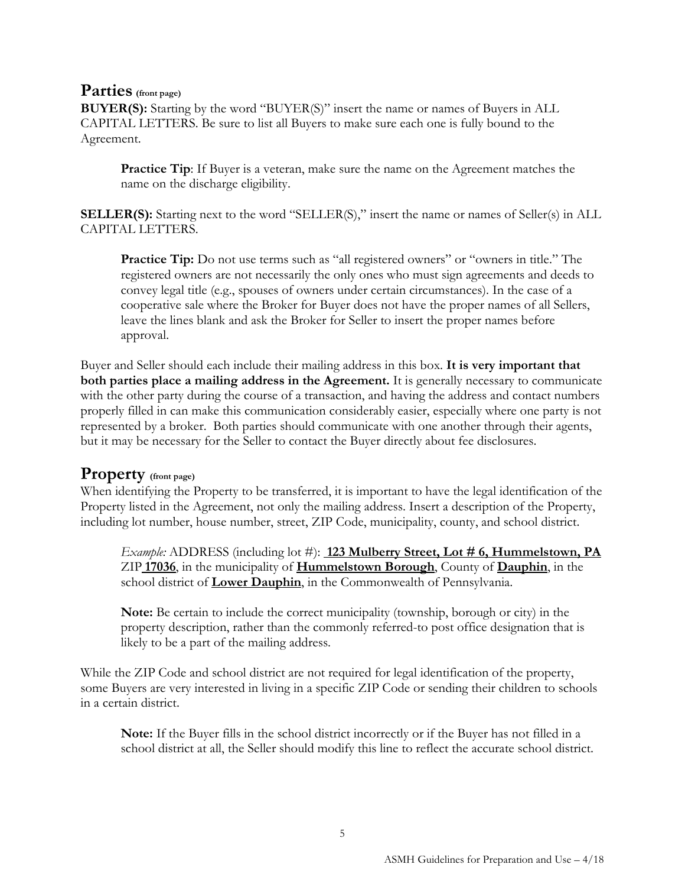## Parties (front page)

**BUYER(S):** Starting by the word "BUYER(S)" insert the name or names of Buyers in ALL CAPITAL LETTERS. Be sure to list all Buyers to make sure each one is fully bound to the Agreement.

> **Practice Tip**: If Buyer is a veteran, make sure the name on the Agreement matches the name on the discharge eligibility.

**SELLER(S):** Starting next to the word "SELLER(S)," insert the name or names of Seller(s) in ALL CAPITAL LETTERS.

> **Practice Tip:** Do not use terms such as "all registered owners" or "owners in title." The registered owners are not necessarily the only ones who must sign agreements and deeds to convey legal title (e.g., spouses of owners under certain circumstances). In the case of a cooperative sale where the Broker for Buyer does not have the proper names of all Sellers, leave the lines blank and ask the Broker for Seller to insert the proper names before approval.

Buyer and Seller should each include their mailing address in this box. **It is very important that both parties place a mailing address in the Agreement.** It is generally necessary to communicate with the other party during the course of a transaction, and having the address and contact numbers properly filled in can make this communication considerably easier, especially where one party is not represented by a broker. Both parties should communicate with one another through their agents, but it may be necessary for the Seller to contact the Buyer directly about fee disclosures.

## Property (front page)

When identifying the Property to be transferred, it is important to have the legal identification of the Property listed in the Agreement, not only the mailing address. Insert a description of the Property, including lot number, house number, street, ZIP Code, municipality, county, and school district.

> *Example:* ADDRESS (including lot #): **123 Mulberry Street, Lot # 6, Hummelstown, PA** ZIP **17036**, in the municipality of **Hummelstown Borough**, County of **Dauphin**, in the school district of **Lower Dauphin**, in the Commonwealth of Pennsylvania.

> **Note:** Be certain to include the correct municipality (township, borough or city) in the property description, rather than the commonly referred-to post office designation that is likely to be a part of the mailing address.

While the ZIP Code and school district are not required for legal identification of the property, some Buyers are very interested in living in a specific ZIP Code or sending their children to schools in a certain district.

> **Note:** If the Buyer fills in the school district incorrectly or if the Buyer has not filled in a school district at all, the Seller should modify this line to reflect the accurate school district.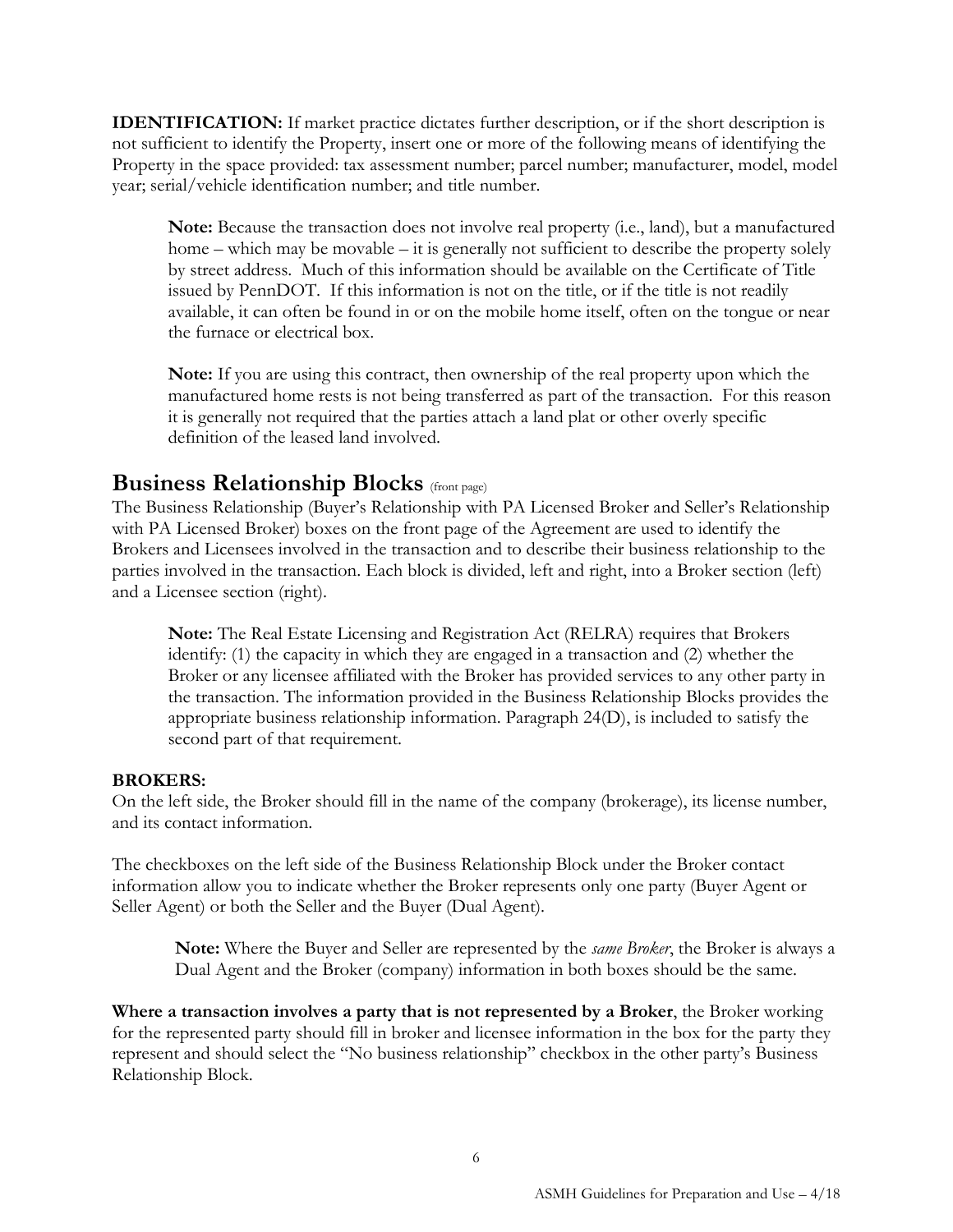**IDENTIFICATION:** If market practice dictates further description, or if the short description is not sufficient to identify the Property, insert one or more of the following means of identifying the Property in the space provided: tax assessment number; parcel number; manufacturer, model, model year; serial/vehicle identification number; and title number.

> **Note:** Because the transaction does not involve real property (i.e., land), but a manufactured home – which may be movable – it is generally not sufficient to describe the property solely by street address. Much of this information should be available on the Certificate of Title issued by PennDOT. If this information is not on the title, or if the title is not readily available, it can often be found in or on the mobile home itself, often on the tongue or near the furnace or electrical box.
>
> **Note:** If you are using this contract, then ownership of the real property upon which the manufactured home rests is not being transferred as part of the transaction. For this reason it is generally not required that the parties attach a land plat or other overly specific definition of the leased land involved.

## Business Relationship Blocks (front page)

The Business Relationship (Buyer's Relationship with PA Licensed Broker and Seller's Relationship with PA Licensed Broker) boxes on the front page of the Agreement are used to identify the Brokers and Licensees involved in the transaction and to describe their business relationship to the parties involved in the transaction. Each block is divided, left and right, into a Broker section (left) and a Licensee section (right).

> **Note:** The Real Estate Licensing and Registration Act (RELRA) requires that Brokers identify: (1) the capacity in which they are engaged in a transaction and (2) whether the Broker or any licensee affiliated with the Broker has provided services to any other party in the transaction. The information provided in the Business Relationship Blocks provides the appropriate business relationship information. Paragraph 24(D), is included to satisfy the second part of that requirement.

### BROKERS:

On the left side, the Broker should fill in the name of the company (brokerage), its license number, and its contact information.

The checkboxes on the left side of the Business Relationship Block under the Broker contact information allow you to indicate whether the Broker represents only one party (Buyer Agent or Seller Agent) or both the Seller and the Buyer (Dual Agent).

> **Note:** Where the Buyer and Seller are represented by the *same Broker*, the Broker is always a Dual Agent and the Broker (company) information in both boxes should be the same.

**Where a transaction involves a party that is not represented by a Broker**, the Broker working for the represented party should fill in broker and licensee information in the box for the party they represent and should select the "No business relationship" checkbox in the other party's Business Relationship Block.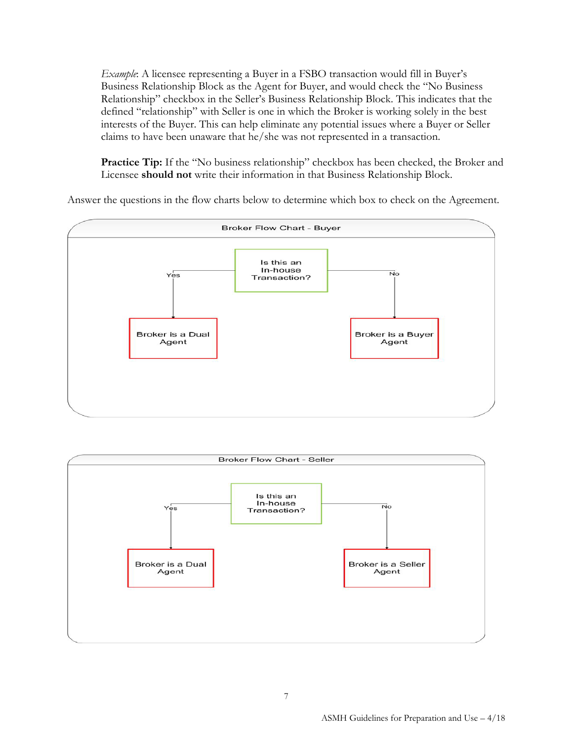*Example*: A licensee representing a Buyer in a FSBO transaction would fill in Buyer's Business Relationship Block as the Agent for Buyer, and would check the "No Business Relationship" checkbox in the Seller's Business Relationship Block. This indicates that the defined "relationship" with Seller is one in which the Broker is working solely in the best interests of the Buyer. This can help eliminate any potential issues where a Buyer or Seller claims to have been unaware that he/she was not represented in a transaction.

**Practice Tip:** If the "No business relationship" checkbox has been checked, the Broker and Licensee **should not** write their information in that Business Relationship Block.

Answer the questions in the flow charts below to determine which box to check on the Agreement.

**Broker Flow Chart - Buyer**

Is this an In-house Transaction?

- Yes → Broker is a Dual Agent
- No → Broker is a Buyer Agent

**Broker Flow Chart - Seller**

Is this an In-house Transaction?

- Yes → Broker is a Dual Agent
- No → Broker is a Seller Agent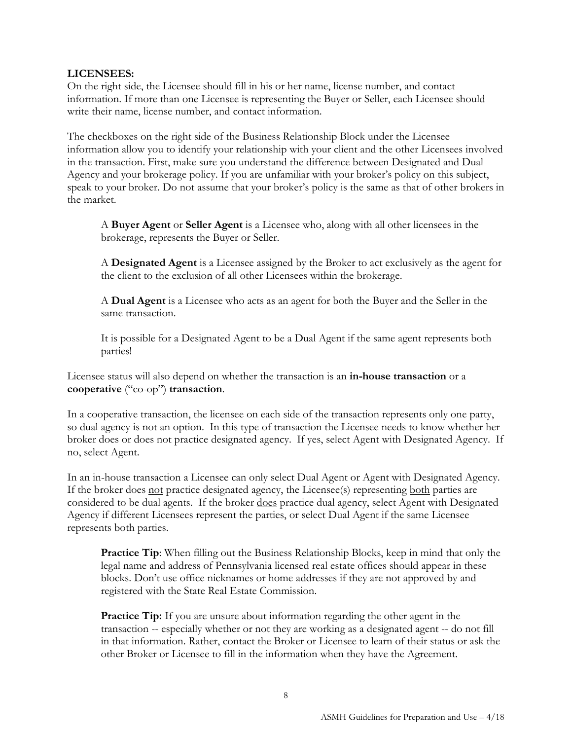**LICENSEES:**

On the right side, the Licensee should fill in his or her name, license number, and contact information. If more than one Licensee is representing the Buyer or Seller, each Licensee should write their name, license number, and contact information.

The checkboxes on the right side of the Business Relationship Block under the Licensee information allow you to identify your relationship with your client and the other Licensees involved in the transaction. First, make sure you understand the difference between Designated and Dual Agency and your brokerage policy. If you are unfamiliar with your broker's policy on this subject, speak to your broker. Do not assume that your broker's policy is the same as that of other brokers in the market.

> A **Buyer Agent** or **Seller Agent** is a Licensee who, along with all other licensees in the brokerage, represents the Buyer or Seller.
>
> A **Designated Agent** is a Licensee assigned by the Broker to act exclusively as the agent for the client to the exclusion of all other Licensees within the brokerage.
>
> A **Dual Agent** is a Licensee who acts as an agent for both the Buyer and the Seller in the same transaction.
>
> It is possible for a Designated Agent to be a Dual Agent if the same agent represents both parties!

Licensee status will also depend on whether the transaction is an **in-house transaction** or a **cooperative** ("co-op") **transaction**.

In a cooperative transaction, the licensee on each side of the transaction represents only one party, so dual agency is not an option. In this type of transaction the Licensee needs to know whether her broker does or does not practice designated agency. If yes, select Agent with Designated Agency. If no, select Agent.

In an in-house transaction a Licensee can only select Dual Agent or Agent with Designated Agency. If the broker does <u>not</u> practice designated agency, the Licensee(s) representing <u>both</u> parties are considered to be dual agents. If the broker <u>does</u> practice dual agency, select Agent with Designated Agency if different Licensees represent the parties, or select Dual Agent if the same Licensee represents both parties.

> **Practice Tip**: When filling out the Business Relationship Blocks, keep in mind that only the legal name and address of Pennsylvania licensed real estate offices should appear in these blocks. Don't use office nicknames or home addresses if they are not approved by and registered with the State Real Estate Commission.
>
> **Practice Tip:** If you are unsure about information regarding the other agent in the transaction -- especially whether or not they are working as a designated agent -- do not fill in that information. Rather, contact the Broker or Licensee to learn of their status or ask the other Broker or Licensee to fill in the information when they have the Agreement.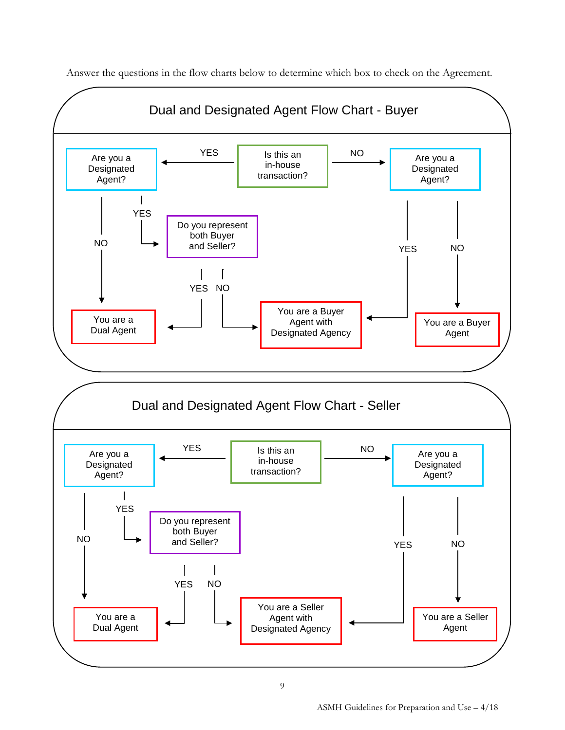Answer the questions in the flow charts below to determine which box to check on the Agreement.

## Dual and Designated Agent Flow Chart - Buyer

Is this an in-house transaction?

- YES → Are you a Designated Agent?
  - YES → Do you represent both Buyer and Seller?
    - YES → You are a Dual Agent
    - NO → You are a Buyer Agent with Designated Agency
  - NO → You are a Dual Agent
- NO → Are you a Designated Agent?
  - YES → You are a Buyer Agent with Designated Agency
  - NO → You are a Buyer Agent

## Dual and Designated Agent Flow Chart - Seller

Is this an in-house transaction?

- YES → Are you a Designated Agent?
  - YES → Do you represent both Buyer and Seller?
    - YES → You are a Dual Agent
    - NO → You are a Seller Agent with Designated Agency
  - NO → You are a Dual Agent
- NO → Are you a Designated Agent?
  - YES → You are a Seller Agent with Designated Agency
  - NO → You are a Seller Agent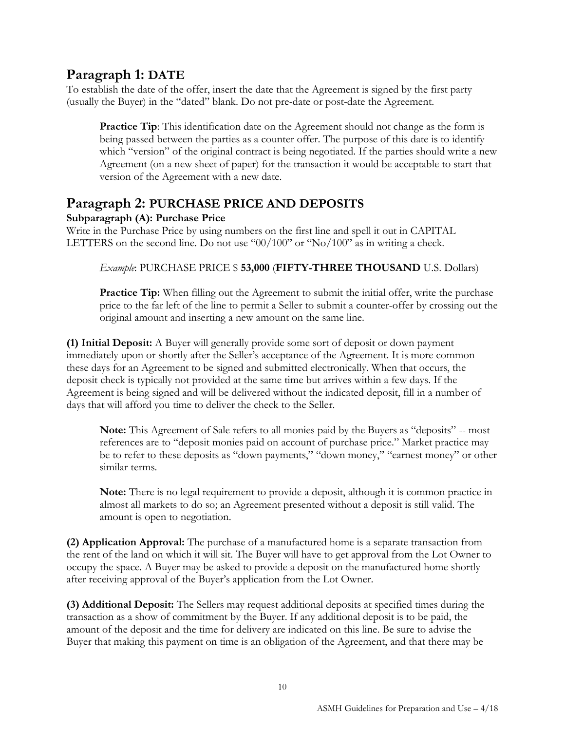## Paragraph 1: DATE

To establish the date of the offer, insert the date that the Agreement is signed by the first party (usually the Buyer) in the "dated" blank. Do not pre-date or post-date the Agreement.

> **Practice Tip**: This identification date on the Agreement should not change as the form is being passed between the parties as a counter offer. The purpose of this date is to identify which "version" of the original contract is being negotiated. If the parties should write a new Agreement (on a new sheet of paper) for the transaction it would be acceptable to start that version of the Agreement with a new date.

## Paragraph 2: PURCHASE PRICE AND DEPOSITS

### Subparagraph (A): Purchase Price

Write in the Purchase Price by using numbers on the first line and spell it out in CAPITAL LETTERS on the second line. Do not use "00/100" or "No/100" as in writing a check.

> *Example*: PURCHASE PRICE $ **53,000** (**FIFTY-THREE THOUSAND** U.S. Dollars)

> **Practice Tip:** When filling out the Agreement to submit the initial offer, write the purchase price to the far left of the line to permit a Seller to submit a counter-offer by crossing out the original amount and inserting a new amount on the same line.

**(1) Initial Deposit:** A Buyer will generally provide some sort of deposit or down payment immediately upon or shortly after the Seller's acceptance of the Agreement. It is more common these days for an Agreement to be signed and submitted electronically. When that occurs, the deposit check is typically not provided at the same time but arrives within a few days. If the Agreement is being signed and will be delivered without the indicated deposit, fill in a number of days that will afford you time to deliver the check to the Seller.

> **Note:** This Agreement of Sale refers to all monies paid by the Buyers as "deposits" -- most references are to "deposit monies paid on account of purchase price." Market practice may be to refer to these deposits as "down payments," "down money," "earnest money" or other similar terms.

> **Note:** There is no legal requirement to provide a deposit, although it is common practice in almost all markets to do so; an Agreement presented without a deposit is still valid. The amount is open to negotiation.

**(2) Application Approval:** The purchase of a manufactured home is a separate transaction from the rent of the land on which it will sit. The Buyer will have to get approval from the Lot Owner to occupy the space. A Buyer may be asked to provide a deposit on the manufactured home shortly after receiving approval of the Buyer's application from the Lot Owner.

**(3) Additional Deposit:** The Sellers may request additional deposits at specified times during the transaction as a show of commitment by the Buyer. If any additional deposit is to be paid, the amount of the deposit and the time for delivery are indicated on this line. Be sure to advise the Buyer that making this payment on time is an obligation of the Agreement, and that there may be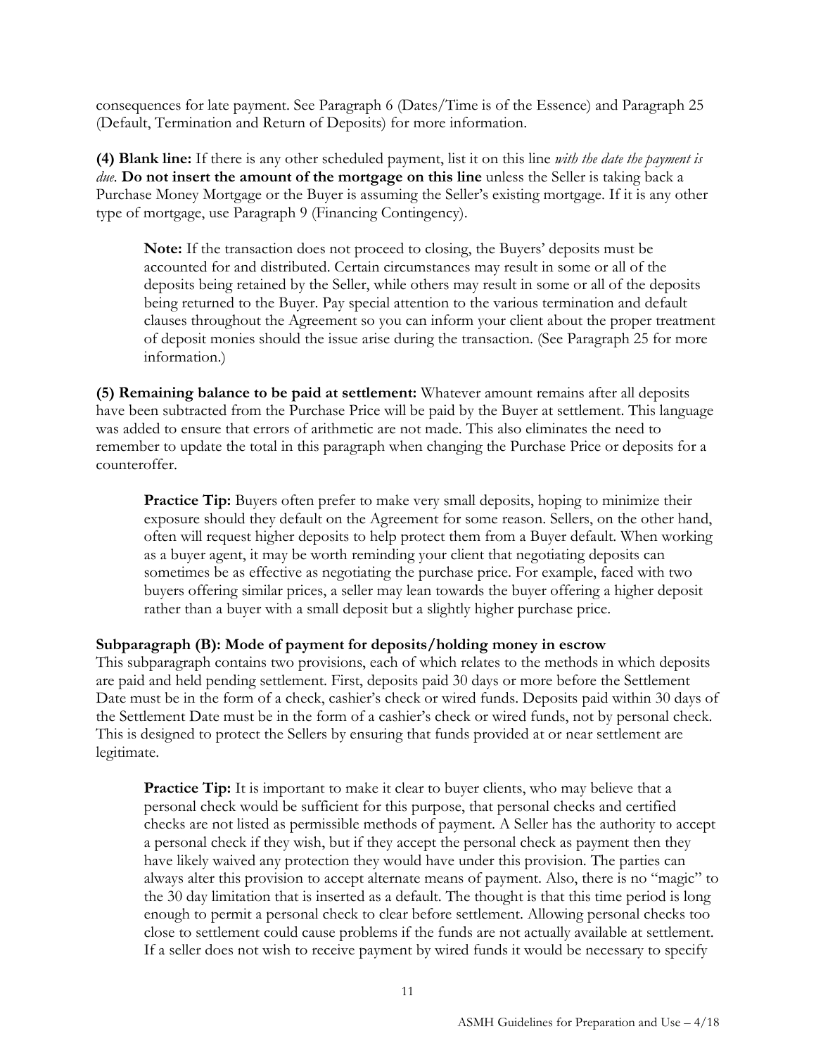consequences for late payment. See Paragraph 6 (Dates/Time is of the Essence) and Paragraph 25 (Default, Termination and Return of Deposits) for more information.

**(4) Blank line:** If there is any other scheduled payment, list it on this line *with the date the payment is due*. **Do not insert the amount of the mortgage on this line** unless the Seller is taking back a Purchase Money Mortgage or the Buyer is assuming the Seller's existing mortgage. If it is any other type of mortgage, use Paragraph 9 (Financing Contingency).

> **Note:** If the transaction does not proceed to closing, the Buyers' deposits must be accounted for and distributed. Certain circumstances may result in some or all of the deposits being retained by the Seller, while others may result in some or all of the deposits being returned to the Buyer. Pay special attention to the various termination and default clauses throughout the Agreement so you can inform your client about the proper treatment of deposit monies should the issue arise during the transaction. (See Paragraph 25 for more information.)

**(5) Remaining balance to be paid at settlement:** Whatever amount remains after all deposits have been subtracted from the Purchase Price will be paid by the Buyer at settlement. This language was added to ensure that errors of arithmetic are not made. This also eliminates the need to remember to update the total in this paragraph when changing the Purchase Price or deposits for a counteroffer.

> **Practice Tip:** Buyers often prefer to make very small deposits, hoping to minimize their exposure should they default on the Agreement for some reason. Sellers, on the other hand, often will request higher deposits to help protect them from a Buyer default. When working as a buyer agent, it may be worth reminding your client that negotiating deposits can sometimes be as effective as negotiating the purchase price. For example, faced with two buyers offering similar prices, a seller may lean towards the buyer offering a higher deposit rather than a buyer with a small deposit but a slightly higher purchase price.

**Subparagraph (B): Mode of payment for deposits/holding money in escrow**

This subparagraph contains two provisions, each of which relates to the methods in which deposits are paid and held pending settlement. First, deposits paid 30 days or more before the Settlement Date must be in the form of a check, cashier's check or wired funds. Deposits paid within 30 days of the Settlement Date must be in the form of a cashier's check or wired funds, not by personal check. This is designed to protect the Sellers by ensuring that funds provided at or near settlement are legitimate.

> **Practice Tip:** It is important to make it clear to buyer clients, who may believe that a personal check would be sufficient for this purpose, that personal checks and certified checks are not listed as permissible methods of payment. A Seller has the authority to accept a personal check if they wish, but if they accept the personal check as payment then they have likely waived any protection they would have under this provision. The parties can always alter this provision to accept alternate means of payment. Also, there is no "magic" to the 30 day limitation that is inserted as a default. The thought is that this time period is long enough to permit a personal check to clear before settlement. Allowing personal checks too close to settlement could cause problems if the funds are not actually available at settlement. If a seller does not wish to receive payment by wired funds it would be necessary to specify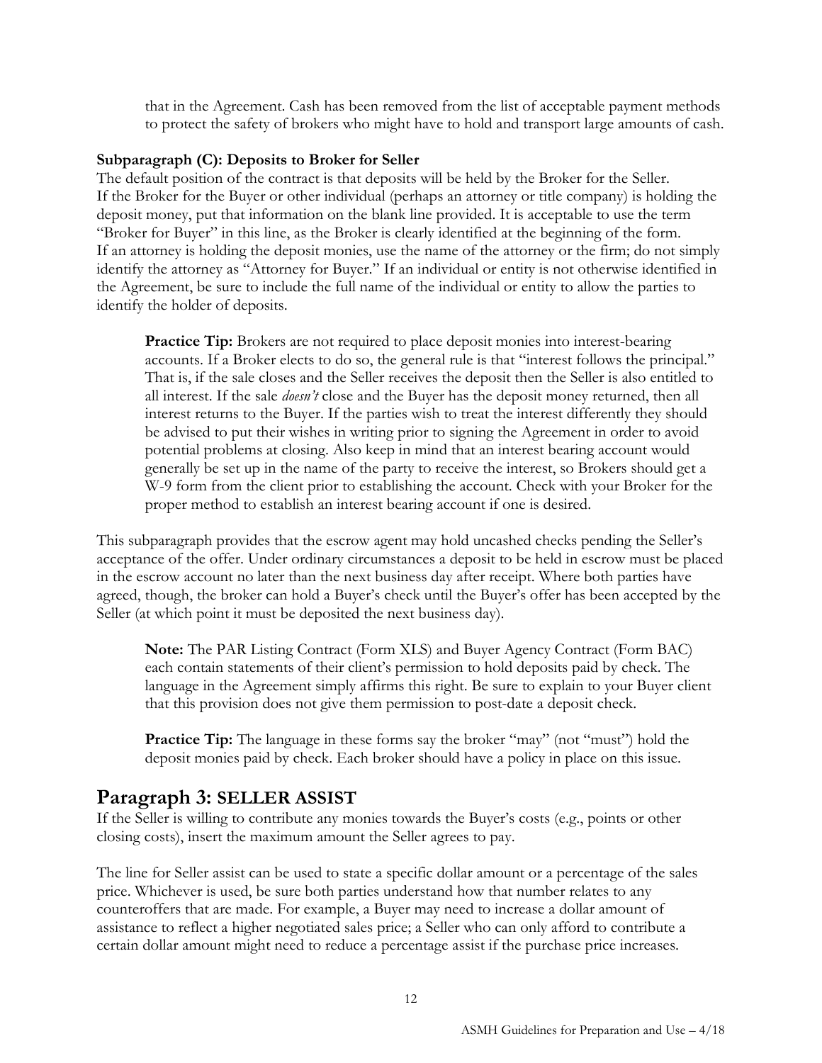that in the Agreement. Cash has been removed from the list of acceptable payment methods to protect the safety of brokers who might have to hold and transport large amounts of cash.

**Subparagraph (C): Deposits to Broker for Seller**

The default position of the contract is that deposits will be held by the Broker for the Seller. If the Broker for the Buyer or other individual (perhaps an attorney or title company) is holding the deposit money, put that information on the blank line provided. It is acceptable to use the term "Broker for Buyer" in this line, as the Broker is clearly identified at the beginning of the form. If an attorney is holding the deposit monies, use the name of the attorney or the firm; do not simply identify the attorney as "Attorney for Buyer." If an individual or entity is not otherwise identified in the Agreement, be sure to include the full name of the individual or entity to allow the parties to identify the holder of deposits.

> **Practice Tip:** Brokers are not required to place deposit monies into interest-bearing accounts. If a Broker elects to do so, the general rule is that "interest follows the principal." That is, if the sale closes and the Seller receives the deposit then the Seller is also entitled to all interest. If the sale *doesn't* close and the Buyer has the deposit money returned, then all interest returns to the Buyer. If the parties wish to treat the interest differently they should be advised to put their wishes in writing prior to signing the Agreement in order to avoid potential problems at closing. Also keep in mind that an interest bearing account would generally be set up in the name of the party to receive the interest, so Brokers should get a W-9 form from the client prior to establishing the account. Check with your Broker for the proper method to establish an interest bearing account if one is desired.

This subparagraph provides that the escrow agent may hold uncashed checks pending the Seller's acceptance of the offer. Under ordinary circumstances a deposit to be held in escrow must be placed in the escrow account no later than the next business day after receipt. Where both parties have agreed, though, the broker can hold a Buyer's check until the Buyer's offer has been accepted by the Seller (at which point it must be deposited the next business day).

> **Note:** The PAR Listing Contract (Form XLS) and Buyer Agency Contract (Form BAC) each contain statements of their client's permission to hold deposits paid by check. The language in the Agreement simply affirms this right. Be sure to explain to your Buyer client that this provision does not give them permission to post-date a deposit check.

> **Practice Tip:** The language in these forms say the broker "may" (not "must") hold the deposit monies paid by check. Each broker should have a policy in place on this issue.

## Paragraph 3: SELLER ASSIST

If the Seller is willing to contribute any monies towards the Buyer's costs (e.g., points or other closing costs), insert the maximum amount the Seller agrees to pay.

The line for Seller assist can be used to state a specific dollar amount or a percentage of the sales price. Whichever is used, be sure both parties understand how that number relates to any counteroffers that are made. For example, a Buyer may need to increase a dollar amount of assistance to reflect a higher negotiated sales price; a Seller who can only afford to contribute a certain dollar amount might need to reduce a percentage assist if the purchase price increases.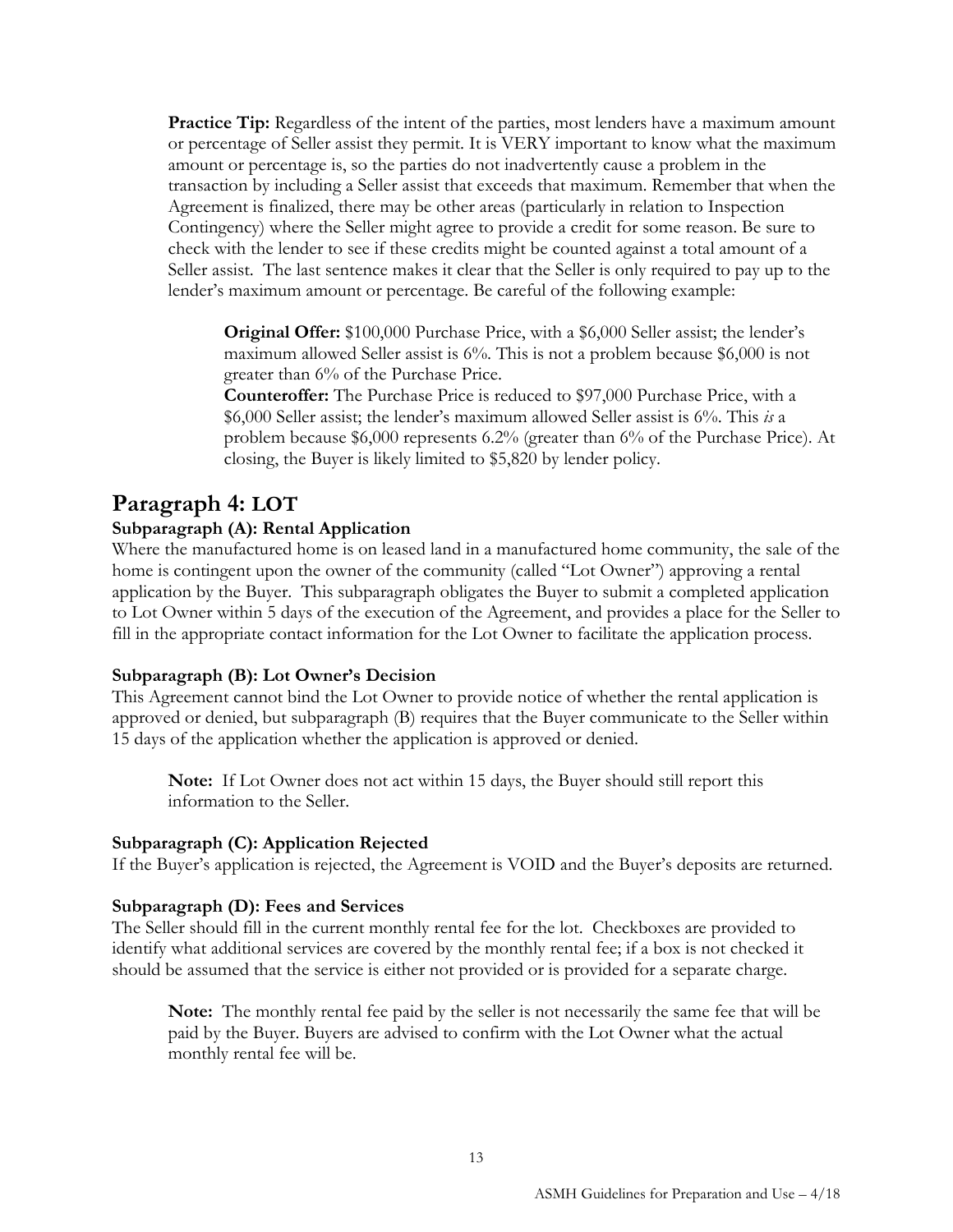**Practice Tip:** Regardless of the intent of the parties, most lenders have a maximum amount or percentage of Seller assist they permit. It is VERY important to know what the maximum amount or percentage is, so the parties do not inadvertently cause a problem in the transaction by including a Seller assist that exceeds that maximum. Remember that when the Agreement is finalized, there may be other areas (particularly in relation to Inspection Contingency) where the Seller might agree to provide a credit for some reason. Be sure to check with the lender to see if these credits might be counted against a total amount of a Seller assist. The last sentence makes it clear that the Seller is only required to pay up to the lender's maximum amount or percentage. Be careful of the following example:

> **Original Offer:** \$100,000 Purchase Price, with a \$6,000 Seller assist; the lender's maximum allowed Seller assist is 6%. This is not a problem because \$6,000 is not greater than 6% of the Purchase Price.
>
> **Counteroffer:** The Purchase Price is reduced to \$97,000 Purchase Price, with a \$6,000 Seller assist; the lender's maximum allowed Seller assist is 6%. This *is* a problem because \$6,000 represents 6.2% (greater than 6% of the Purchase Price). At closing, the Buyer is likely limited to \$5,820 by lender policy.

## Paragraph 4: LOT

### Subparagraph (A): Rental Application

Where the manufactured home is on leased land in a manufactured home community, the sale of the home is contingent upon the owner of the community (called "Lot Owner") approving a rental application by the Buyer. This subparagraph obligates the Buyer to submit a completed application to Lot Owner within 5 days of the execution of the Agreement, and provides a place for the Seller to fill in the appropriate contact information for the Lot Owner to facilitate the application process.

### Subparagraph (B): Lot Owner's Decision

This Agreement cannot bind the Lot Owner to provide notice of whether the rental application is approved or denied, but subparagraph (B) requires that the Buyer communicate to the Seller within 15 days of the application whether the application is approved or denied.

> **Note:** If Lot Owner does not act within 15 days, the Buyer should still report this information to the Seller.

### Subparagraph (C): Application Rejected

If the Buyer's application is rejected, the Agreement is VOID and the Buyer's deposits are returned.

### Subparagraph (D): Fees and Services

The Seller should fill in the current monthly rental fee for the lot. Checkboxes are provided to identify what additional services are covered by the monthly rental fee; if a box is not checked it should be assumed that the service is either not provided or is provided for a separate charge.

> **Note:** The monthly rental fee paid by the seller is not necessarily the same fee that will be paid by the Buyer. Buyers are advised to confirm with the Lot Owner what the actual monthly rental fee will be.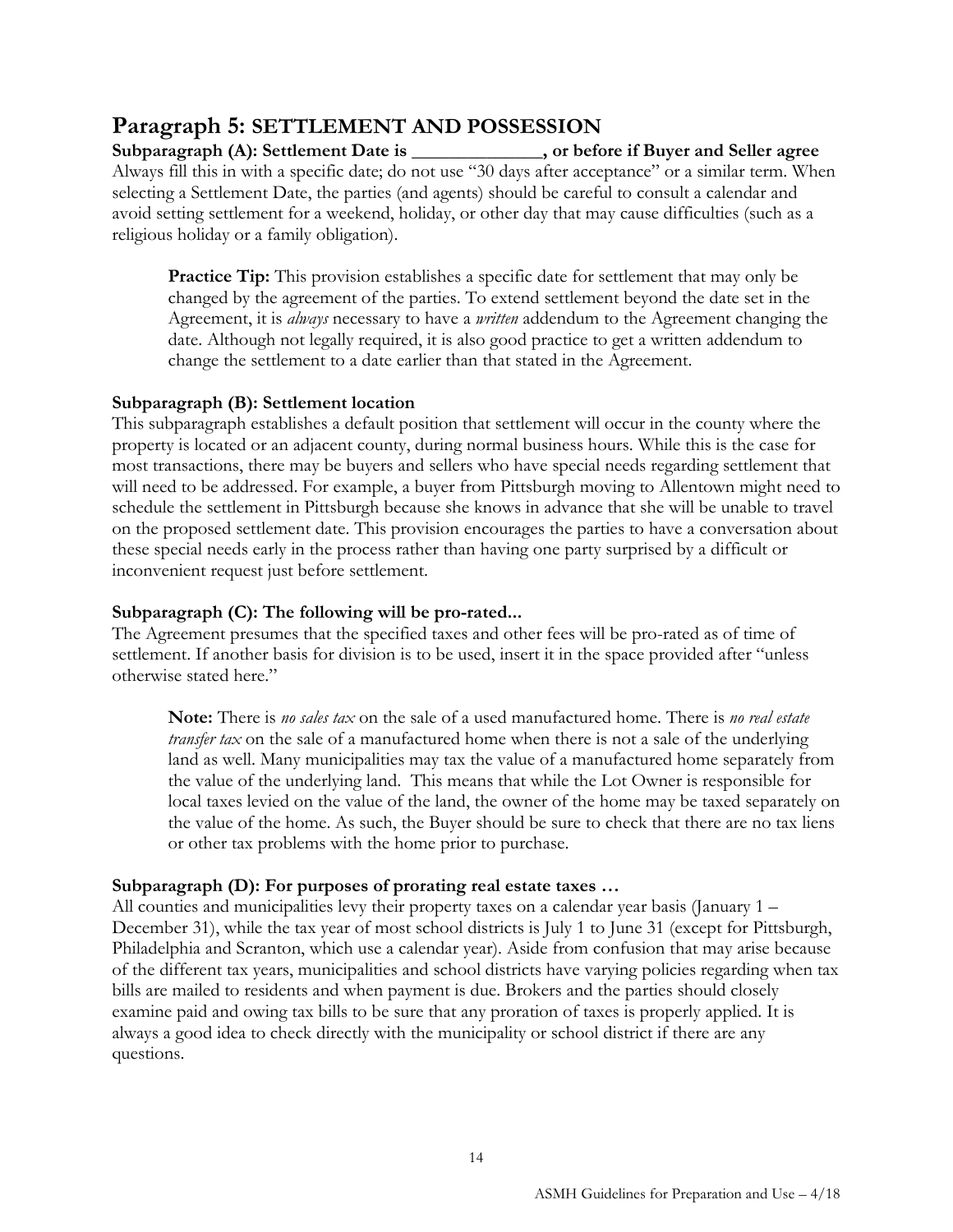## Paragraph 5: SETTLEMENT AND POSSESSION

**Subparagraph (A): Settlement Date is ______________, or before if Buyer and Seller agree**

Always fill this in with a specific date; do not use "30 days after acceptance" or a similar term. When selecting a Settlement Date, the parties (and agents) should be careful to consult a calendar and avoid setting settlement for a weekend, holiday, or other day that may cause difficulties (such as a religious holiday or a family obligation).

> **Practice Tip:** This provision establishes a specific date for settlement that may only be changed by the agreement of the parties. To extend settlement beyond the date set in the Agreement, it is *always* necessary to have a *written* addendum to the Agreement changing the date. Although not legally required, it is also good practice to get a written addendum to change the settlement to a date earlier than that stated in the Agreement.

**Subparagraph (B): Settlement location**

This subparagraph establishes a default position that settlement will occur in the county where the property is located or an adjacent county, during normal business hours. While this is the case for most transactions, there may be buyers and sellers who have special needs regarding settlement that will need to be addressed. For example, a buyer from Pittsburgh moving to Allentown might need to schedule the settlement in Pittsburgh because she knows in advance that she will be unable to travel on the proposed settlement date. This provision encourages the parties to have a conversation about these special needs early in the process rather than having one party surprised by a difficult or inconvenient request just before settlement.

**Subparagraph (C): The following will be pro-rated...**

The Agreement presumes that the specified taxes and other fees will be pro-rated as of time of settlement. If another basis for division is to be used, insert it in the space provided after "unless otherwise stated here."

> **Note:** There is *no sales tax* on the sale of a used manufactured home. There is *no real estate transfer tax* on the sale of a manufactured home when there is not a sale of the underlying land as well. Many municipalities may tax the value of a manufactured home separately from the value of the underlying land. This means that while the Lot Owner is responsible for local taxes levied on the value of the land, the owner of the home may be taxed separately on the value of the home. As such, the Buyer should be sure to check that there are no tax liens or other tax problems with the home prior to purchase.

**Subparagraph (D): For purposes of prorating real estate taxes …**

All counties and municipalities levy their property taxes on a calendar year basis (January 1 – December 31), while the tax year of most school districts is July 1 to June 31 (except for Pittsburgh, Philadelphia and Scranton, which use a calendar year). Aside from confusion that may arise because of the different tax years, municipalities and school districts have varying policies regarding when tax bills are mailed to residents and when payment is due. Brokers and the parties should closely examine paid and owing tax bills to be sure that any proration of taxes is properly applied. It is always a good idea to check directly with the municipality or school district if there are any questions.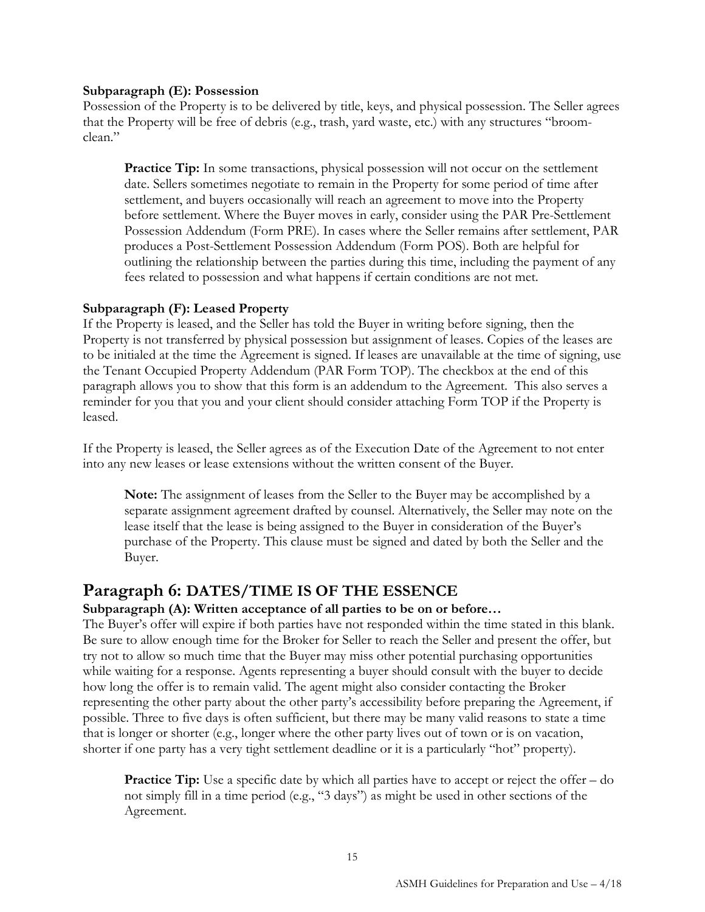### Subparagraph (E): Possession

Possession of the Property is to be delivered by title, keys, and physical possession. The Seller agrees that the Property will be free of debris (e.g., trash, yard waste, etc.) with any structures "broom-clean."

> **Practice Tip:** In some transactions, physical possession will not occur on the settlement date. Sellers sometimes negotiate to remain in the Property for some period of time after settlement, and buyers occasionally will reach an agreement to move into the Property before settlement. Where the Buyer moves in early, consider using the PAR Pre-Settlement Possession Addendum (Form PRE). In cases where the Seller remains after settlement, PAR produces a Post-Settlement Possession Addendum (Form POS). Both are helpful for outlining the relationship between the parties during this time, including the payment of any fees related to possession and what happens if certain conditions are not met.

### Subparagraph (F): Leased Property

If the Property is leased, and the Seller has told the Buyer in writing before signing, then the Property is not transferred by physical possession but assignment of leases. Copies of the leases are to be initialed at the time the Agreement is signed. If leases are unavailable at the time of signing, use the Tenant Occupied Property Addendum (PAR Form TOP). The checkbox at the end of this paragraph allows you to show that this form is an addendum to the Agreement. This also serves a reminder for you that you and your client should consider attaching Form TOP if the Property is leased.

If the Property is leased, the Seller agrees as of the Execution Date of the Agreement to not enter into any new leases or lease extensions without the written consent of the Buyer.

> **Note:** The assignment of leases from the Seller to the Buyer may be accomplished by a separate assignment agreement drafted by counsel. Alternatively, the Seller may note on the lease itself that the lease is being assigned to the Buyer in consideration of the Buyer's purchase of the Property. This clause must be signed and dated by both the Seller and the Buyer.

## Paragraph 6: DATES/TIME IS OF THE ESSENCE

### Subparagraph (A): Written acceptance of all parties to be on or before…

The Buyer's offer will expire if both parties have not responded within the time stated in this blank. Be sure to allow enough time for the Broker for Seller to reach the Seller and present the offer, but try not to allow so much time that the Buyer may miss other potential purchasing opportunities while waiting for a response. Agents representing a buyer should consult with the buyer to decide how long the offer is to remain valid. The agent might also consider contacting the Broker representing the other party about the other party's accessibility before preparing the Agreement, if possible. Three to five days is often sufficient, but there may be many valid reasons to state a time that is longer or shorter (e.g., longer where the other party lives out of town or is on vacation, shorter if one party has a very tight settlement deadline or it is a particularly "hot" property).

> **Practice Tip:** Use a specific date by which all parties have to accept or reject the offer – do not simply fill in a time period (e.g., "3 days") as might be used in other sections of the Agreement.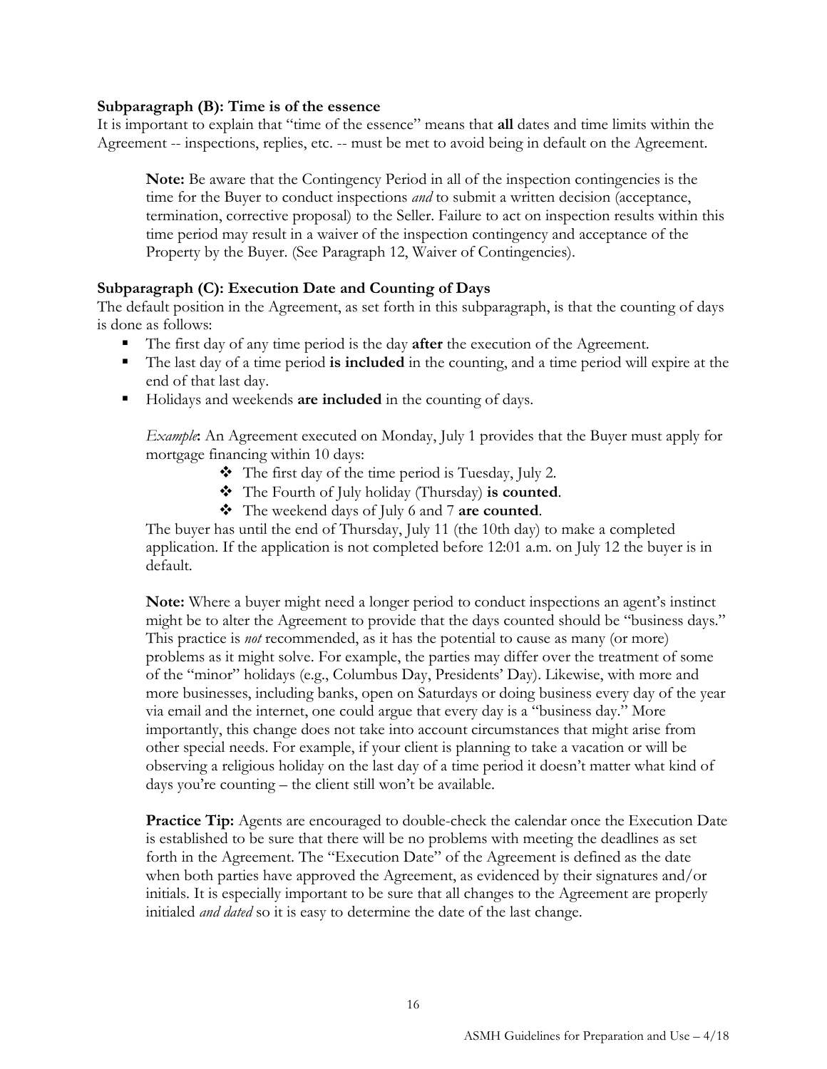### Subparagraph (B): Time is of the essence

It is important to explain that "time of the essence" means that **all** dates and time limits within the Agreement -- inspections, replies, etc. -- must be met to avoid being in default on the Agreement.

> **Note:** Be aware that the Contingency Period in all of the inspection contingencies is the time for the Buyer to conduct inspections *and* to submit a written decision (acceptance, termination, corrective proposal) to the Seller. Failure to act on inspection results within this time period may result in a waiver of the inspection contingency and acceptance of the Property by the Buyer. (See Paragraph 12, Waiver of Contingencies).

### Subparagraph (C): Execution Date and Counting of Days

The default position in the Agreement, as set forth in this subparagraph, is that the counting of days is done as follows:

- The first day of any time period is the day **after** the execution of the Agreement.
- The last day of a time period **is included** in the counting, and a time period will expire at the end of that last day.
- Holidays and weekends **are included** in the counting of days.

> *Example***:** An Agreement executed on Monday, July 1 provides that the Buyer must apply for mortgage financing within 10 days:
>
> - The first day of the time period is Tuesday, July 2.
> - The Fourth of July holiday (Thursday) **is counted**.
> - The weekend days of July 6 and 7 **are counted**.
>
> The buyer has until the end of Thursday, July 11 (the 10th day) to make a completed application. If the application is not completed before 12:01 a.m. on July 12 the buyer is in default.

> **Note:** Where a buyer might need a longer period to conduct inspections an agent's instinct might be to alter the Agreement to provide that the days counted should be "business days." This practice is *not* recommended, as it has the potential to cause as many (or more) problems as it might solve. For example, the parties may differ over the treatment of some of the "minor" holidays (e.g., Columbus Day, Presidents' Day). Likewise, with more and more businesses, including banks, open on Saturdays or doing business every day of the year via email and the internet, one could argue that every day is a "business day." More importantly, this change does not take into account circumstances that might arise from other special needs. For example, if your client is planning to take a vacation or will be observing a religious holiday on the last day of a time period it doesn't matter what kind of days you're counting – the client still won't be available.

> **Practice Tip:** Agents are encouraged to double-check the calendar once the Execution Date is established to be sure that there will be no problems with meeting the deadlines as set forth in the Agreement. The "Execution Date" of the Agreement is defined as the date when both parties have approved the Agreement, as evidenced by their signatures and/or initials. It is especially important to be sure that all changes to the Agreement are properly initialed *and dated* so it is easy to determine the date of the last change.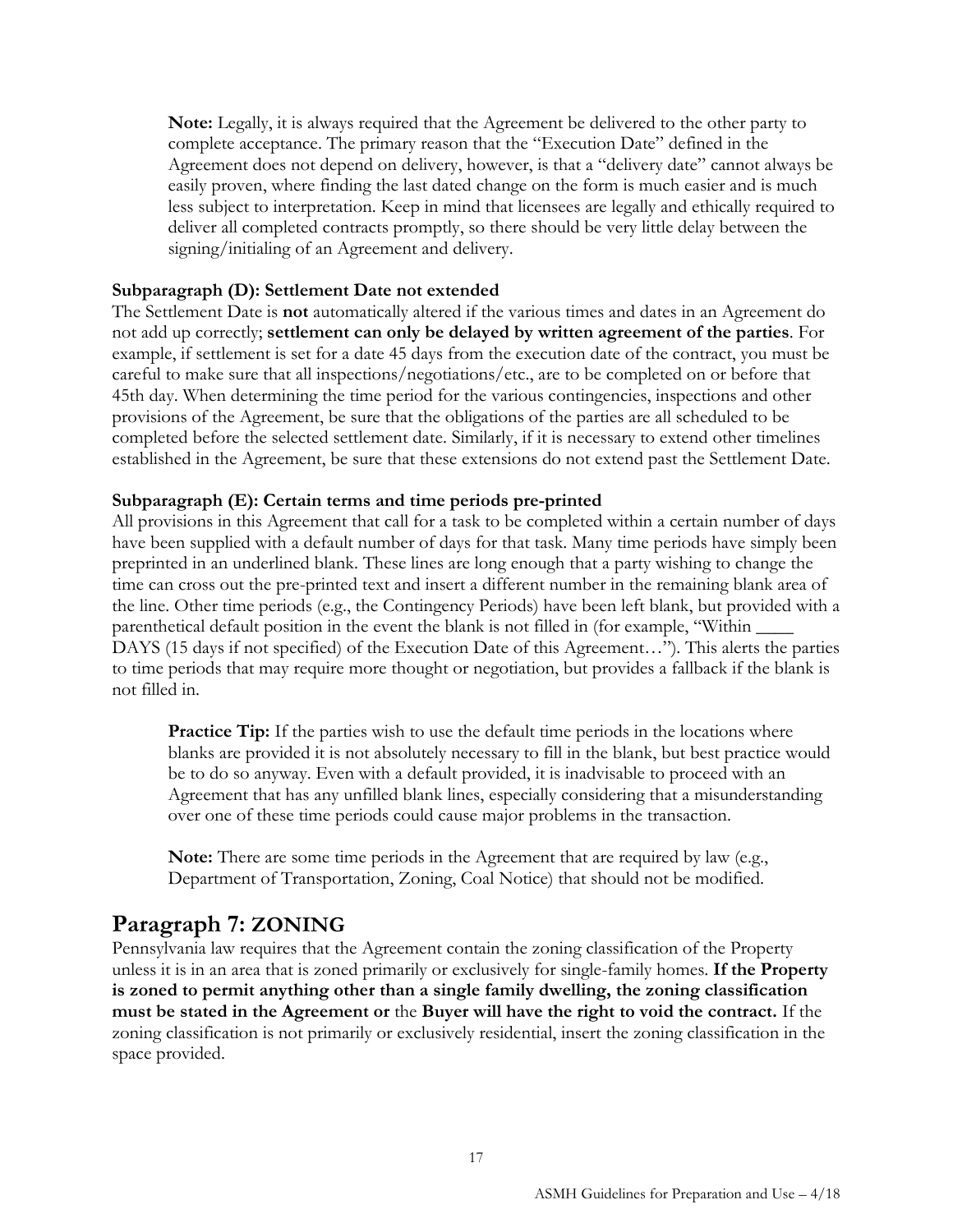**Note:** Legally, it is always required that the Agreement be delivered to the other party to complete acceptance. The primary reason that the "Execution Date" defined in the Agreement does not depend on delivery, however, is that a "delivery date" cannot always be easily proven, where finding the last dated change on the form is much easier and is much less subject to interpretation. Keep in mind that licensees are legally and ethically required to deliver all completed contracts promptly, so there should be very little delay between the signing/initialing of an Agreement and delivery.

### Subparagraph (D): Settlement Date not extended

The Settlement Date is **not** automatically altered if the various times and dates in an Agreement do not add up correctly; **settlement can only be delayed by written agreement of the parties**. For example, if settlement is set for a date 45 days from the execution date of the contract, you must be careful to make sure that all inspections/negotiations/etc., are to be completed on or before that 45th day. When determining the time period for the various contingencies, inspections and other provisions of the Agreement, be sure that the obligations of the parties are all scheduled to be completed before the selected settlement date. Similarly, if it is necessary to extend other timelines established in the Agreement, be sure that these extensions do not extend past the Settlement Date.

### Subparagraph (E): Certain terms and time periods pre-printed

All provisions in this Agreement that call for a task to be completed within a certain number of days have been supplied with a default number of days for that task. Many time periods have simply been preprinted in an underlined blank. These lines are long enough that a party wishing to change the time can cross out the pre-printed text and insert a different number in the remaining blank area of the line. Other time periods (e.g., the Contingency Periods) have been left blank, but provided with a parenthetical default position in the event the blank is not filled in (for example, "Within ____ DAYS (15 days if not specified) of the Execution Date of this Agreement…"). This alerts the parties to time periods that may require more thought or negotiation, but provides a fallback if the blank is not filled in.

**Practice Tip:** If the parties wish to use the default time periods in the locations where blanks are provided it is not absolutely necessary to fill in the blank, but best practice would be to do so anyway. Even with a default provided, it is inadvisable to proceed with an Agreement that has any unfilled blank lines, especially considering that a misunderstanding over one of these time periods could cause major problems in the transaction.

**Note:** There are some time periods in the Agreement that are required by law (e.g., Department of Transportation, Zoning, Coal Notice) that should not be modified.

## Paragraph 7: ZONING

Pennsylvania law requires that the Agreement contain the zoning classification of the Property unless it is in an area that is zoned primarily or exclusively for single-family homes. **If the Property is zoned to permit anything other than a single family dwelling, the zoning classification must be stated in the Agreement or** the **Buyer will have the right to void the contract.** If the zoning classification is not primarily or exclusively residential, insert the zoning classification in the space provided.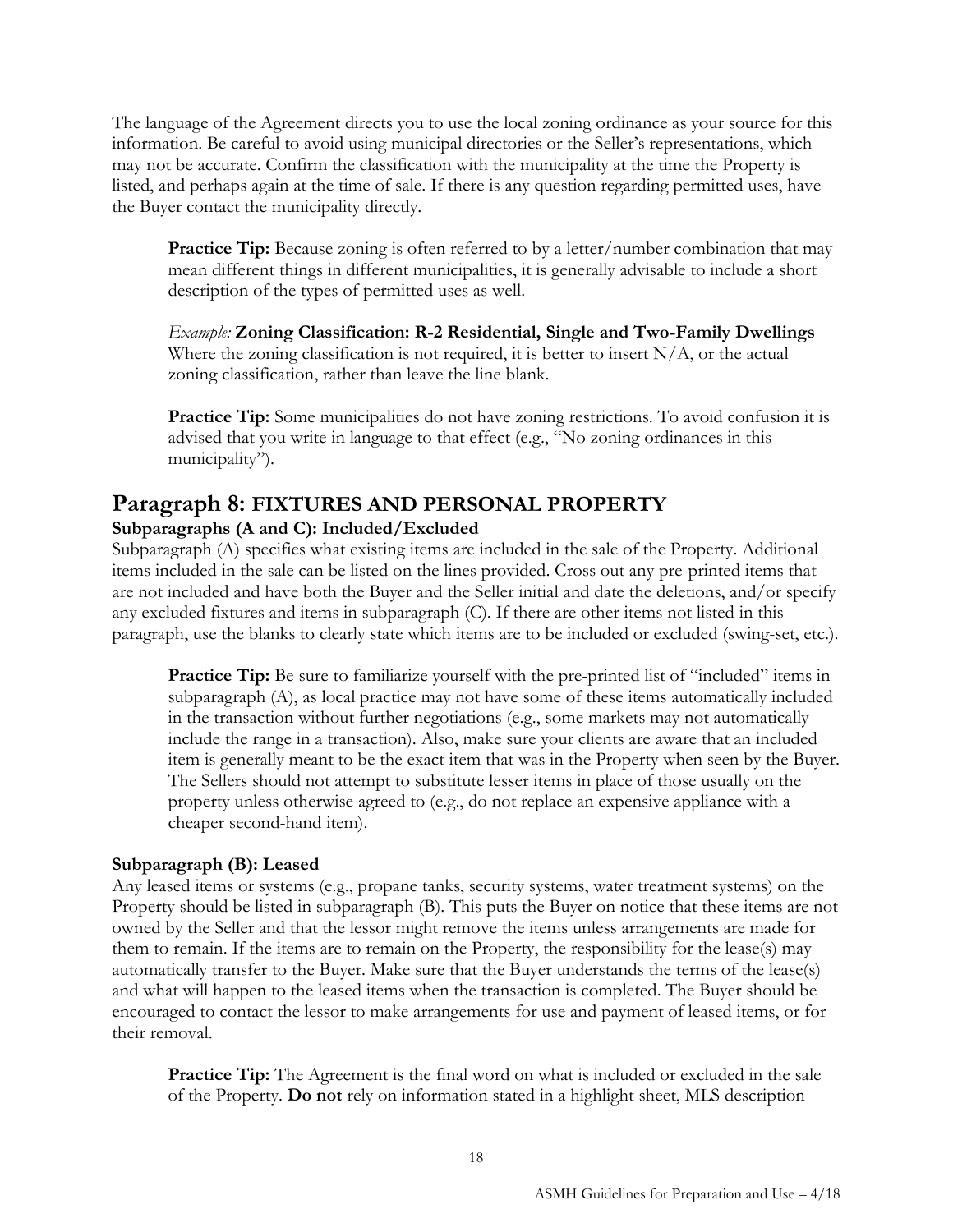The language of the Agreement directs you to use the local zoning ordinance as your source for this information. Be careful to avoid using municipal directories or the Seller's representations, which may not be accurate. Confirm the classification with the municipality at the time the Property is listed, and perhaps again at the time of sale. If there is any question regarding permitted uses, have the Buyer contact the municipality directly.

> **Practice Tip:** Because zoning is often referred to by a letter/number combination that may mean different things in different municipalities, it is generally advisable to include a short description of the types of permitted uses as well.
>
> *Example:* **Zoning Classification: R-2 Residential, Single and Two-Family Dwellings**
> Where the zoning classification is not required, it is better to insert N/A, or the actual zoning classification, rather than leave the line blank.
>
> **Practice Tip:** Some municipalities do not have zoning restrictions. To avoid confusion it is advised that you write in language to that effect (e.g., "No zoning ordinances in this municipality").

## Paragraph 8: FIXTURES AND PERSONAL PROPERTY

### Subparagraphs (A and C): Included/Excluded

Subparagraph (A) specifies what existing items are included in the sale of the Property. Additional items included in the sale can be listed on the lines provided. Cross out any pre-printed items that are not included and have both the Buyer and the Seller initial and date the deletions, and/or specify any excluded fixtures and items in subparagraph (C). If there are other items not listed in this paragraph, use the blanks to clearly state which items are to be included or excluded (swing-set, etc.).

> **Practice Tip:** Be sure to familiarize yourself with the pre-printed list of "included" items in subparagraph (A), as local practice may not have some of these items automatically included in the transaction without further negotiations (e.g., some markets may not automatically include the range in a transaction). Also, make sure your clients are aware that an included item is generally meant to be the exact item that was in the Property when seen by the Buyer. The Sellers should not attempt to substitute lesser items in place of those usually on the property unless otherwise agreed to (e.g., do not replace an expensive appliance with a cheaper second-hand item).

### Subparagraph (B): Leased

Any leased items or systems (e.g., propane tanks, security systems, water treatment systems) on the Property should be listed in subparagraph (B). This puts the Buyer on notice that these items are not owned by the Seller and that the lessor might remove the items unless arrangements are made for them to remain. If the items are to remain on the Property, the responsibility for the lease(s) may automatically transfer to the Buyer. Make sure that the Buyer understands the terms of the lease(s) and what will happen to the leased items when the transaction is completed. The Buyer should be encouraged to contact the lessor to make arrangements for use and payment of leased items, or for their removal.

> **Practice Tip:** The Agreement is the final word on what is included or excluded in the sale of the Property. **Do not** rely on information stated in a highlight sheet, MLS description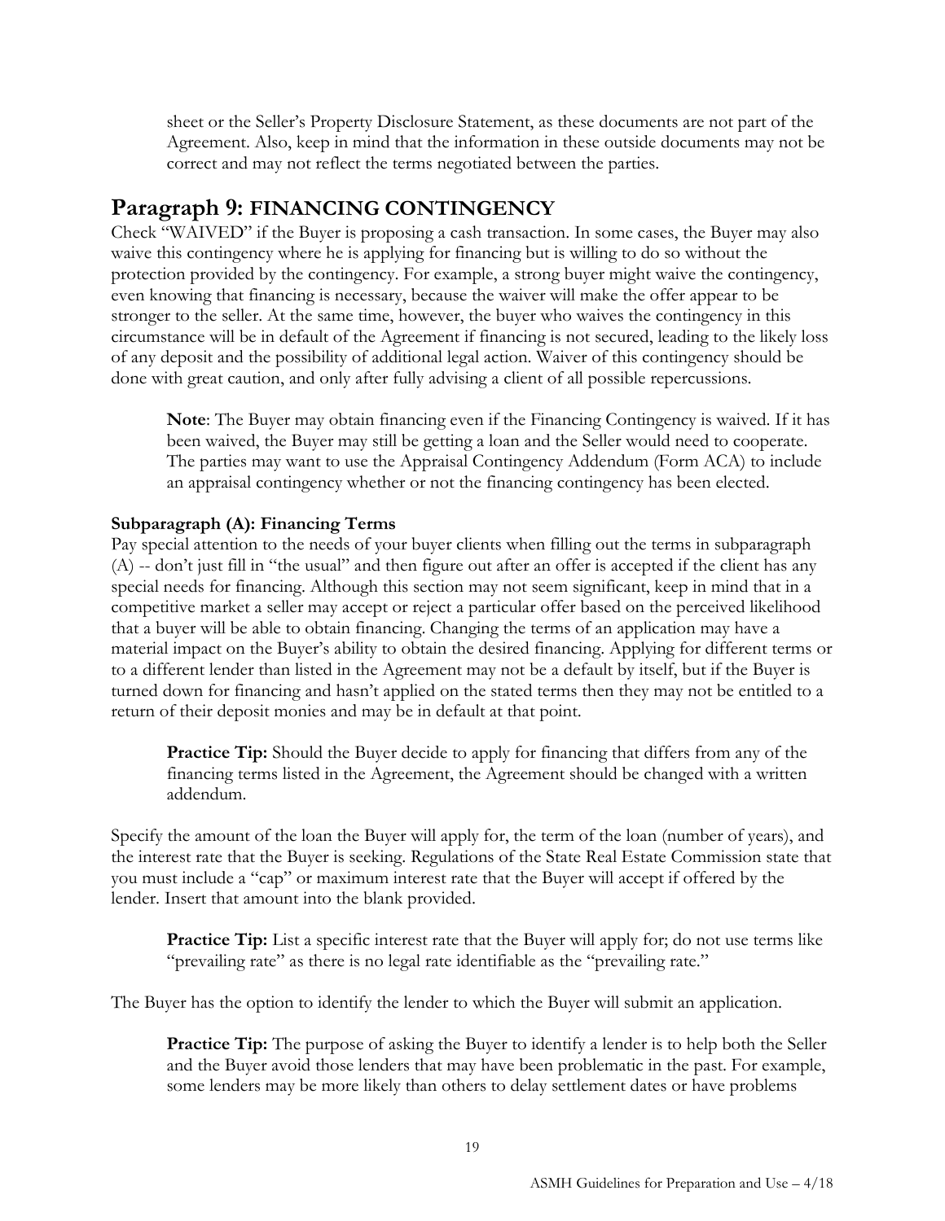sheet or the Seller's Property Disclosure Statement, as these documents are not part of the Agreement. Also, keep in mind that the information in these outside documents may not be correct and may not reflect the terms negotiated between the parties.

## Paragraph 9: FINANCING CONTINGENCY

Check "WAIVED" if the Buyer is proposing a cash transaction. In some cases, the Buyer may also waive this contingency where he is applying for financing but is willing to do so without the protection provided by the contingency. For example, a strong buyer might waive the contingency, even knowing that financing is necessary, because the waiver will make the offer appear to be stronger to the seller. At the same time, however, the buyer who waives the contingency in this circumstance will be in default of the Agreement if financing is not secured, leading to the likely loss of any deposit and the possibility of additional legal action. Waiver of this contingency should be done with great caution, and only after fully advising a client of all possible repercussions.

> **Note**: The Buyer may obtain financing even if the Financing Contingency is waived. If it has been waived, the Buyer may still be getting a loan and the Seller would need to cooperate. The parties may want to use the Appraisal Contingency Addendum (Form ACA) to include an appraisal contingency whether or not the financing contingency has been elected.

### Subparagraph (A): Financing Terms

Pay special attention to the needs of your buyer clients when filling out the terms in subparagraph (A) -- don't just fill in "the usual" and then figure out after an offer is accepted if the client has any special needs for financing. Although this section may not seem significant, keep in mind that in a competitive market a seller may accept or reject a particular offer based on the perceived likelihood that a buyer will be able to obtain financing. Changing the terms of an application may have a material impact on the Buyer's ability to obtain the desired financing. Applying for different terms or to a different lender than listed in the Agreement may not be a default by itself, but if the Buyer is turned down for financing and hasn't applied on the stated terms then they may not be entitled to a return of their deposit monies and may be in default at that point.

> **Practice Tip:** Should the Buyer decide to apply for financing that differs from any of the financing terms listed in the Agreement, the Agreement should be changed with a written addendum.

Specify the amount of the loan the Buyer will apply for, the term of the loan (number of years), and the interest rate that the Buyer is seeking. Regulations of the State Real Estate Commission state that you must include a "cap" or maximum interest rate that the Buyer will accept if offered by the lender. Insert that amount into the blank provided.

> **Practice Tip:** List a specific interest rate that the Buyer will apply for; do not use terms like "prevailing rate" as there is no legal rate identifiable as the "prevailing rate."

The Buyer has the option to identify the lender to which the Buyer will submit an application.

> **Practice Tip:** The purpose of asking the Buyer to identify a lender is to help both the Seller and the Buyer avoid those lenders that may have been problematic in the past. For example, some lenders may be more likely than others to delay settlement dates or have problems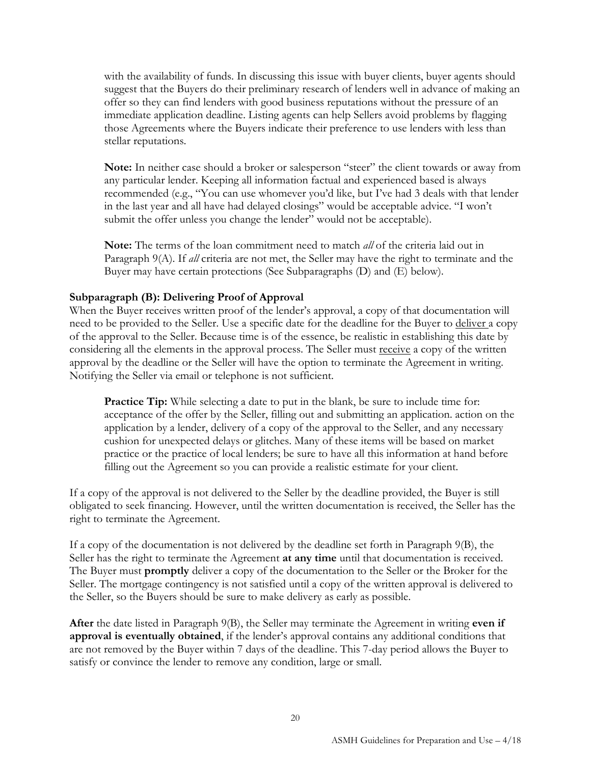with the availability of funds. In discussing this issue with buyer clients, buyer agents should suggest that the Buyers do their preliminary research of lenders well in advance of making an offer so they can find lenders with good business reputations without the pressure of an immediate application deadline. Listing agents can help Sellers avoid problems by flagging those Agreements where the Buyers indicate their preference to use lenders with less than stellar reputations.

**Note:** In neither case should a broker or salesperson "steer" the client towards or away from any particular lender. Keeping all information factual and experienced based is always recommended (e.g., "You can use whomever you'd like, but I've had 3 deals with that lender in the last year and all have had delayed closings" would be acceptable advice. "I won't submit the offer unless you change the lender" would not be acceptable).

**Note:** The terms of the loan commitment need to match *all* of the criteria laid out in Paragraph 9(A). If *all* criteria are not met, the Seller may have the right to terminate and the Buyer may have certain protections (See Subparagraphs (D) and (E) below).

**Subparagraph (B): Delivering Proof of Approval**

When the Buyer receives written proof of the lender's approval, a copy of that documentation will need to be provided to the Seller. Use a specific date for the deadline for the Buyer to deliver a copy of the approval to the Seller. Because time is of the essence, be realistic in establishing this date by considering all the elements in the approval process. The Seller must receive a copy of the written approval by the deadline or the Seller will have the option to terminate the Agreement in writing. Notifying the Seller via email or telephone is not sufficient.

**Practice Tip:** While selecting a date to put in the blank, be sure to include time for: acceptance of the offer by the Seller, filling out and submitting an application. action on the application by a lender, delivery of a copy of the approval to the Seller, and any necessary cushion for unexpected delays or glitches. Many of these items will be based on market practice or the practice of local lenders; be sure to have all this information at hand before filling out the Agreement so you can provide a realistic estimate for your client.

If a copy of the approval is not delivered to the Seller by the deadline provided, the Buyer is still obligated to seek financing. However, until the written documentation is received, the Seller has the right to terminate the Agreement.

If a copy of the documentation is not delivered by the deadline set forth in Paragraph 9(B), the Seller has the right to terminate the Agreement **at any time** until that documentation is received. The Buyer must **promptly** deliver a copy of the documentation to the Seller or the Broker for the Seller. The mortgage contingency is not satisfied until a copy of the written approval is delivered to the Seller, so the Buyers should be sure to make delivery as early as possible.

**After** the date listed in Paragraph 9(B), the Seller may terminate the Agreement in writing **even if approval is eventually obtained**, if the lender's approval contains any additional conditions that are not removed by the Buyer within 7 days of the deadline. This 7-day period allows the Buyer to satisfy or convince the lender to remove any condition, large or small.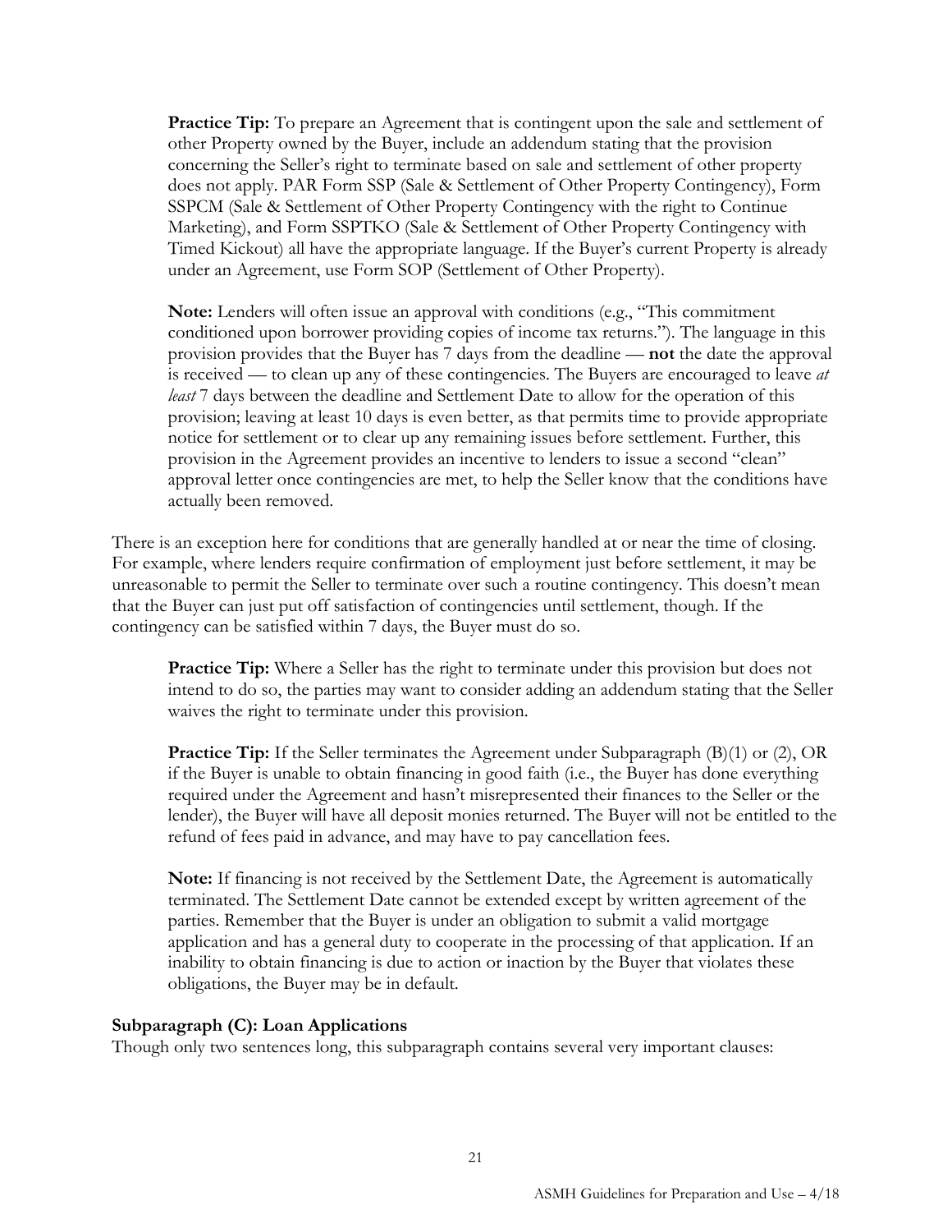**Practice Tip:** To prepare an Agreement that is contingent upon the sale and settlement of other Property owned by the Buyer, include an addendum stating that the provision concerning the Seller's right to terminate based on sale and settlement of other property does not apply. PAR Form SSP (Sale & Settlement of Other Property Contingency), Form SSPCM (Sale & Settlement of Other Property Contingency with the right to Continue Marketing), and Form SSPTKO (Sale & Settlement of Other Property Contingency with Timed Kickout) all have the appropriate language. If the Buyer's current Property is already under an Agreement, use Form SOP (Settlement of Other Property).

**Note:** Lenders will often issue an approval with conditions (e.g., "This commitment conditioned upon borrower providing copies of income tax returns."). The language in this provision provides that the Buyer has 7 days from the deadline — **not** the date the approval is received — to clean up any of these contingencies. The Buyers are encouraged to leave *at least* 7 days between the deadline and Settlement Date to allow for the operation of this provision; leaving at least 10 days is even better, as that permits time to provide appropriate notice for settlement or to clear up any remaining issues before settlement. Further, this provision in the Agreement provides an incentive to lenders to issue a second "clean" approval letter once contingencies are met, to help the Seller know that the conditions have actually been removed.

There is an exception here for conditions that are generally handled at or near the time of closing. For example, where lenders require confirmation of employment just before settlement, it may be unreasonable to permit the Seller to terminate over such a routine contingency. This doesn't mean that the Buyer can just put off satisfaction of contingencies until settlement, though. If the contingency can be satisfied within 7 days, the Buyer must do so.

**Practice Tip:** Where a Seller has the right to terminate under this provision but does not intend to do so, the parties may want to consider adding an addendum stating that the Seller waives the right to terminate under this provision.

**Practice Tip:** If the Seller terminates the Agreement under Subparagraph (B)(1) or (2), OR if the Buyer is unable to obtain financing in good faith (i.e., the Buyer has done everything required under the Agreement and hasn't misrepresented their finances to the Seller or the lender), the Buyer will have all deposit monies returned. The Buyer will not be entitled to the refund of fees paid in advance, and may have to pay cancellation fees.

**Note:** If financing is not received by the Settlement Date, the Agreement is automatically terminated. The Settlement Date cannot be extended except by written agreement of the parties. Remember that the Buyer is under an obligation to submit a valid mortgage application and has a general duty to cooperate in the processing of that application. If an inability to obtain financing is due to action or inaction by the Buyer that violates these obligations, the Buyer may be in default.

**Subparagraph (C): Loan Applications**

Though only two sentences long, this subparagraph contains several very important clauses: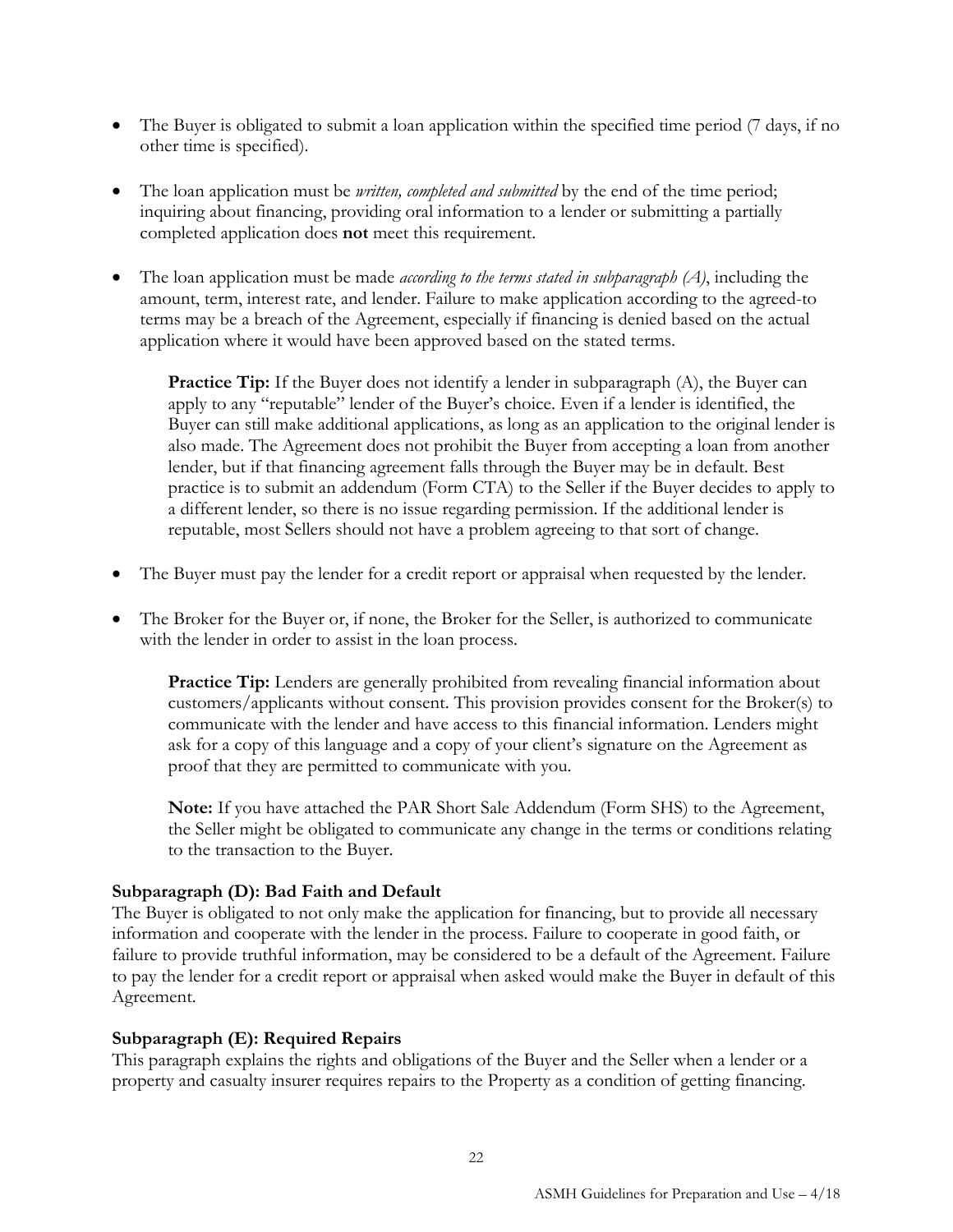- The Buyer is obligated to submit a loan application within the specified time period (7 days, if no other time is specified).

- The loan application must be *written, completed and submitted* by the end of the time period; inquiring about financing, providing oral information to a lender or submitting a partially completed application does **not** meet this requirement.

- The loan application must be made *according to the terms stated in subparagraph (A)*, including the amount, term, interest rate, and lender. Failure to make application according to the agreed-to terms may be a breach of the Agreement, especially if financing is denied based on the actual application where it would have been approved based on the stated terms.

  **Practice Tip:** If the Buyer does not identify a lender in subparagraph (A), the Buyer can apply to any "reputable" lender of the Buyer's choice. Even if a lender is identified, the Buyer can still make additional applications, as long as an application to the original lender is also made. The Agreement does not prohibit the Buyer from accepting a loan from another lender, but if that financing agreement falls through the Buyer may be in default. Best practice is to submit an addendum (Form CTA) to the Seller if the Buyer decides to apply to a different lender, so there is no issue regarding permission. If the additional lender is reputable, most Sellers should not have a problem agreeing to that sort of change.

- The Buyer must pay the lender for a credit report or appraisal when requested by the lender.

- The Broker for the Buyer or, if none, the Broker for the Seller, is authorized to communicate with the lender in order to assist in the loan process.

  **Practice Tip:** Lenders are generally prohibited from revealing financial information about customers/applicants without consent. This provision provides consent for the Broker(s) to communicate with the lender and have access to this financial information. Lenders might ask for a copy of this language and a copy of your client's signature on the Agreement as proof that they are permitted to communicate with you.

  **Note:** If you have attached the PAR Short Sale Addendum (Form SHS) to the Agreement, the Seller might be obligated to communicate any change in the terms or conditions relating to the transaction to the Buyer.

**Subparagraph (D): Bad Faith and Default**
The Buyer is obligated to not only make the application for financing, but to provide all necessary information and cooperate with the lender in the process. Failure to cooperate in good faith, or failure to provide truthful information, may be considered to be a default of the Agreement. Failure to pay the lender for a credit report or appraisal when asked would make the Buyer in default of this Agreement.

**Subparagraph (E): Required Repairs**
This paragraph explains the rights and obligations of the Buyer and the Seller when a lender or a property and casualty insurer requires repairs to the Property as a condition of getting financing.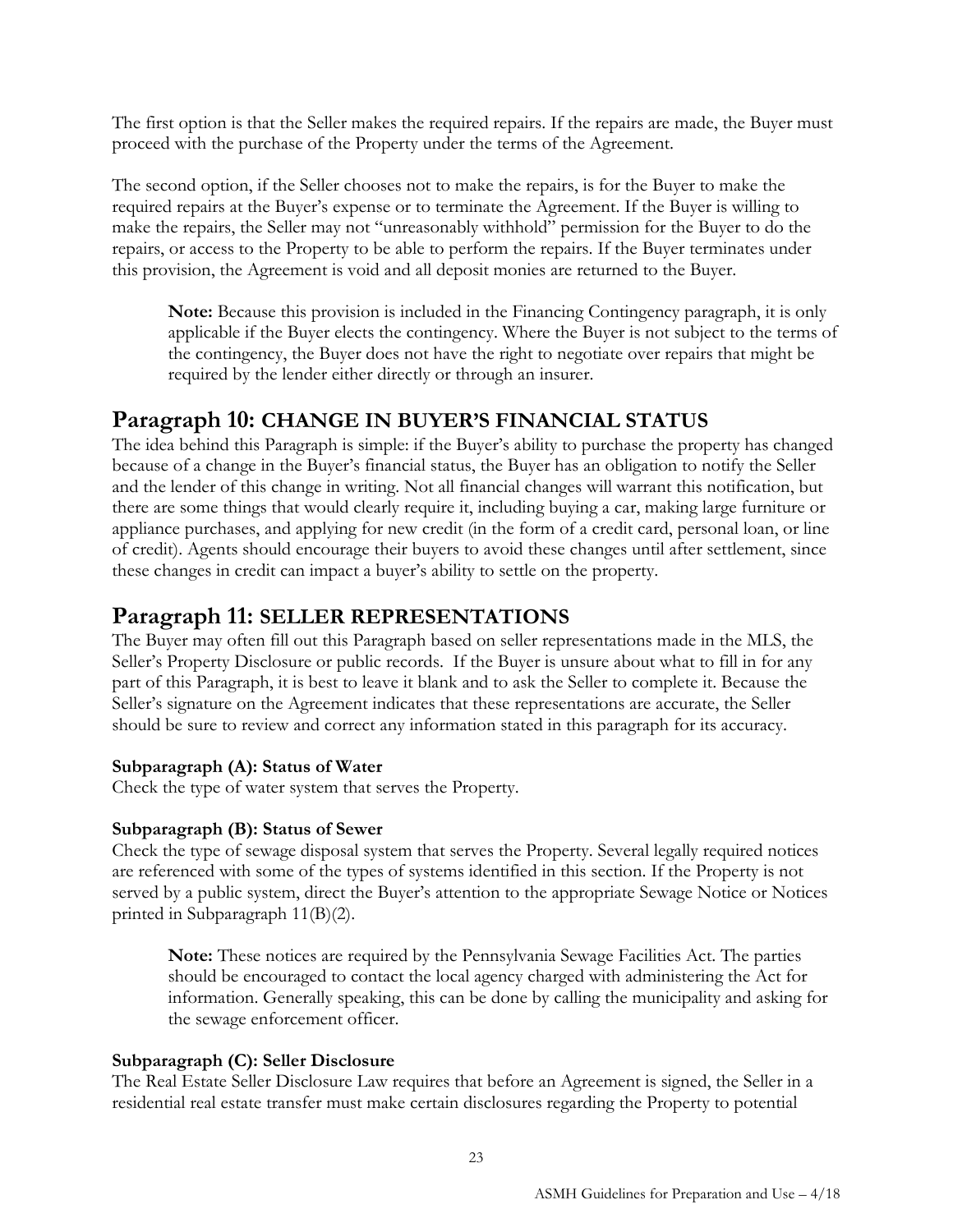The first option is that the Seller makes the required repairs. If the repairs are made, the Buyer must proceed with the purchase of the Property under the terms of the Agreement.

The second option, if the Seller chooses not to make the repairs, is for the Buyer to make the required repairs at the Buyer's expense or to terminate the Agreement. If the Buyer is willing to make the repairs, the Seller may not "unreasonably withhold" permission for the Buyer to do the repairs, or access to the Property to be able to perform the repairs. If the Buyer terminates under this provision, the Agreement is void and all deposit monies are returned to the Buyer.

> **Note:** Because this provision is included in the Financing Contingency paragraph, it is only applicable if the Buyer elects the contingency. Where the Buyer is not subject to the terms of the contingency, the Buyer does not have the right to negotiate over repairs that might be required by the lender either directly or through an insurer.

## Paragraph 10: CHANGE IN BUYER'S FINANCIAL STATUS

The idea behind this Paragraph is simple: if the Buyer's ability to purchase the property has changed because of a change in the Buyer's financial status, the Buyer has an obligation to notify the Seller and the lender of this change in writing. Not all financial changes will warrant this notification, but there are some things that would clearly require it, including buying a car, making large furniture or appliance purchases, and applying for new credit (in the form of a credit card, personal loan, or line of credit). Agents should encourage their buyers to avoid these changes until after settlement, since these changes in credit can impact a buyer's ability to settle on the property.

## Paragraph 11: SELLER REPRESENTATIONS

The Buyer may often fill out this Paragraph based on seller representations made in the MLS, the Seller's Property Disclosure or public records. If the Buyer is unsure about what to fill in for any part of this Paragraph, it is best to leave it blank and to ask the Seller to complete it. Because the Seller's signature on the Agreement indicates that these representations are accurate, the Seller should be sure to review and correct any information stated in this paragraph for its accuracy.

**Subparagraph (A): Status of Water**

Check the type of water system that serves the Property.

**Subparagraph (B): Status of Sewer**

Check the type of sewage disposal system that serves the Property. Several legally required notices are referenced with some of the types of systems identified in this section. If the Property is not served by a public system, direct the Buyer's attention to the appropriate Sewage Notice or Notices printed in Subparagraph 11(B)(2).

> **Note:** These notices are required by the Pennsylvania Sewage Facilities Act. The parties should be encouraged to contact the local agency charged with administering the Act for information. Generally speaking, this can be done by calling the municipality and asking for the sewage enforcement officer.

**Subparagraph (C): Seller Disclosure**

The Real Estate Seller Disclosure Law requires that before an Agreement is signed, the Seller in a residential real estate transfer must make certain disclosures regarding the Property to potential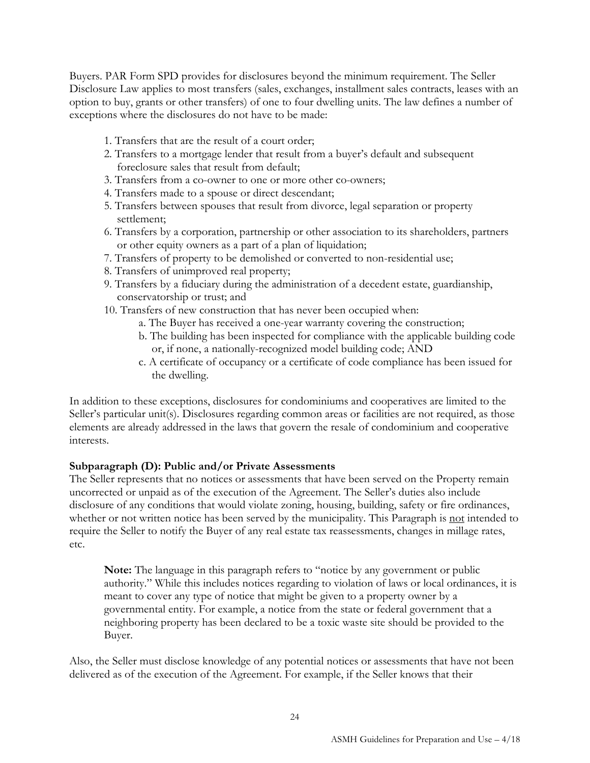Buyers. PAR Form SPD provides for disclosures beyond the minimum requirement. The Seller Disclosure Law applies to most transfers (sales, exchanges, installment sales contracts, leases with an option to buy, grants or other transfers) of one to four dwelling units. The law defines a number of exceptions where the disclosures do not have to be made:

1. Transfers that are the result of a court order;
2. Transfers to a mortgage lender that result from a buyer's default and subsequent foreclosure sales that result from default;
3. Transfers from a co-owner to one or more other co-owners;
4. Transfers made to a spouse or direct descendant;
5. Transfers between spouses that result from divorce, legal separation or property settlement;
6. Transfers by a corporation, partnership or other association to its shareholders, partners or other equity owners as a part of a plan of liquidation;
7. Transfers of property to be demolished or converted to non-residential use;
8. Transfers of unimproved real property;
9. Transfers by a fiduciary during the administration of a decedent estate, guardianship, conservatorship or trust; and
10. Transfers of new construction that has never been occupied when:
    a. The Buyer has received a one-year warranty covering the construction;
    b. The building has been inspected for compliance with the applicable building code or, if none, a nationally-recognized model building code; AND
    c. A certificate of occupancy or a certificate of code compliance has been issued for the dwelling.

In addition to these exceptions, disclosures for condominiums and cooperatives are limited to the Seller's particular unit(s). Disclosures regarding common areas or facilities are not required, as those elements are already addressed in the laws that govern the resale of condominium and cooperative interests.

**Subparagraph (D): Public and/or Private Assessments**

The Seller represents that no notices or assessments that have been served on the Property remain uncorrected or unpaid as of the execution of the Agreement. The Seller's duties also include disclosure of any conditions that would violate zoning, housing, building, safety or fire ordinances, whether or not written notice has been served by the municipality. This Paragraph is <u>not</u> intended to require the Seller to notify the Buyer of any real estate tax reassessments, changes in millage rates, etc.

> **Note:** The language in this paragraph refers to "notice by any government or public authority." While this includes notices regarding to violation of laws or local ordinances, it is meant to cover any type of notice that might be given to a property owner by a governmental entity. For example, a notice from the state or federal government that a neighboring property has been declared to be a toxic waste site should be provided to the Buyer.

Also, the Seller must disclose knowledge of any potential notices or assessments that have not been delivered as of the execution of the Agreement. For example, if the Seller knows that their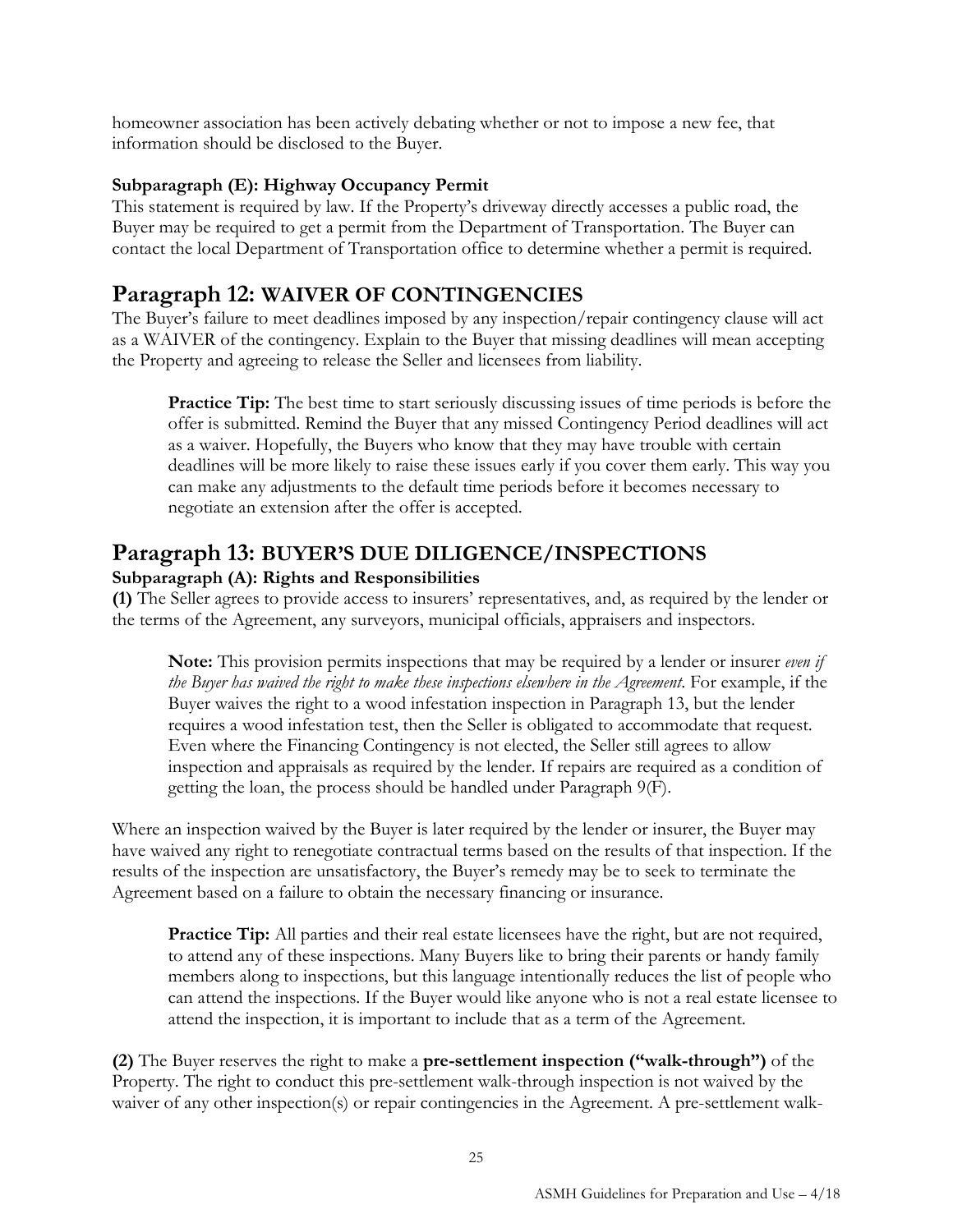homeowner association has been actively debating whether or not to impose a new fee, that information should be disclosed to the Buyer.

**Subparagraph (E): Highway Occupancy Permit**
This statement is required by law. If the Property's driveway directly accesses a public road, the Buyer may be required to get a permit from the Department of Transportation. The Buyer can contact the local Department of Transportation office to determine whether a permit is required.

## Paragraph 12: WAIVER OF CONTINGENCIES

The Buyer's failure to meet deadlines imposed by any inspection/repair contingency clause will act as a WAIVER of the contingency. Explain to the Buyer that missing deadlines will mean accepting the Property and agreeing to release the Seller and licensees from liability.

> **Practice Tip:** The best time to start seriously discussing issues of time periods is before the offer is submitted. Remind the Buyer that any missed Contingency Period deadlines will act as a waiver. Hopefully, the Buyers who know that they may have trouble with certain deadlines will be more likely to raise these issues early if you cover them early. This way you can make any adjustments to the default time periods before it becomes necessary to negotiate an extension after the offer is accepted.

## Paragraph 13: BUYER'S DUE DILIGENCE/INSPECTIONS

**Subparagraph (A): Rights and Responsibilities**

**(1)** The Seller agrees to provide access to insurers' representatives, and, as required by the lender or the terms of the Agreement, any surveyors, municipal officials, appraisers and inspectors.

> **Note:** This provision permits inspections that may be required by a lender or insurer *even if the Buyer has waived the right to make these inspections elsewhere in the Agreement*. For example, if the Buyer waives the right to a wood infestation inspection in Paragraph 13, but the lender requires a wood infestation test, then the Seller is obligated to accommodate that request. Even where the Financing Contingency is not elected, the Seller still agrees to allow inspection and appraisals as required by the lender. If repairs are required as a condition of getting the loan, the process should be handled under Paragraph 9(F).

Where an inspection waived by the Buyer is later required by the lender or insurer, the Buyer may have waived any right to renegotiate contractual terms based on the results of that inspection. If the results of the inspection are unsatisfactory, the Buyer's remedy may be to seek to terminate the Agreement based on a failure to obtain the necessary financing or insurance.

> **Practice Tip:** All parties and their real estate licensees have the right, but are not required, to attend any of these inspections. Many Buyers like to bring their parents or handy family members along to inspections, but this language intentionally reduces the list of people who can attend the inspections. If the Buyer would like anyone who is not a real estate licensee to attend the inspection, it is important to include that as a term of the Agreement.

**(2)** The Buyer reserves the right to make a **pre-settlement inspection ("walk-through")** of the Property. The right to conduct this pre-settlement walk-through inspection is not waived by the waiver of any other inspection(s) or repair contingencies in the Agreement. A pre-settlement walk-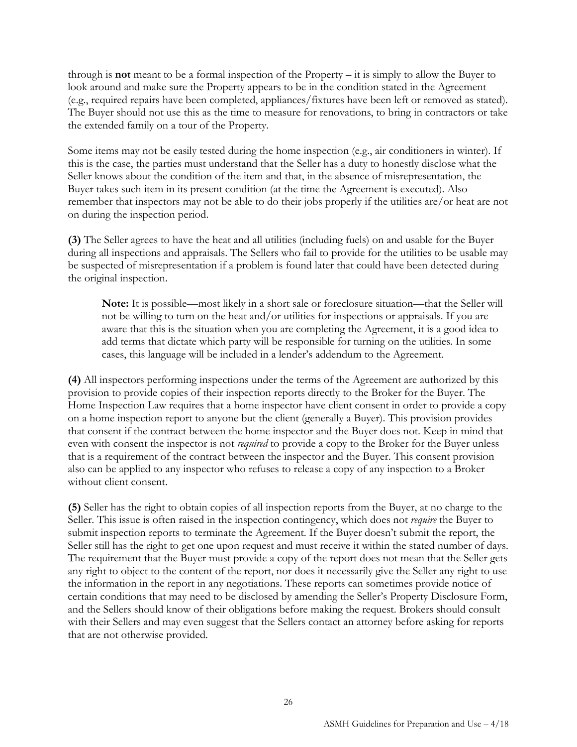through is **not** meant to be a formal inspection of the Property – it is simply to allow the Buyer to look around and make sure the Property appears to be in the condition stated in the Agreement (e.g., required repairs have been completed, appliances/fixtures have been left or removed as stated). The Buyer should not use this as the time to measure for renovations, to bring in contractors or take the extended family on a tour of the Property.

Some items may not be easily tested during the home inspection (e.g., air conditioners in winter). If this is the case, the parties must understand that the Seller has a duty to honestly disclose what the Seller knows about the condition of the item and that, in the absence of misrepresentation, the Buyer takes such item in its present condition (at the time the Agreement is executed). Also remember that inspectors may not be able to do their jobs properly if the utilities are/or heat are not on during the inspection period.

**(3)** The Seller agrees to have the heat and all utilities (including fuels) on and usable for the Buyer during all inspections and appraisals. The Sellers who fail to provide for the utilities to be usable may be suspected of misrepresentation if a problem is found later that could have been detected during the original inspection.

> **Note:** It is possible—most likely in a short sale or foreclosure situation—that the Seller will not be willing to turn on the heat and/or utilities for inspections or appraisals. If you are aware that this is the situation when you are completing the Agreement, it is a good idea to add terms that dictate which party will be responsible for turning on the utilities. In some cases, this language will be included in a lender's addendum to the Agreement.

**(4)** All inspectors performing inspections under the terms of the Agreement are authorized by this provision to provide copies of their inspection reports directly to the Broker for the Buyer. The Home Inspection Law requires that a home inspector have client consent in order to provide a copy on a home inspection report to anyone but the client (generally a Buyer). This provision provides that consent if the contract between the home inspector and the Buyer does not. Keep in mind that even with consent the inspector is not *required* to provide a copy to the Broker for the Buyer unless that is a requirement of the contract between the inspector and the Buyer. This consent provision also can be applied to any inspector who refuses to release a copy of any inspection to a Broker without client consent.

**(5)** Seller has the right to obtain copies of all inspection reports from the Buyer, at no charge to the Seller. This issue is often raised in the inspection contingency, which does not *require* the Buyer to submit inspection reports to terminate the Agreement. If the Buyer doesn't submit the report, the Seller still has the right to get one upon request and must receive it within the stated number of days. The requirement that the Buyer must provide a copy of the report does not mean that the Seller gets any right to object to the content of the report, nor does it necessarily give the Seller any right to use the information in the report in any negotiations. These reports can sometimes provide notice of certain conditions that may need to be disclosed by amending the Seller's Property Disclosure Form, and the Sellers should know of their obligations before making the request. Brokers should consult with their Sellers and may even suggest that the Sellers contact an attorney before asking for reports that are not otherwise provided.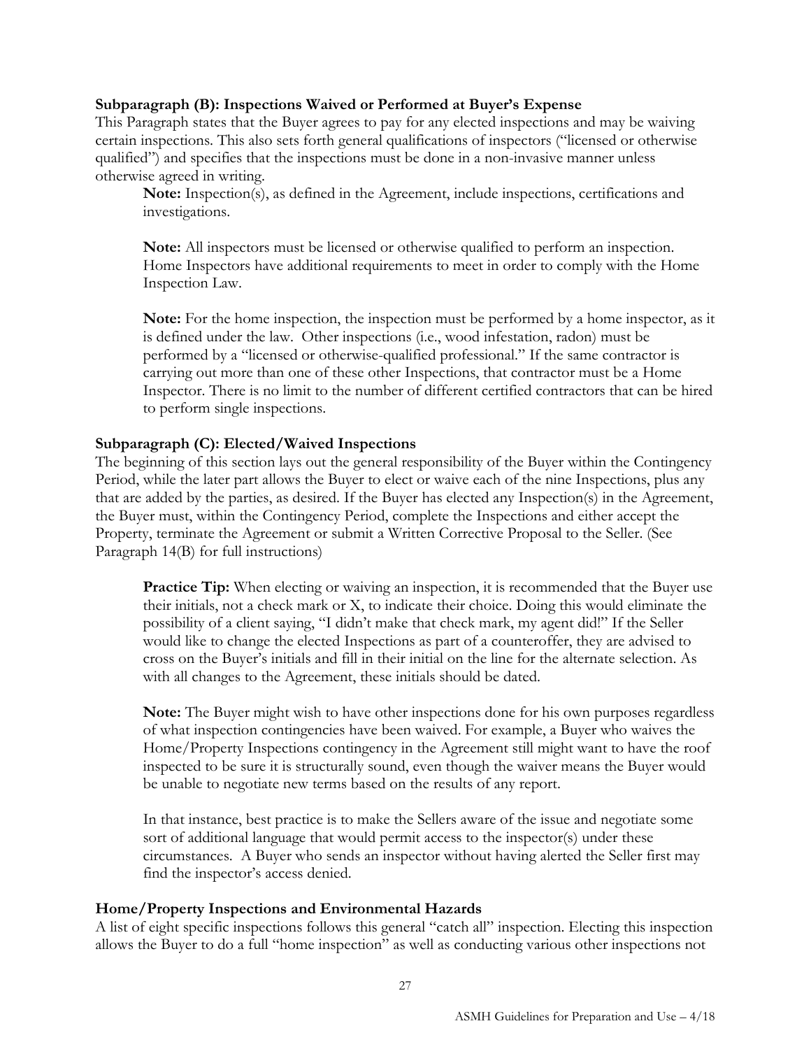**Subparagraph (B): Inspections Waived or Performed at Buyer's Expense**

This Paragraph states that the Buyer agrees to pay for any elected inspections and may be waiving certain inspections. This also sets forth general qualifications of inspectors ("licensed or otherwise qualified") and specifies that the inspections must be done in a non-invasive manner unless otherwise agreed in writing.

> **Note:** Inspection(s), as defined in the Agreement, include inspections, certifications and investigations.
>
> **Note:** All inspectors must be licensed or otherwise qualified to perform an inspection. Home Inspectors have additional requirements to meet in order to comply with the Home Inspection Law.
>
> **Note:** For the home inspection, the inspection must be performed by a home inspector, as it is defined under the law. Other inspections (i.e., wood infestation, radon) must be performed by a "licensed or otherwise-qualified professional." If the same contractor is carrying out more than one of these other Inspections, that contractor must be a Home Inspector. There is no limit to the number of different certified contractors that can be hired to perform single inspections.

**Subparagraph (C): Elected/Waived Inspections**

The beginning of this section lays out the general responsibility of the Buyer within the Contingency Period, while the later part allows the Buyer to elect or waive each of the nine Inspections, plus any that are added by the parties, as desired. If the Buyer has elected any Inspection(s) in the Agreement, the Buyer must, within the Contingency Period, complete the Inspections and either accept the Property, terminate the Agreement or submit a Written Corrective Proposal to the Seller. (See Paragraph 14(B) for full instructions)

> **Practice Tip:** When electing or waiving an inspection, it is recommended that the Buyer use their initials, not a check mark or X, to indicate their choice. Doing this would eliminate the possibility of a client saying, "I didn't make that check mark, my agent did!" If the Seller would like to change the elected Inspections as part of a counteroffer, they are advised to cross on the Buyer's initials and fill in their initial on the line for the alternate selection. As with all changes to the Agreement, these initials should be dated.
>
> **Note:** The Buyer might wish to have other inspections done for his own purposes regardless of what inspection contingencies have been waived. For example, a Buyer who waives the Home/Property Inspections contingency in the Agreement still might want to have the roof inspected to be sure it is structurally sound, even though the waiver means the Buyer would be unable to negotiate new terms based on the results of any report.
>
> In that instance, best practice is to make the Sellers aware of the issue and negotiate some sort of additional language that would permit access to the inspector(s) under these circumstances. A Buyer who sends an inspector without having alerted the Seller first may find the inspector's access denied.

**Home/Property Inspections and Environmental Hazards**

A list of eight specific inspections follows this general "catch all" inspection. Electing this inspection allows the Buyer to do a full "home inspection" as well as conducting various other inspections not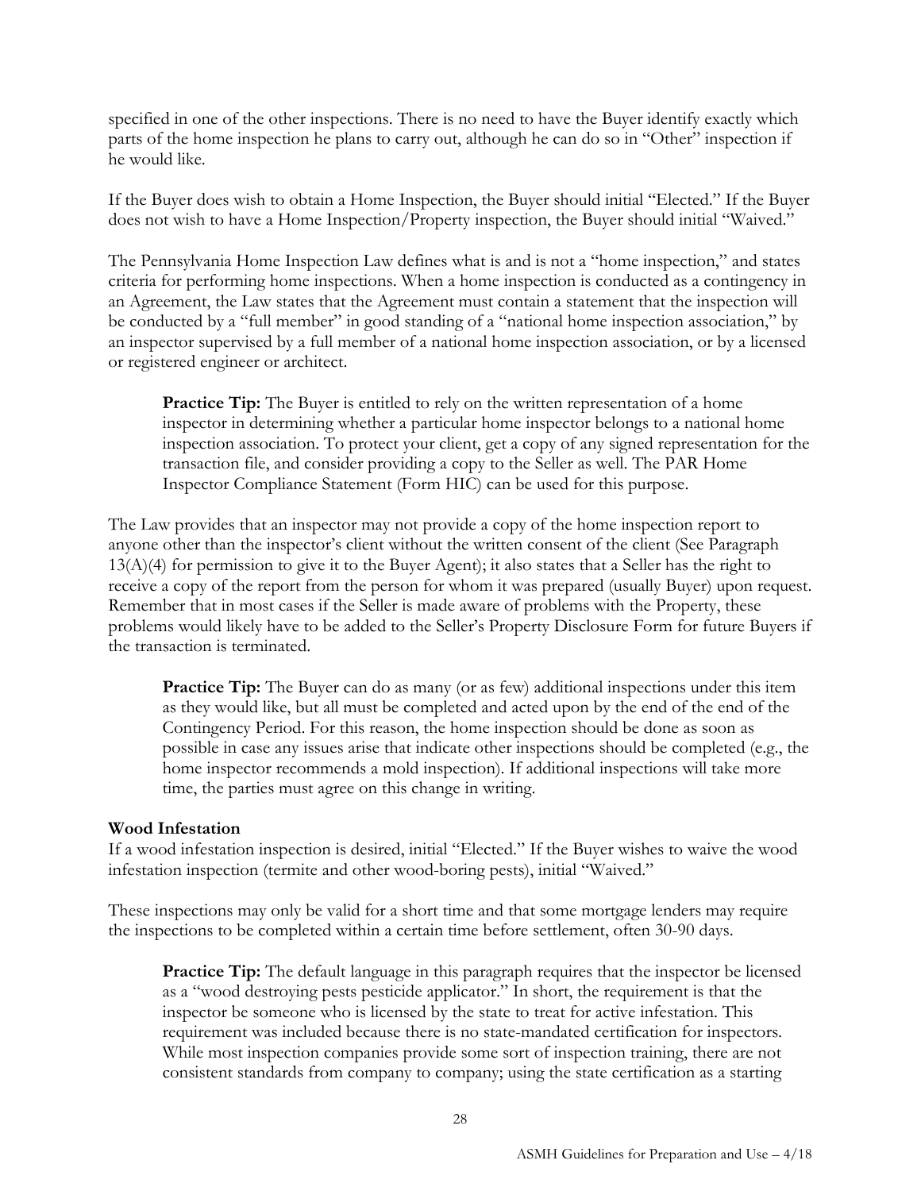specified in one of the other inspections. There is no need to have the Buyer identify exactly which parts of the home inspection he plans to carry out, although he can do so in "Other" inspection if he would like.

If the Buyer does wish to obtain a Home Inspection, the Buyer should initial "Elected." If the Buyer does not wish to have a Home Inspection/Property inspection, the Buyer should initial "Waived."

The Pennsylvania Home Inspection Law defines what is and is not a "home inspection," and states criteria for performing home inspections. When a home inspection is conducted as a contingency in an Agreement, the Law states that the Agreement must contain a statement that the inspection will be conducted by a "full member" in good standing of a "national home inspection association," by an inspector supervised by a full member of a national home inspection association, or by a licensed or registered engineer or architect.

> **Practice Tip:** The Buyer is entitled to rely on the written representation of a home inspector in determining whether a particular home inspector belongs to a national home inspection association. To protect your client, get a copy of any signed representation for the transaction file, and consider providing a copy to the Seller as well. The PAR Home Inspector Compliance Statement (Form HIC) can be used for this purpose.

The Law provides that an inspector may not provide a copy of the home inspection report to anyone other than the inspector's client without the written consent of the client (See Paragraph 13(A)(4) for permission to give it to the Buyer Agent); it also states that a Seller has the right to receive a copy of the report from the person for whom it was prepared (usually Buyer) upon request. Remember that in most cases if the Seller is made aware of problems with the Property, these problems would likely have to be added to the Seller's Property Disclosure Form for future Buyers if the transaction is terminated.

> **Practice Tip:** The Buyer can do as many (or as few) additional inspections under this item as they would like, but all must be completed and acted upon by the end of the end of the Contingency Period. For this reason, the home inspection should be done as soon as possible in case any issues arise that indicate other inspections should be completed (e.g., the home inspector recommends a mold inspection). If additional inspections will take more time, the parties must agree on this change in writing.

**Wood Infestation**

If a wood infestation inspection is desired, initial "Elected." If the Buyer wishes to waive the wood infestation inspection (termite and other wood-boring pests), initial "Waived."

These inspections may only be valid for a short time and that some mortgage lenders may require the inspections to be completed within a certain time before settlement, often 30-90 days.

> **Practice Tip:** The default language in this paragraph requires that the inspector be licensed as a "wood destroying pests pesticide applicator." In short, the requirement is that the inspector be someone who is licensed by the state to treat for active infestation. This requirement was included because there is no state-mandated certification for inspectors. While most inspection companies provide some sort of inspection training, there are not consistent standards from company to company; using the state certification as a starting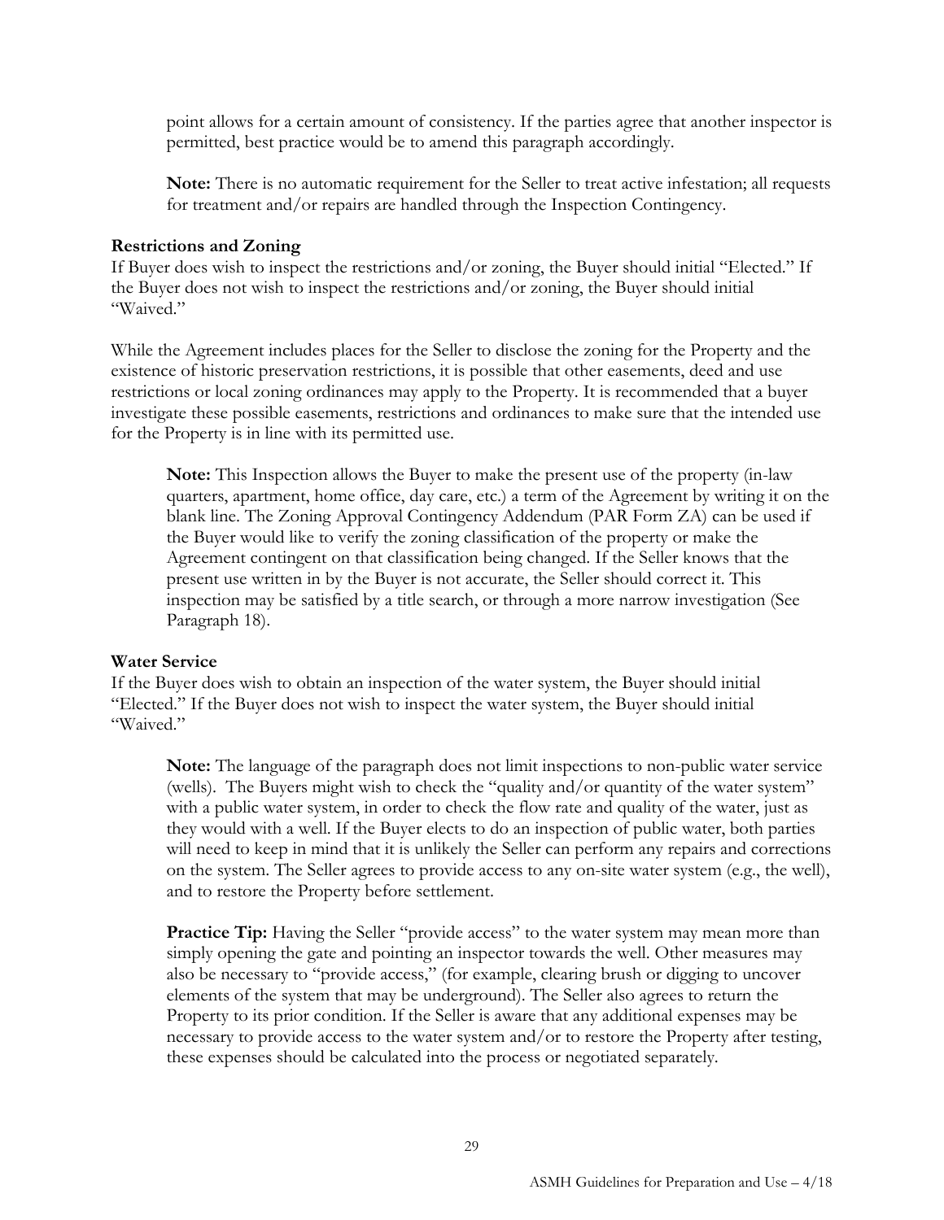point allows for a certain amount of consistency. If the parties agree that another inspector is permitted, best practice would be to amend this paragraph accordingly.

**Note:** There is no automatic requirement for the Seller to treat active infestation; all requests for treatment and/or repairs are handled through the Inspection Contingency.

### Restrictions and Zoning

If Buyer does wish to inspect the restrictions and/or zoning, the Buyer should initial "Elected." If the Buyer does not wish to inspect the restrictions and/or zoning, the Buyer should initial "Waived."

While the Agreement includes places for the Seller to disclose the zoning for the Property and the existence of historic preservation restrictions, it is possible that other easements, deed and use restrictions or local zoning ordinances may apply to the Property. It is recommended that a buyer investigate these possible easements, restrictions and ordinances to make sure that the intended use for the Property is in line with its permitted use.

**Note:** This Inspection allows the Buyer to make the present use of the property (in-law quarters, apartment, home office, day care, etc.) a term of the Agreement by writing it on the blank line. The Zoning Approval Contingency Addendum (PAR Form ZA) can be used if the Buyer would like to verify the zoning classification of the property or make the Agreement contingent on that classification being changed. If the Seller knows that the present use written in by the Buyer is not accurate, the Seller should correct it. This inspection may be satisfied by a title search, or through a more narrow investigation (See Paragraph 18).

### Water Service

If the Buyer does wish to obtain an inspection of the water system, the Buyer should initial "Elected." If the Buyer does not wish to inspect the water system, the Buyer should initial "Waived."

**Note:** The language of the paragraph does not limit inspections to non-public water service (wells). The Buyers might wish to check the "quality and/or quantity of the water system" with a public water system, in order to check the flow rate and quality of the water, just as they would with a well. If the Buyer elects to do an inspection of public water, both parties will need to keep in mind that it is unlikely the Seller can perform any repairs and corrections on the system. The Seller agrees to provide access to any on-site water system (e.g., the well), and to restore the Property before settlement.

**Practice Tip:** Having the Seller "provide access" to the water system may mean more than simply opening the gate and pointing an inspector towards the well. Other measures may also be necessary to "provide access," (for example, clearing brush or digging to uncover elements of the system that may be underground). The Seller also agrees to return the Property to its prior condition. If the Seller is aware that any additional expenses may be necessary to provide access to the water system and/or to restore the Property after testing, these expenses should be calculated into the process or negotiated separately.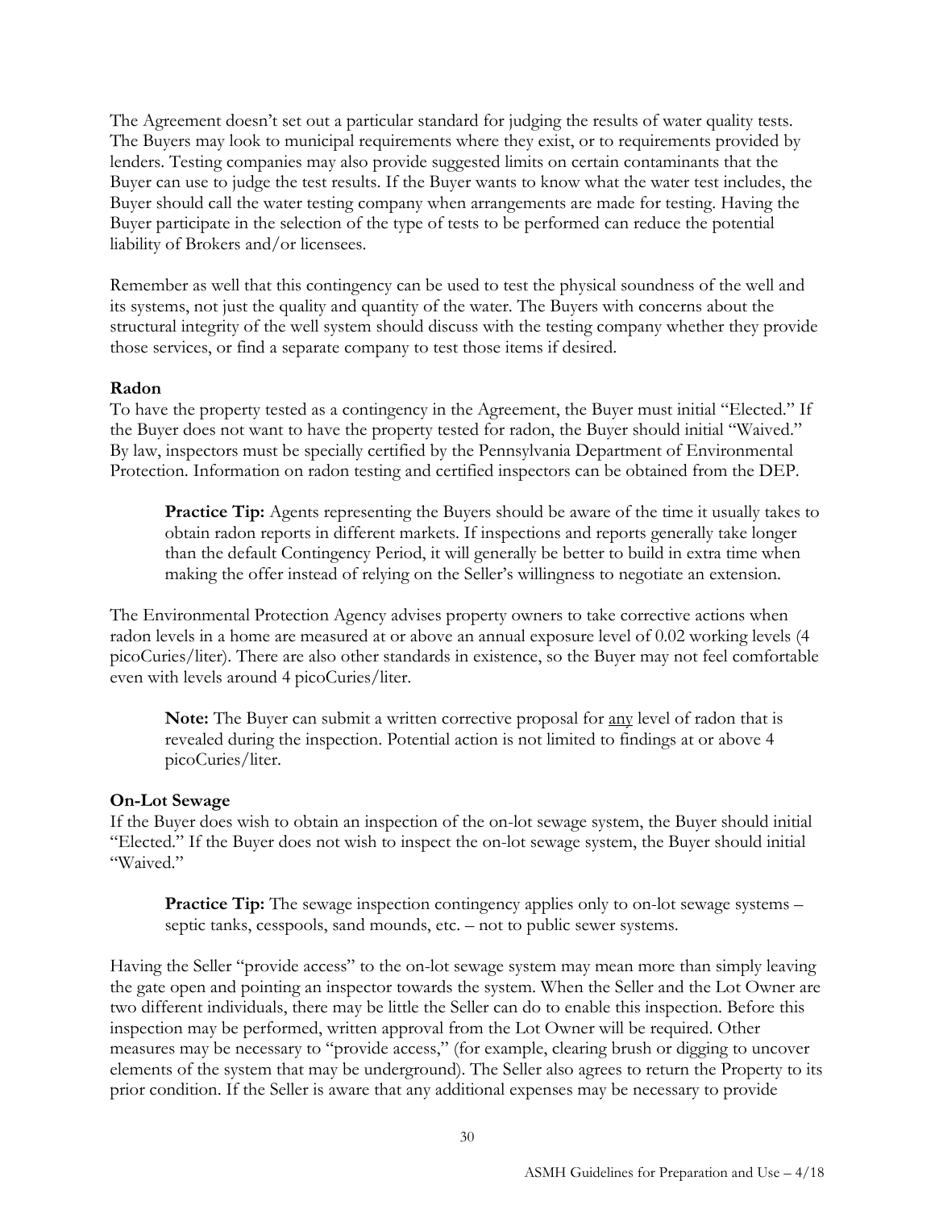The Agreement doesn't set out a particular standard for judging the results of water quality tests. The Buyers may look to municipal requirements where they exist, or to requirements provided by lenders. Testing companies may also provide suggested limits on certain contaminants that the Buyer can use to judge the test results. If the Buyer wants to know what the water test includes, the Buyer should call the water testing company when arrangements are made for testing. Having the Buyer participate in the selection of the type of tests to be performed can reduce the potential liability of Brokers and/or licensees.

Remember as well that this contingency can be used to test the physical soundness of the well and its systems, not just the quality and quantity of the water. The Buyers with concerns about the structural integrity of the well system should discuss with the testing company whether they provide those services, or find a separate company to test those items if desired.

**Radon**

To have the property tested as a contingency in the Agreement, the Buyer must initial "Elected." If the Buyer does not want to have the property tested for radon, the Buyer should initial "Waived." By law, inspectors must be specially certified by the Pennsylvania Department of Environmental Protection. Information on radon testing and certified inspectors can be obtained from the DEP.

> **Practice Tip:** Agents representing the Buyers should be aware of the time it usually takes to obtain radon reports in different markets. If inspections and reports generally take longer than the default Contingency Period, it will generally be better to build in extra time when making the offer instead of relying on the Seller's willingness to negotiate an extension.

The Environmental Protection Agency advises property owners to take corrective actions when radon levels in a home are measured at or above an annual exposure level of 0.02 working levels (4 picoCuries/liter). There are also other standards in existence, so the Buyer may not feel comfortable even with levels around 4 picoCuries/liter.

> **Note:** The Buyer can submit a written corrective proposal for <u>any</u> level of radon that is revealed during the inspection. Potential action is not limited to findings at or above 4 picoCuries/liter.

**On-Lot Sewage**

If the Buyer does wish to obtain an inspection of the on-lot sewage system, the Buyer should initial "Elected." If the Buyer does not wish to inspect the on-lot sewage system, the Buyer should initial "Waived."

> **Practice Tip:** The sewage inspection contingency applies only to on-lot sewage systems – septic tanks, cesspools, sand mounds, etc. – not to public sewer systems.

Having the Seller "provide access" to the on-lot sewage system may mean more than simply leaving the gate open and pointing an inspector towards the system. When the Seller and the Lot Owner are two different individuals, there may be little the Seller can do to enable this inspection. Before this inspection may be performed, written approval from the Lot Owner will be required. Other measures may be necessary to "provide access," (for example, clearing brush or digging to uncover elements of the system that may be underground). The Seller also agrees to return the Property to its prior condition. If the Seller is aware that any additional expenses may be necessary to provide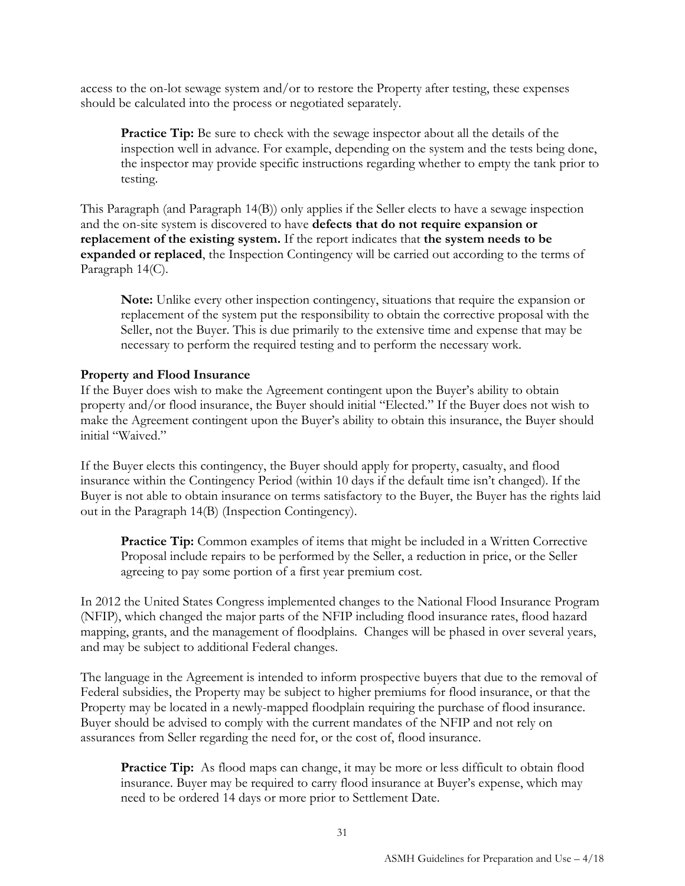access to the on-lot sewage system and/or to restore the Property after testing, these expenses should be calculated into the process or negotiated separately.

> **Practice Tip:** Be sure to check with the sewage inspector about all the details of the inspection well in advance. For example, depending on the system and the tests being done, the inspector may provide specific instructions regarding whether to empty the tank prior to testing.

This Paragraph (and Paragraph 14(B)) only applies if the Seller elects to have a sewage inspection and the on-site system is discovered to have **defects that do not require expansion or replacement of the existing system.** If the report indicates that **the system needs to be expanded or replaced**, the Inspection Contingency will be carried out according to the terms of Paragraph 14(C).

> **Note:** Unlike every other inspection contingency, situations that require the expansion or replacement of the system put the responsibility to obtain the corrective proposal with the Seller, not the Buyer. This is due primarily to the extensive time and expense that may be necessary to perform the required testing and to perform the necessary work.

**Property and Flood Insurance**

If the Buyer does wish to make the Agreement contingent upon the Buyer's ability to obtain property and/or flood insurance, the Buyer should initial "Elected." If the Buyer does not wish to make the Agreement contingent upon the Buyer's ability to obtain this insurance, the Buyer should initial "Waived."

If the Buyer elects this contingency, the Buyer should apply for property, casualty, and flood insurance within the Contingency Period (within 10 days if the default time isn't changed). If the Buyer is not able to obtain insurance on terms satisfactory to the Buyer, the Buyer has the rights laid out in the Paragraph 14(B) (Inspection Contingency).

> **Practice Tip:** Common examples of items that might be included in a Written Corrective Proposal include repairs to be performed by the Seller, a reduction in price, or the Seller agreeing to pay some portion of a first year premium cost.

In 2012 the United States Congress implemented changes to the National Flood Insurance Program (NFIP), which changed the major parts of the NFIP including flood insurance rates, flood hazard mapping, grants, and the management of floodplains. Changes will be phased in over several years, and may be subject to additional Federal changes.

The language in the Agreement is intended to inform prospective buyers that due to the removal of Federal subsidies, the Property may be subject to higher premiums for flood insurance, or that the Property may be located in a newly-mapped floodplain requiring the purchase of flood insurance. Buyer should be advised to comply with the current mandates of the NFIP and not rely on assurances from Seller regarding the need for, or the cost of, flood insurance.

> **Practice Tip:** As flood maps can change, it may be more or less difficult to obtain flood insurance. Buyer may be required to carry flood insurance at Buyer's expense, which may need to be ordered 14 days or more prior to Settlement Date.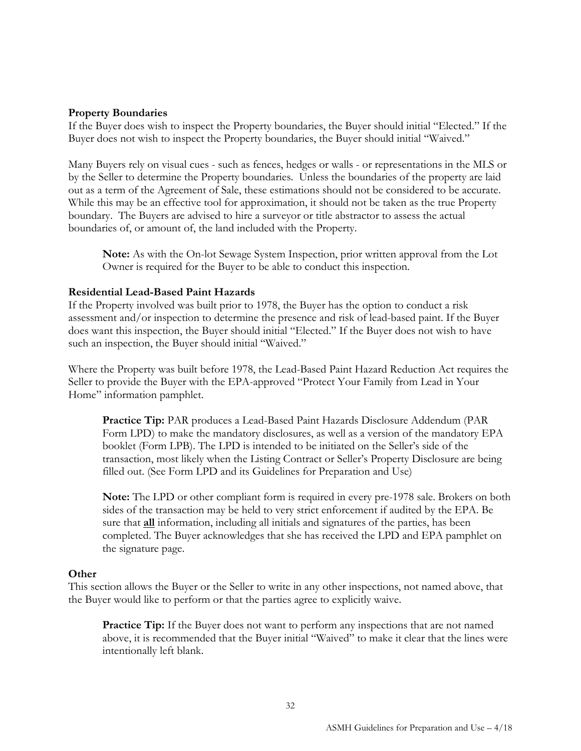### Property Boundaries

If the Buyer does wish to inspect the Property boundaries, the Buyer should initial "Elected." If the Buyer does not wish to inspect the Property boundaries, the Buyer should initial "Waived."

Many Buyers rely on visual cues - such as fences, hedges or walls - or representations in the MLS or by the Seller to determine the Property boundaries. Unless the boundaries of the property are laid out as a term of the Agreement of Sale, these estimations should not be considered to be accurate. While this may be an effective tool for approximation, it should not be taken as the true Property boundary. The Buyers are advised to hire a surveyor or title abstractor to assess the actual boundaries of, or amount of, the land included with the Property.

> **Note:** As with the On-lot Sewage System Inspection, prior written approval from the Lot Owner is required for the Buyer to be able to conduct this inspection.

### Residential Lead-Based Paint Hazards

If the Property involved was built prior to 1978, the Buyer has the option to conduct a risk assessment and/or inspection to determine the presence and risk of lead-based paint. If the Buyer does want this inspection, the Buyer should initial "Elected." If the Buyer does not wish to have such an inspection, the Buyer should initial "Waived."

Where the Property was built before 1978, the Lead-Based Paint Hazard Reduction Act requires the Seller to provide the Buyer with the EPA-approved "Protect Your Family from Lead in Your Home" information pamphlet.

> **Practice Tip:** PAR produces a Lead-Based Paint Hazards Disclosure Addendum (PAR Form LPD) to make the mandatory disclosures, as well as a version of the mandatory EPA booklet (Form LPB). The LPD is intended to be initiated on the Seller's side of the transaction, most likely when the Listing Contract or Seller's Property Disclosure are being filled out. (See Form LPD and its Guidelines for Preparation and Use)

> **Note:** The LPD or other compliant form is required in every pre-1978 sale. Brokers on both sides of the transaction may be held to very strict enforcement if audited by the EPA. Be sure that **<u>all</u>** information, including all initials and signatures of the parties, has been completed. The Buyer acknowledges that she has received the LPD and EPA pamphlet on the signature page.

### Other

This section allows the Buyer or the Seller to write in any other inspections, not named above, that the Buyer would like to perform or that the parties agree to explicitly waive.

> **Practice Tip:** If the Buyer does not want to perform any inspections that are not named above, it is recommended that the Buyer initial "Waived" to make it clear that the lines were intentionally left blank.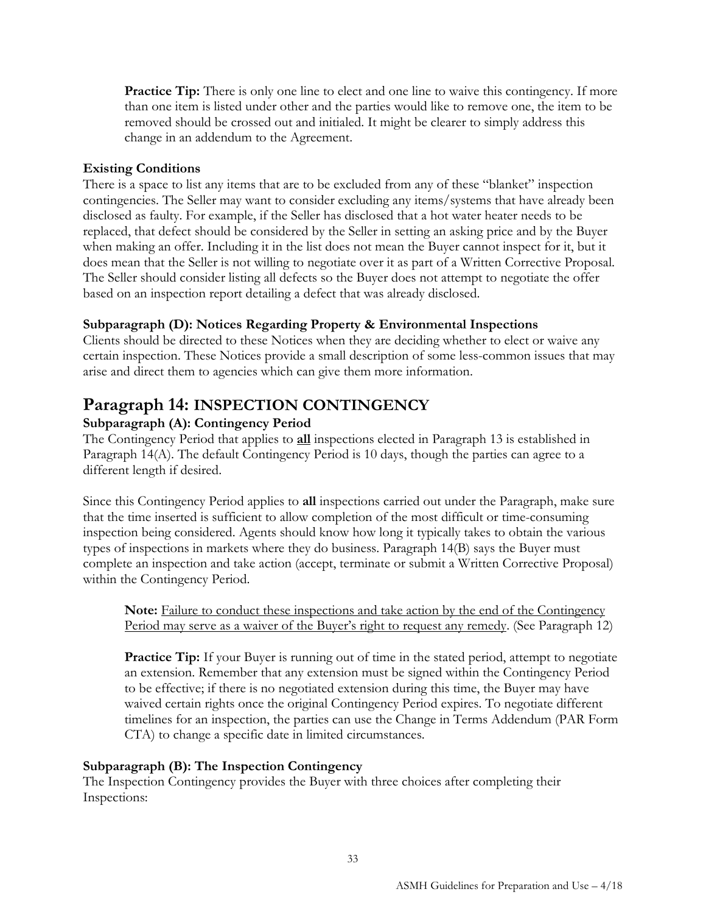**Practice Tip:** There is only one line to elect and one line to waive this contingency. If more than one item is listed under other and the parties would like to remove one, the item to be removed should be crossed out and initialed. It might be clearer to simply address this change in an addendum to the Agreement.

### Existing Conditions

There is a space to list any items that are to be excluded from any of these "blanket" inspection contingencies. The Seller may want to consider excluding any items/systems that have already been disclosed as faulty. For example, if the Seller has disclosed that a hot water heater needs to be replaced, that defect should be considered by the Seller in setting an asking price and by the Buyer when making an offer. Including it in the list does not mean the Buyer cannot inspect for it, but it does mean that the Seller is not willing to negotiate over it as part of a Written Corrective Proposal. The Seller should consider listing all defects so the Buyer does not attempt to negotiate the offer based on an inspection report detailing a defect that was already disclosed.

### Subparagraph (D): Notices Regarding Property & Environmental Inspections

Clients should be directed to these Notices when they are deciding whether to elect or waive any certain inspection. These Notices provide a small description of some less-common issues that may arise and direct them to agencies which can give them more information.

## Paragraph 14: INSPECTION CONTINGENCY

### Subparagraph (A): Contingency Period

The Contingency Period that applies to **<u>all</u>** inspections elected in Paragraph 13 is established in Paragraph 14(A). The default Contingency Period is 10 days, though the parties can agree to a different length if desired.

Since this Contingency Period applies to **all** inspections carried out under the Paragraph, make sure that the time inserted is sufficient to allow completion of the most difficult or time-consuming inspection being considered. Agents should know how long it typically takes to obtain the various types of inspections in markets where they do business. Paragraph 14(B) says the Buyer must complete an inspection and take action (accept, terminate or submit a Written Corrective Proposal) within the Contingency Period.

**Note:** <u>Failure to conduct these inspections and take action by the end of the Contingency Period may serve as a waiver of the Buyer's right to request any remedy</u>. (See Paragraph 12)

**Practice Tip:** If your Buyer is running out of time in the stated period, attempt to negotiate an extension. Remember that any extension must be signed within the Contingency Period to be effective; if there is no negotiated extension during this time, the Buyer may have waived certain rights once the original Contingency Period expires. To negotiate different timelines for an inspection, the parties can use the Change in Terms Addendum (PAR Form CTA) to change a specific date in limited circumstances.

### Subparagraph (B): The Inspection Contingency

The Inspection Contingency provides the Buyer with three choices after completing their Inspections: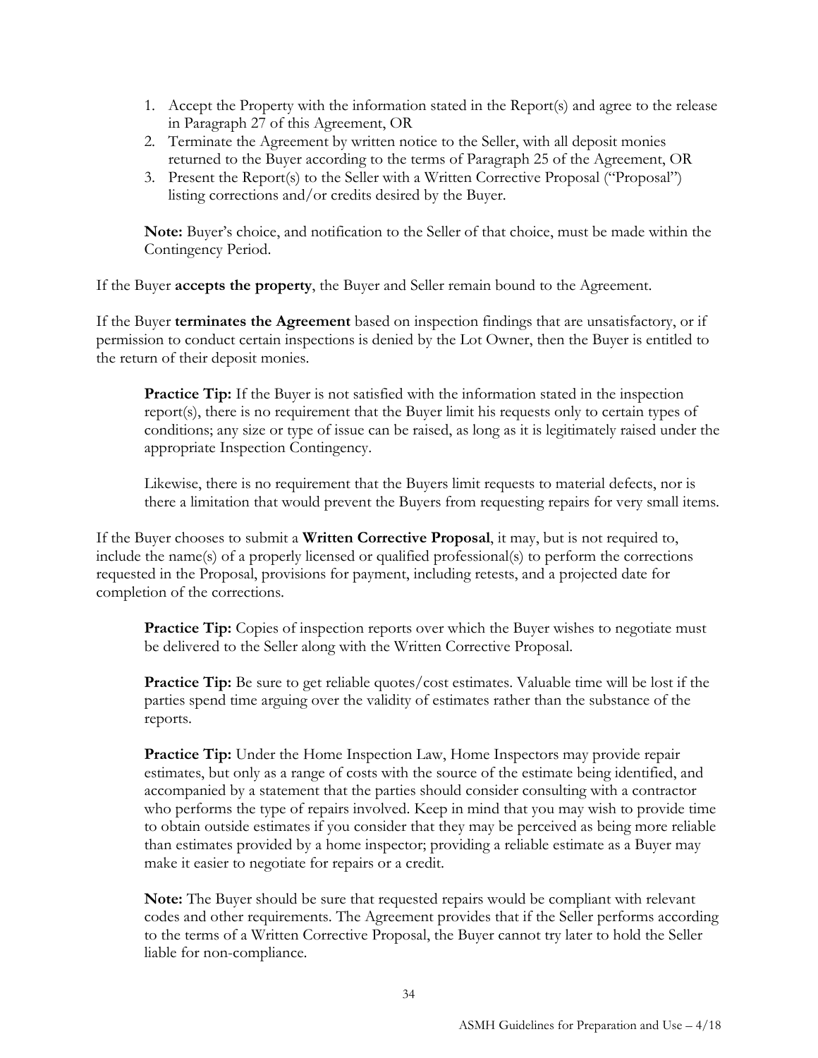1. Accept the Property with the information stated in the Report(s) and agree to the release in Paragraph 27 of this Agreement, OR
2. Terminate the Agreement by written notice to the Seller, with all deposit monies returned to the Buyer according to the terms of Paragraph 25 of the Agreement, OR
3. Present the Report(s) to the Seller with a Written Corrective Proposal ("Proposal") listing corrections and/or credits desired by the Buyer.

**Note:** Buyer's choice, and notification to the Seller of that choice, must be made within the Contingency Period.

If the Buyer **accepts the property**, the Buyer and Seller remain bound to the Agreement.

If the Buyer **terminates the Agreement** based on inspection findings that are unsatisfactory, or if permission to conduct certain inspections is denied by the Lot Owner, then the Buyer is entitled to the return of their deposit monies.

> **Practice Tip:** If the Buyer is not satisfied with the information stated in the inspection report(s), there is no requirement that the Buyer limit his requests only to certain types of conditions; any size or type of issue can be raised, as long as it is legitimately raised under the appropriate Inspection Contingency.
>
> Likewise, there is no requirement that the Buyers limit requests to material defects, nor is there a limitation that would prevent the Buyers from requesting repairs for very small items.

If the Buyer chooses to submit a **Written Corrective Proposal**, it may, but is not required to, include the name(s) of a properly licensed or qualified professional(s) to perform the corrections requested in the Proposal, provisions for payment, including retests, and a projected date for completion of the corrections.

> **Practice Tip:** Copies of inspection reports over which the Buyer wishes to negotiate must be delivered to the Seller along with the Written Corrective Proposal.
>
> **Practice Tip:** Be sure to get reliable quotes/cost estimates. Valuable time will be lost if the parties spend time arguing over the validity of estimates rather than the substance of the reports.
>
> **Practice Tip:** Under the Home Inspection Law, Home Inspectors may provide repair estimates, but only as a range of costs with the source of the estimate being identified, and accompanied by a statement that the parties should consider consulting with a contractor who performs the type of repairs involved. Keep in mind that you may wish to provide time to obtain outside estimates if you consider that they may be perceived as being more reliable than estimates provided by a home inspector; providing a reliable estimate as a Buyer may make it easier to negotiate for repairs or a credit.
>
> **Note:** The Buyer should be sure that requested repairs would be compliant with relevant codes and other requirements. The Agreement provides that if the Seller performs according to the terms of a Written Corrective Proposal, the Buyer cannot try later to hold the Seller liable for non-compliance.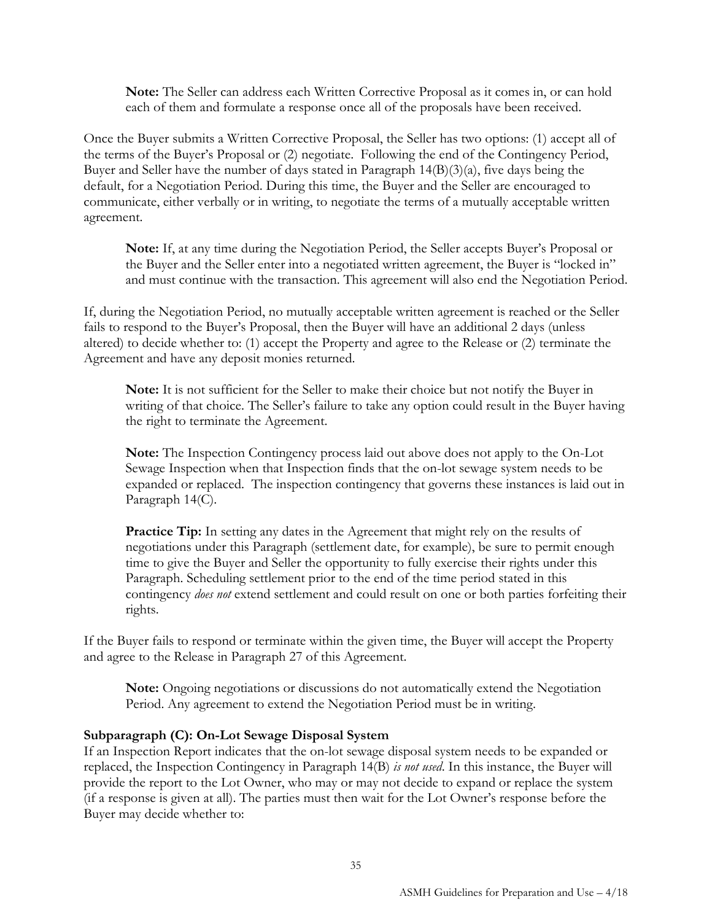**Note:** The Seller can address each Written Corrective Proposal as it comes in, or can hold each of them and formulate a response once all of the proposals have been received.

Once the Buyer submits a Written Corrective Proposal, the Seller has two options: (1) accept all of the terms of the Buyer's Proposal or (2) negotiate. Following the end of the Contingency Period, Buyer and Seller have the number of days stated in Paragraph 14(B)(3)(a), five days being the default, for a Negotiation Period. During this time, the Buyer and the Seller are encouraged to communicate, either verbally or in writing, to negotiate the terms of a mutually acceptable written agreement.

**Note:** If, at any time during the Negotiation Period, the Seller accepts Buyer's Proposal or the Buyer and the Seller enter into a negotiated written agreement, the Buyer is "locked in" and must continue with the transaction. This agreement will also end the Negotiation Period.

If, during the Negotiation Period, no mutually acceptable written agreement is reached or the Seller fails to respond to the Buyer's Proposal, then the Buyer will have an additional 2 days (unless altered) to decide whether to: (1) accept the Property and agree to the Release or (2) terminate the Agreement and have any deposit monies returned.

**Note:** It is not sufficient for the Seller to make their choice but not notify the Buyer in writing of that choice. The Seller's failure to take any option could result in the Buyer having the right to terminate the Agreement.

**Note:** The Inspection Contingency process laid out above does not apply to the On-Lot Sewage Inspection when that Inspection finds that the on-lot sewage system needs to be expanded or replaced. The inspection contingency that governs these instances is laid out in Paragraph 14(C).

**Practice Tip:** In setting any dates in the Agreement that might rely on the results of negotiations under this Paragraph (settlement date, for example), be sure to permit enough time to give the Buyer and Seller the opportunity to fully exercise their rights under this Paragraph. Scheduling settlement prior to the end of the time period stated in this contingency *does not* extend settlement and could result on one or both parties forfeiting their rights.

If the Buyer fails to respond or terminate within the given time, the Buyer will accept the Property and agree to the Release in Paragraph 27 of this Agreement.

**Note:** Ongoing negotiations or discussions do not automatically extend the Negotiation Period. Any agreement to extend the Negotiation Period must be in writing.

**Subparagraph (C): On-Lot Sewage Disposal System**
If an Inspection Report indicates that the on-lot sewage disposal system needs to be expanded or replaced, the Inspection Contingency in Paragraph 14(B) *is not used*. In this instance, the Buyer will provide the report to the Lot Owner, who may or may not decide to expand or replace the system (if a response is given at all). The parties must then wait for the Lot Owner's response before the Buyer may decide whether to: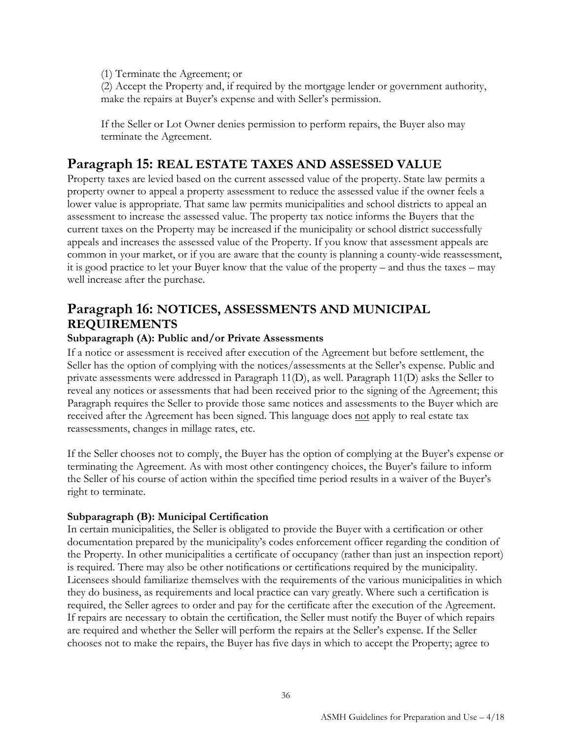(1) Terminate the Agreement; or

(2) Accept the Property and, if required by the mortgage lender or government authority, make the repairs at Buyer's expense and with Seller's permission.

If the Seller or Lot Owner denies permission to perform repairs, the Buyer also may terminate the Agreement.

## Paragraph 15: REAL ESTATE TAXES AND ASSESSED VALUE

Property taxes are levied based on the current assessed value of the property. State law permits a property owner to appeal a property assessment to reduce the assessed value if the owner feels a lower value is appropriate. That same law permits municipalities and school districts to appeal an assessment to increase the assessed value. The property tax notice informs the Buyers that the current taxes on the Property may be increased if the municipality or school district successfully appeals and increases the assessed value of the Property. If you know that assessment appeals are common in your market, or if you are aware that the county is planning a county-wide reassessment, it is good practice to let your Buyer know that the value of the property – and thus the taxes – may well increase after the purchase.

## Paragraph 16: NOTICES, ASSESSMENTS AND MUNICIPAL REQUIREMENTS

### Subparagraph (A): Public and/or Private Assessments

If a notice or assessment is received after execution of the Agreement but before settlement, the Seller has the option of complying with the notices/assessments at the Seller's expense. Public and private assessments were addressed in Paragraph 11(D), as well. Paragraph 11(D) asks the Seller to reveal any notices or assessments that had been received prior to the signing of the Agreement; this Paragraph requires the Seller to provide those same notices and assessments to the Buyer which are received after the Agreement has been signed. This language does not apply to real estate tax reassessments, changes in millage rates, etc.

If the Seller chooses not to comply, the Buyer has the option of complying at the Buyer's expense or terminating the Agreement. As with most other contingency choices, the Buyer's failure to inform the Seller of his course of action within the specified time period results in a waiver of the Buyer's right to terminate.

### Subparagraph (B): Municipal Certification

In certain municipalities, the Seller is obligated to provide the Buyer with a certification or other documentation prepared by the municipality's codes enforcement officer regarding the condition of the Property. In other municipalities a certificate of occupancy (rather than just an inspection report) is required. There may also be other notifications or certifications required by the municipality. Licensees should familiarize themselves with the requirements of the various municipalities in which they do business, as requirements and local practice can vary greatly. Where such a certification is required, the Seller agrees to order and pay for the certificate after the execution of the Agreement. If repairs are necessary to obtain the certification, the Seller must notify the Buyer of which repairs are required and whether the Seller will perform the repairs at the Seller's expense. If the Seller chooses not to make the repairs, the Buyer has five days in which to accept the Property; agree to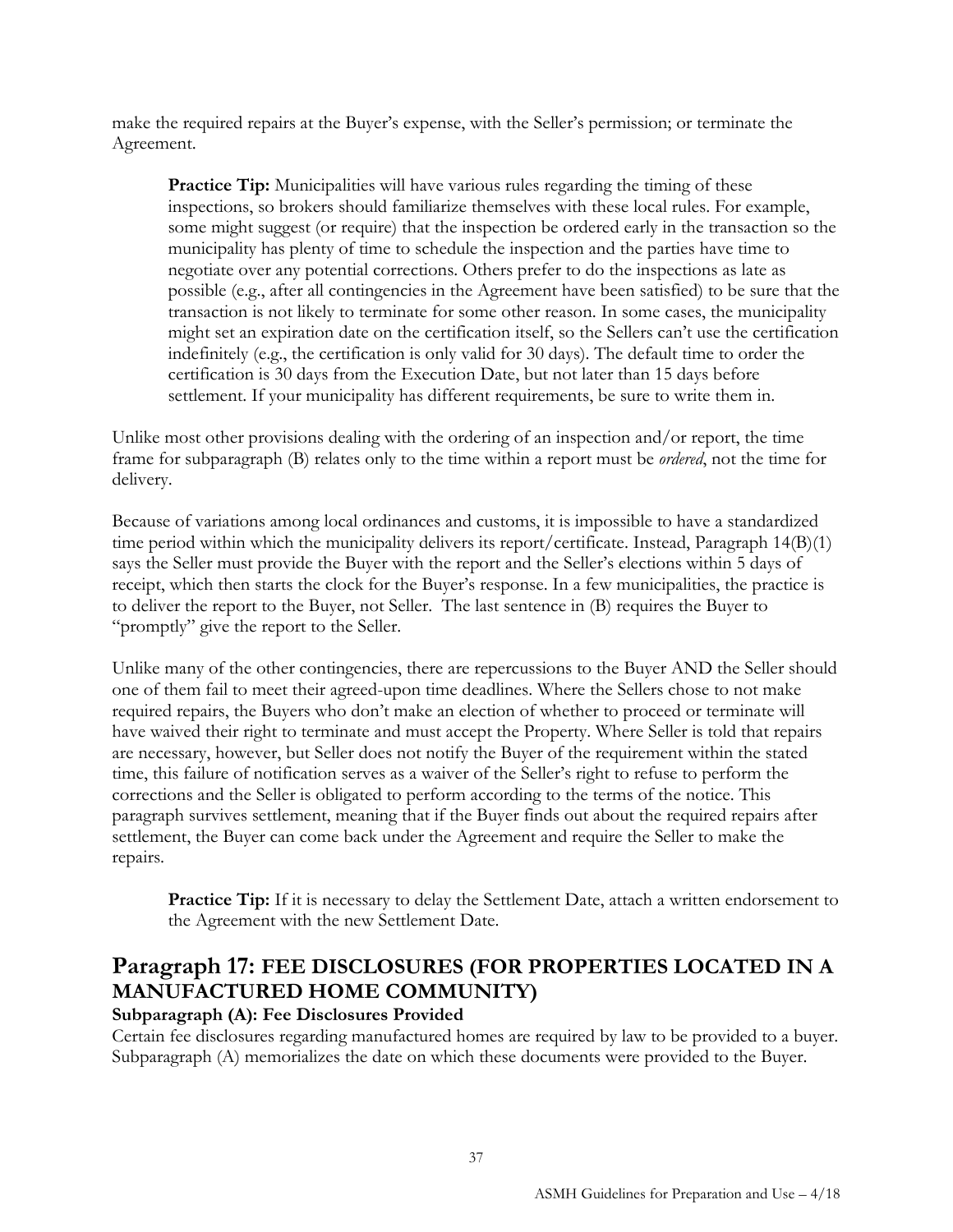make the required repairs at the Buyer's expense, with the Seller's permission; or terminate the Agreement.

> **Practice Tip:** Municipalities will have various rules regarding the timing of these inspections, so brokers should familiarize themselves with these local rules. For example, some might suggest (or require) that the inspection be ordered early in the transaction so the municipality has plenty of time to schedule the inspection and the parties have time to negotiate over any potential corrections. Others prefer to do the inspections as late as possible (e.g., after all contingencies in the Agreement have been satisfied) to be sure that the transaction is not likely to terminate for some other reason. In some cases, the municipality might set an expiration date on the certification itself, so the Sellers can't use the certification indefinitely (e.g., the certification is only valid for 30 days). The default time to order the certification is 30 days from the Execution Date, but not later than 15 days before settlement. If your municipality has different requirements, be sure to write them in.

Unlike most other provisions dealing with the ordering of an inspection and/or report, the time frame for subparagraph (B) relates only to the time within a report must be *ordered*, not the time for delivery.

Because of variations among local ordinances and customs, it is impossible to have a standardized time period within which the municipality delivers its report/certificate. Instead, Paragraph 14(B)(1) says the Seller must provide the Buyer with the report and the Seller's elections within 5 days of receipt, which then starts the clock for the Buyer's response. In a few municipalities, the practice is to deliver the report to the Buyer, not Seller. The last sentence in (B) requires the Buyer to "promptly" give the report to the Seller.

Unlike many of the other contingencies, there are repercussions to the Buyer AND the Seller should one of them fail to meet their agreed-upon time deadlines. Where the Sellers chose to not make required repairs, the Buyers who don't make an election of whether to proceed or terminate will have waived their right to terminate and must accept the Property. Where Seller is told that repairs are necessary, however, but Seller does not notify the Buyer of the requirement within the stated time, this failure of notification serves as a waiver of the Seller's right to refuse to perform the corrections and the Seller is obligated to perform according to the terms of the notice. This paragraph survives settlement, meaning that if the Buyer finds out about the required repairs after settlement, the Buyer can come back under the Agreement and require the Seller to make the repairs.

> **Practice Tip:** If it is necessary to delay the Settlement Date, attach a written endorsement to the Agreement with the new Settlement Date.

## Paragraph 17: FEE DISCLOSURES (FOR PROPERTIES LOCATED IN A MANUFACTURED HOME COMMUNITY)

### Subparagraph (A): Fee Disclosures Provided

Certain fee disclosures regarding manufactured homes are required by law to be provided to a buyer. Subparagraph (A) memorializes the date on which these documents were provided to the Buyer.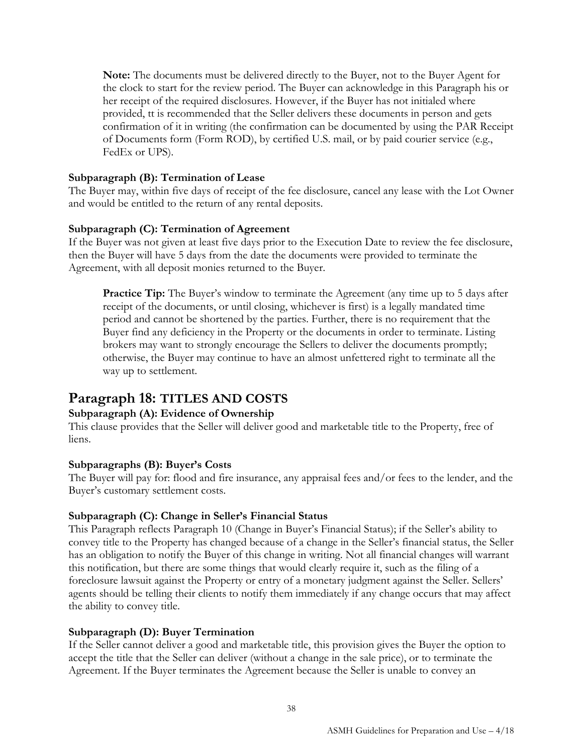**Note:** The documents must be delivered directly to the Buyer, not to the Buyer Agent for the clock to start for the review period. The Buyer can acknowledge in this Paragraph his or her receipt of the required disclosures. However, if the Buyer has not initialed where provided, tt is recommended that the Seller delivers these documents in person and gets confirmation of it in writing (the confirmation can be documented by using the PAR Receipt of Documents form (Form ROD), by certified U.S. mail, or by paid courier service (e.g., FedEx or UPS).

### Subparagraph (B): Termination of Lease

The Buyer may, within five days of receipt of the fee disclosure, cancel any lease with the Lot Owner and would be entitled to the return of any rental deposits.

### Subparagraph (C): Termination of Agreement

If the Buyer was not given at least five days prior to the Execution Date to review the fee disclosure, then the Buyer will have 5 days from the date the documents were provided to terminate the Agreement, with all deposit monies returned to the Buyer.

**Practice Tip:** The Buyer's window to terminate the Agreement (any time up to 5 days after receipt of the documents, or until closing, whichever is first) is a legally mandated time period and cannot be shortened by the parties. Further, there is no requirement that the Buyer find any deficiency in the Property or the documents in order to terminate. Listing brokers may want to strongly encourage the Sellers to deliver the documents promptly; otherwise, the Buyer may continue to have an almost unfettered right to terminate all the way up to settlement.

## Paragraph 18: TITLES AND COSTS

### Subparagraph (A): Evidence of Ownership

This clause provides that the Seller will deliver good and marketable title to the Property, free of liens.

### Subparagraphs (B): Buyer's Costs

The Buyer will pay for: flood and fire insurance, any appraisal fees and/or fees to the lender, and the Buyer's customary settlement costs.

### Subparagraph (C): Change in Seller's Financial Status

This Paragraph reflects Paragraph 10 (Change in Buyer's Financial Status); if the Seller's ability to convey title to the Property has changed because of a change in the Seller's financial status, the Seller has an obligation to notify the Buyer of this change in writing. Not all financial changes will warrant this notification, but there are some things that would clearly require it, such as the filing of a foreclosure lawsuit against the Property or entry of a monetary judgment against the Seller. Sellers' agents should be telling their clients to notify them immediately if any change occurs that may affect the ability to convey title.

### Subparagraph (D): Buyer Termination

If the Seller cannot deliver a good and marketable title, this provision gives the Buyer the option to accept the title that the Seller can deliver (without a change in the sale price), or to terminate the Agreement. If the Buyer terminates the Agreement because the Seller is unable to convey an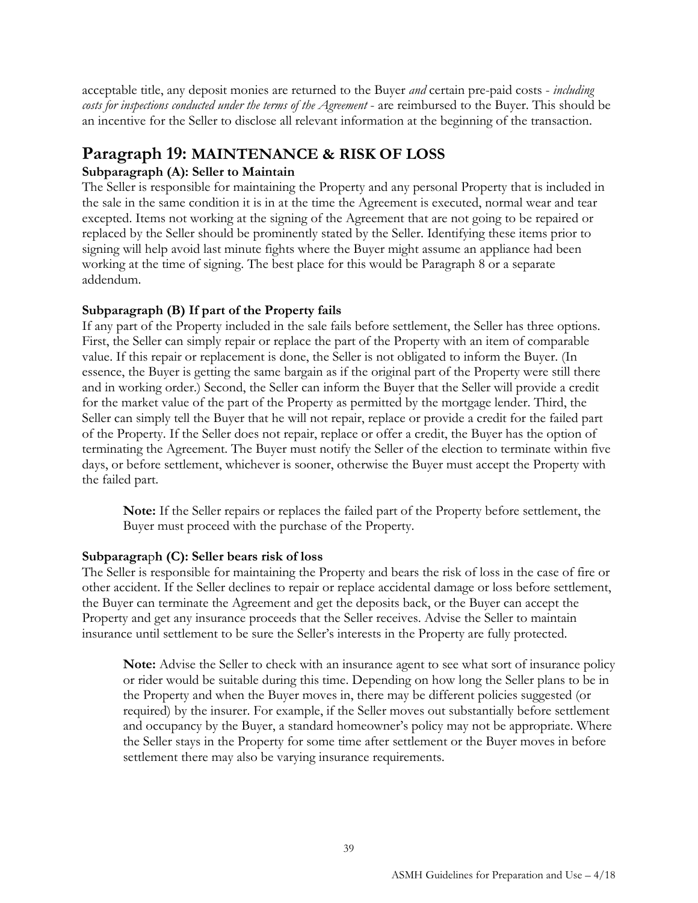acceptable title, any deposit monies are returned to the Buyer *and* certain pre-paid costs - *including costs for inspections conducted under the terms of the Agreement* - are reimbursed to the Buyer. This should be an incentive for the Seller to disclose all relevant information at the beginning of the transaction.

## Paragraph 19: MAINTENANCE & RISK OF LOSS

**Subparagraph (A): Seller to Maintain**

The Seller is responsible for maintaining the Property and any personal Property that is included in the sale in the same condition it is in at the time the Agreement is executed, normal wear and tear excepted. Items not working at the signing of the Agreement that are not going to be repaired or replaced by the Seller should be prominently stated by the Seller. Identifying these items prior to signing will help avoid last minute fights where the Buyer might assume an appliance had been working at the time of signing. The best place for this would be Paragraph 8 or a separate addendum.

**Subparagraph (B) If part of the Property fails**

If any part of the Property included in the sale fails before settlement, the Seller has three options. First, the Seller can simply repair or replace the part of the Property with an item of comparable value. If this repair or replacement is done, the Seller is not obligated to inform the Buyer. (In essence, the Buyer is getting the same bargain as if the original part of the Property were still there and in working order.) Second, the Seller can inform the Buyer that the Seller will provide a credit for the market value of the part of the Property as permitted by the mortgage lender. Third, the Seller can simply tell the Buyer that he will not repair, replace or provide a credit for the failed part of the Property. If the Seller does not repair, replace or offer a credit, the Buyer has the option of terminating the Agreement. The Buyer must notify the Seller of the election to terminate within five days, or before settlement, whichever is sooner, otherwise the Buyer must accept the Property with the failed part.

> **Note:** If the Seller repairs or replaces the failed part of the Property before settlement, the Buyer must proceed with the purchase of the Property.

**Subparagraph (C): Seller bears risk of loss**

The Seller is responsible for maintaining the Property and bears the risk of loss in the case of fire or other accident. If the Seller declines to repair or replace accidental damage or loss before settlement, the Buyer can terminate the Agreement and get the deposits back, or the Buyer can accept the Property and get any insurance proceeds that the Seller receives. Advise the Seller to maintain insurance until settlement to be sure the Seller's interests in the Property are fully protected.

> **Note:** Advise the Seller to check with an insurance agent to see what sort of insurance policy or rider would be suitable during this time. Depending on how long the Seller plans to be in the Property and when the Buyer moves in, there may be different policies suggested (or required) by the insurer. For example, if the Seller moves out substantially before settlement and occupancy by the Buyer, a standard homeowner's policy may not be appropriate. Where the Seller stays in the Property for some time after settlement or the Buyer moves in before settlement there may also be varying insurance requirements.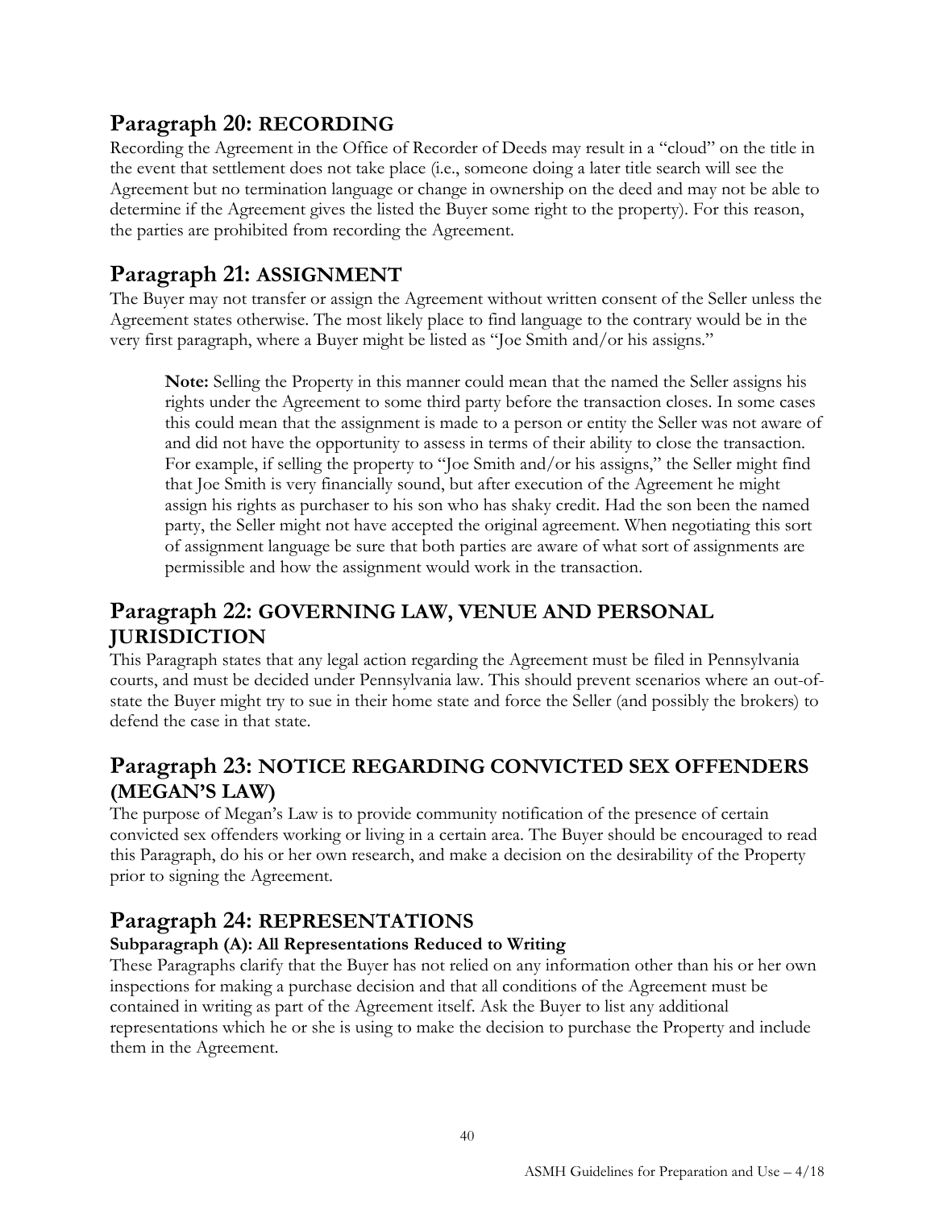## Paragraph 20: RECORDING

Recording the Agreement in the Office of Recorder of Deeds may result in a "cloud" on the title in the event that settlement does not take place (i.e., someone doing a later title search will see the Agreement but no termination language or change in ownership on the deed and may not be able to determine if the Agreement gives the listed the Buyer some right to the property). For this reason, the parties are prohibited from recording the Agreement.

## Paragraph 21: ASSIGNMENT

The Buyer may not transfer or assign the Agreement without written consent of the Seller unless the Agreement states otherwise. The most likely place to find language to the contrary would be in the very first paragraph, where a Buyer might be listed as "Joe Smith and/or his assigns."

> **Note:** Selling the Property in this manner could mean that the named the Seller assigns his rights under the Agreement to some third party before the transaction closes. In some cases this could mean that the assignment is made to a person or entity the Seller was not aware of and did not have the opportunity to assess in terms of their ability to close the transaction. For example, if selling the property to "Joe Smith and/or his assigns," the Seller might find that Joe Smith is very financially sound, but after execution of the Agreement he might assign his rights as purchaser to his son who has shaky credit. Had the son been the named party, the Seller might not have accepted the original agreement. When negotiating this sort of assignment language be sure that both parties are aware of what sort of assignments are permissible and how the assignment would work in the transaction.

## Paragraph 22: GOVERNING LAW, VENUE AND PERSONAL JURISDICTION

This Paragraph states that any legal action regarding the Agreement must be filed in Pennsylvania courts, and must be decided under Pennsylvania law. This should prevent scenarios where an out-of-state the Buyer might try to sue in their home state and force the Seller (and possibly the brokers) to defend the case in that state.

## Paragraph 23: NOTICE REGARDING CONVICTED SEX OFFENDERS (MEGAN'S LAW)

The purpose of Megan's Law is to provide community notification of the presence of certain convicted sex offenders working or living in a certain area. The Buyer should be encouraged to read this Paragraph, do his or her own research, and make a decision on the desirability of the Property prior to signing the Agreement.

## Paragraph 24: REPRESENTATIONS

### Subparagraph (A): All Representations Reduced to Writing

These Paragraphs clarify that the Buyer has not relied on any information other than his or her own inspections for making a purchase decision and that all conditions of the Agreement must be contained in writing as part of the Agreement itself. Ask the Buyer to list any additional representations which he or she is using to make the decision to purchase the Property and include them in the Agreement.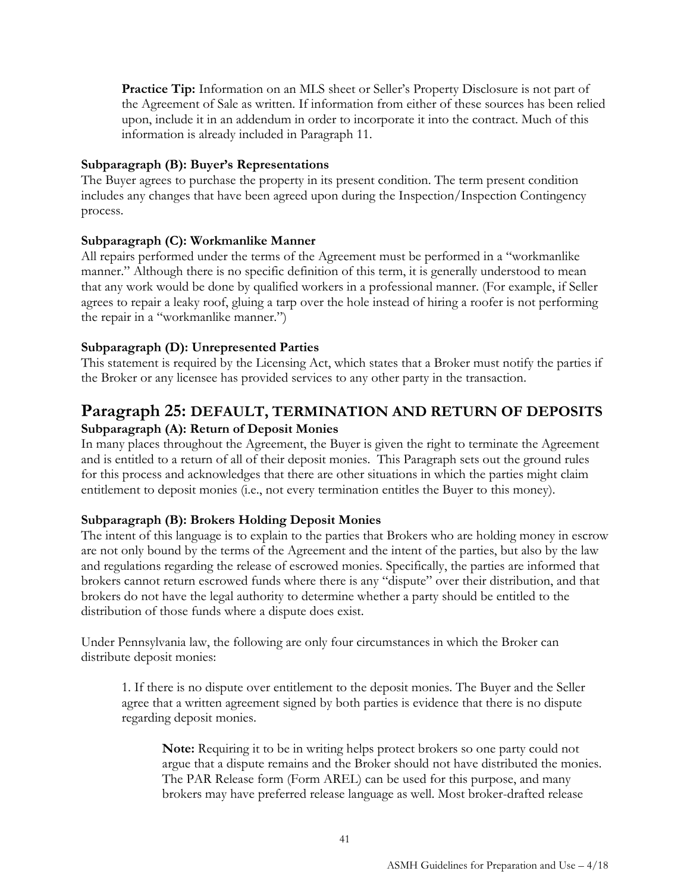**Practice Tip:** Information on an MLS sheet or Seller's Property Disclosure is not part of the Agreement of Sale as written. If information from either of these sources has been relied upon, include it in an addendum in order to incorporate it into the contract. Much of this information is already included in Paragraph 11.

### Subparagraph (B): Buyer's Representations

The Buyer agrees to purchase the property in its present condition. The term present condition includes any changes that have been agreed upon during the Inspection/Inspection Contingency process.

### Subparagraph (C): Workmanlike Manner

All repairs performed under the terms of the Agreement must be performed in a "workmanlike manner." Although there is no specific definition of this term, it is generally understood to mean that any work would be done by qualified workers in a professional manner. (For example, if Seller agrees to repair a leaky roof, gluing a tarp over the hole instead of hiring a roofer is not performing the repair in a "workmanlike manner.")

### Subparagraph (D): Unrepresented Parties

This statement is required by the Licensing Act, which states that a Broker must notify the parties if the Broker or any licensee has provided services to any other party in the transaction.

## Paragraph 25: DEFAULT, TERMINATION AND RETURN OF DEPOSITS

### Subparagraph (A): Return of Deposit Monies

In many places throughout the Agreement, the Buyer is given the right to terminate the Agreement and is entitled to a return of all of their deposit monies. This Paragraph sets out the ground rules for this process and acknowledges that there are other situations in which the parties might claim entitlement to deposit monies (i.e., not every termination entitles the Buyer to this money).

### Subparagraph (B): Brokers Holding Deposit Monies

The intent of this language is to explain to the parties that Brokers who are holding money in escrow are not only bound by the terms of the Agreement and the intent of the parties, but also by the law and regulations regarding the release of escrowed monies. Specifically, the parties are informed that brokers cannot return escrowed funds where there is any "dispute" over their distribution, and that brokers do not have the legal authority to determine whether a party should be entitled to the distribution of those funds where a dispute does exist.

Under Pennsylvania law, the following are only four circumstances in which the Broker can distribute deposit monies:

1. If there is no dispute over entitlement to the deposit monies. The Buyer and the Seller agree that a written agreement signed by both parties is evidence that there is no dispute regarding deposit monies.

   **Note:** Requiring it to be in writing helps protect brokers so one party could not argue that a dispute remains and the Broker should not have distributed the monies. The PAR Release form (Form AREL) can be used for this purpose, and many brokers may have preferred release language as well. Most broker-drafted release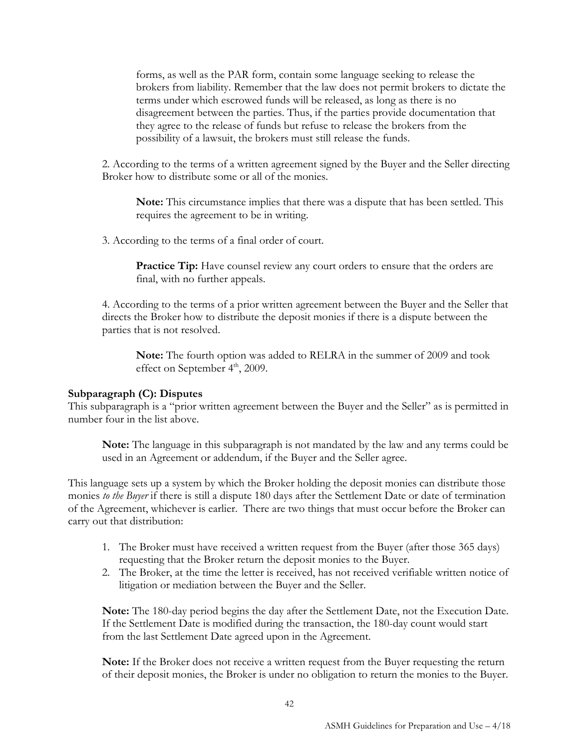forms, as well as the PAR form, contain some language seeking to release the brokers from liability. Remember that the law does not permit brokers to dictate the terms under which escrowed funds will be released, as long as there is no disagreement between the parties. Thus, if the parties provide documentation that they agree to the release of funds but refuse to release the brokers from the possibility of a lawsuit, the brokers must still release the funds.

2. According to the terms of a written agreement signed by the Buyer and the Seller directing Broker how to distribute some or all of the monies.

> **Note:** This circumstance implies that there was a dispute that has been settled. This requires the agreement to be in writing.

3. According to the terms of a final order of court.

> **Practice Tip:** Have counsel review any court orders to ensure that the orders are final, with no further appeals.

4. According to the terms of a prior written agreement between the Buyer and the Seller that directs the Broker how to distribute the deposit monies if there is a dispute between the parties that is not resolved.

> **Note:** The fourth option was added to RELRA in the summer of 2009 and took effect on September 4th, 2009.

**Subparagraph (C): Disputes**

This subparagraph is a "prior written agreement between the Buyer and the Seller" as is permitted in number four in the list above.

> **Note:** The language in this subparagraph is not mandated by the law and any terms could be used in an Agreement or addendum, if the Buyer and the Seller agree.

This language sets up a system by which the Broker holding the deposit monies can distribute those monies *to the Buyer* if there is still a dispute 180 days after the Settlement Date or date of termination of the Agreement, whichever is earlier. There are two things that must occur before the Broker can carry out that distribution:

1. The Broker must have received a written request from the Buyer (after those 365 days) requesting that the Broker return the deposit monies to the Buyer.
2. The Broker, at the time the letter is received, has not received verifiable written notice of litigation or mediation between the Buyer and the Seller.

> **Note:** The 180-day period begins the day after the Settlement Date, not the Execution Date. If the Settlement Date is modified during the transaction, the 180-day count would start from the last Settlement Date agreed upon in the Agreement.

> **Note:** If the Broker does not receive a written request from the Buyer requesting the return of their deposit monies, the Broker is under no obligation to return the monies to the Buyer.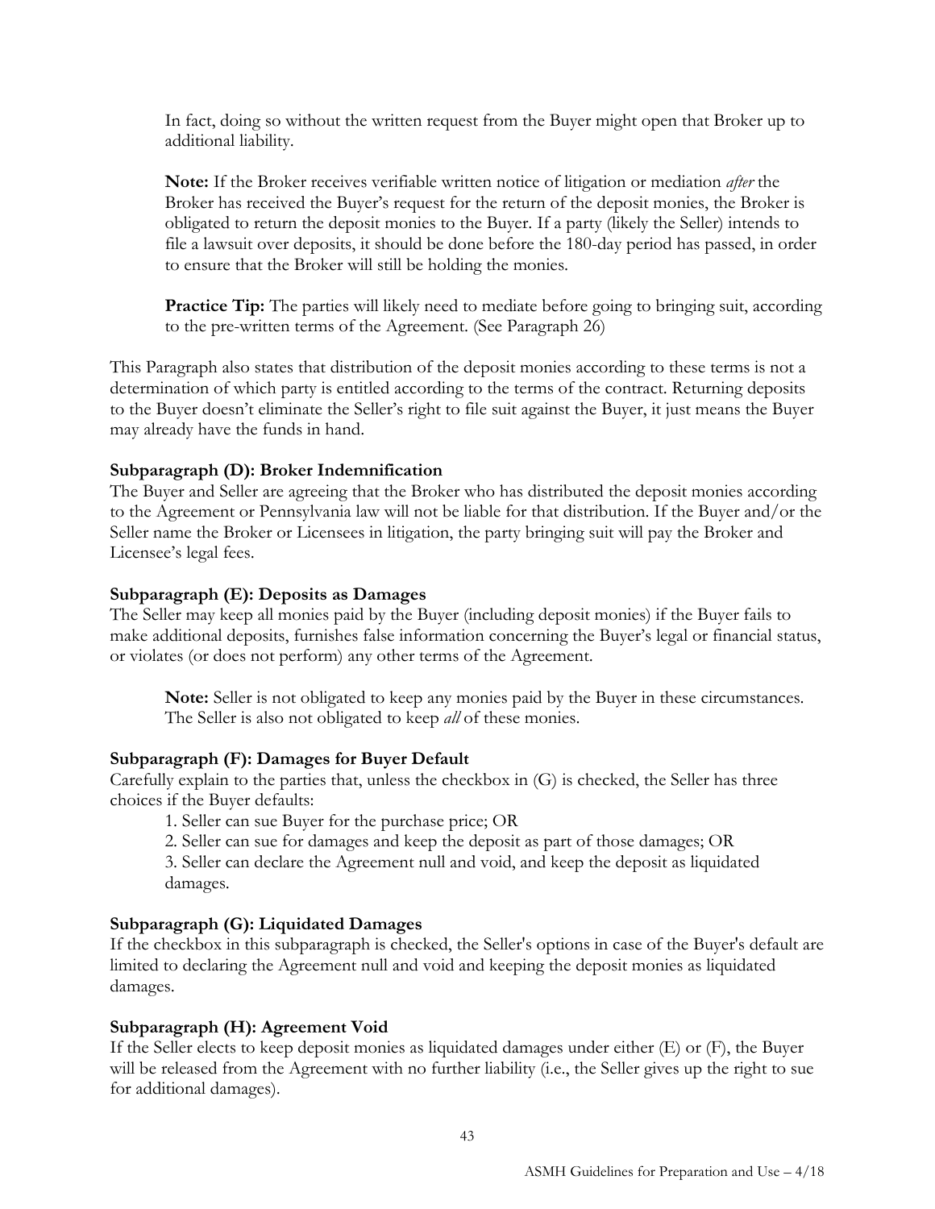In fact, doing so without the written request from the Buyer might open that Broker up to additional liability.

**Note:** If the Broker receives verifiable written notice of litigation or mediation *after* the Broker has received the Buyer's request for the return of the deposit monies, the Broker is obligated to return the deposit monies to the Buyer. If a party (likely the Seller) intends to file a lawsuit over deposits, it should be done before the 180-day period has passed, in order to ensure that the Broker will still be holding the monies.

**Practice Tip:** The parties will likely need to mediate before going to bringing suit, according to the pre-written terms of the Agreement. (See Paragraph 26)

This Paragraph also states that distribution of the deposit monies according to these terms is not a determination of which party is entitled according to the terms of the contract. Returning deposits to the Buyer doesn't eliminate the Seller's right to file suit against the Buyer, it just means the Buyer may already have the funds in hand.

**Subparagraph (D): Broker Indemnification**
The Buyer and Seller are agreeing that the Broker who has distributed the deposit monies according to the Agreement or Pennsylvania law will not be liable for that distribution. If the Buyer and/or the Seller name the Broker or Licensees in litigation, the party bringing suit will pay the Broker and Licensee's legal fees.

**Subparagraph (E): Deposits as Damages**
The Seller may keep all monies paid by the Buyer (including deposit monies) if the Buyer fails to make additional deposits, furnishes false information concerning the Buyer's legal or financial status, or violates (or does not perform) any other terms of the Agreement.

**Note:** Seller is not obligated to keep any monies paid by the Buyer in these circumstances. The Seller is also not obligated to keep *all* of these monies.

**Subparagraph (F): Damages for Buyer Default**
Carefully explain to the parties that, unless the checkbox in (G) is checked, the Seller has three choices if the Buyer defaults:

1. Seller can sue Buyer for the purchase price; OR
2. Seller can sue for damages and keep the deposit as part of those damages; OR
3. Seller can declare the Agreement null and void, and keep the deposit as liquidated damages.

**Subparagraph (G): Liquidated Damages**
If the checkbox in this subparagraph is checked, the Seller's options in case of the Buyer's default are limited to declaring the Agreement null and void and keeping the deposit monies as liquidated damages.

**Subparagraph (H): Agreement Void**
If the Seller elects to keep deposit monies as liquidated damages under either (E) or (F), the Buyer will be released from the Agreement with no further liability (i.e., the Seller gives up the right to sue for additional damages).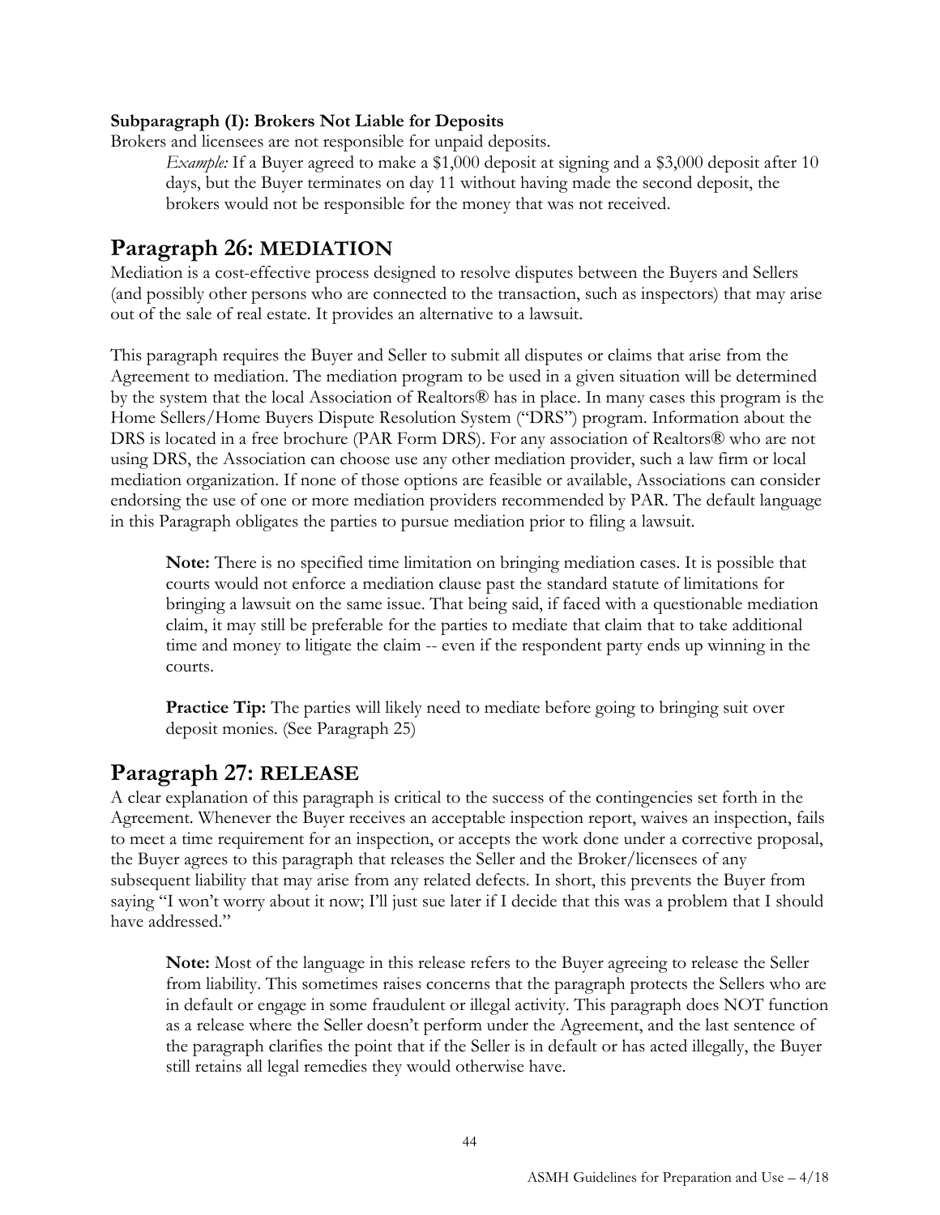**Subparagraph (I): Brokers Not Liable for Deposits**

Brokers and licensees are not responsible for unpaid deposits.

> *Example:* If a Buyer agreed to make a $1,000 deposit at signing and a $3,000 deposit after 10 days, but the Buyer terminates on day 11 without having made the second deposit, the brokers would not be responsible for the money that was not received.

## Paragraph 26: MEDIATION

Mediation is a cost-effective process designed to resolve disputes between the Buyers and Sellers (and possibly other persons who are connected to the transaction, such as inspectors) that may arise out of the sale of real estate. It provides an alternative to a lawsuit.

This paragraph requires the Buyer and Seller to submit all disputes or claims that arise from the Agreement to mediation. The mediation program to be used in a given situation will be determined by the system that the local Association of Realtors® has in place. In many cases this program is the Home Sellers/Home Buyers Dispute Resolution System ("DRS") program. Information about the DRS is located in a free brochure (PAR Form DRS). For any association of Realtors® who are not using DRS, the Association can choose use any other mediation provider, such a law firm or local mediation organization. If none of those options are feasible or available, Associations can consider endorsing the use of one or more mediation providers recommended by PAR. The default language in this Paragraph obligates the parties to pursue mediation prior to filing a lawsuit.

> **Note:** There is no specified time limitation on bringing mediation cases. It is possible that courts would not enforce a mediation clause past the standard statute of limitations for bringing a lawsuit on the same issue. That being said, if faced with a questionable mediation claim, it may still be preferable for the parties to mediate that claim that to take additional time and money to litigate the claim -- even if the respondent party ends up winning in the courts.
>
> **Practice Tip:** The parties will likely need to mediate before going to bringing suit over deposit monies. (See Paragraph 25)

## Paragraph 27: RELEASE

A clear explanation of this paragraph is critical to the success of the contingencies set forth in the Agreement. Whenever the Buyer receives an acceptable inspection report, waives an inspection, fails to meet a time requirement for an inspection, or accepts the work done under a corrective proposal, the Buyer agrees to this paragraph that releases the Seller and the Broker/licensees of any subsequent liability that may arise from any related defects. In short, this prevents the Buyer from saying "I won't worry about it now; I'll just sue later if I decide that this was a problem that I should have addressed."

> **Note:** Most of the language in this release refers to the Buyer agreeing to release the Seller from liability. This sometimes raises concerns that the paragraph protects the Sellers who are in default or engage in some fraudulent or illegal activity. This paragraph does NOT function as a release where the Seller doesn't perform under the Agreement, and the last sentence of the paragraph clarifies the point that if the Seller is in default or has acted illegally, the Buyer still retains all legal remedies they would otherwise have.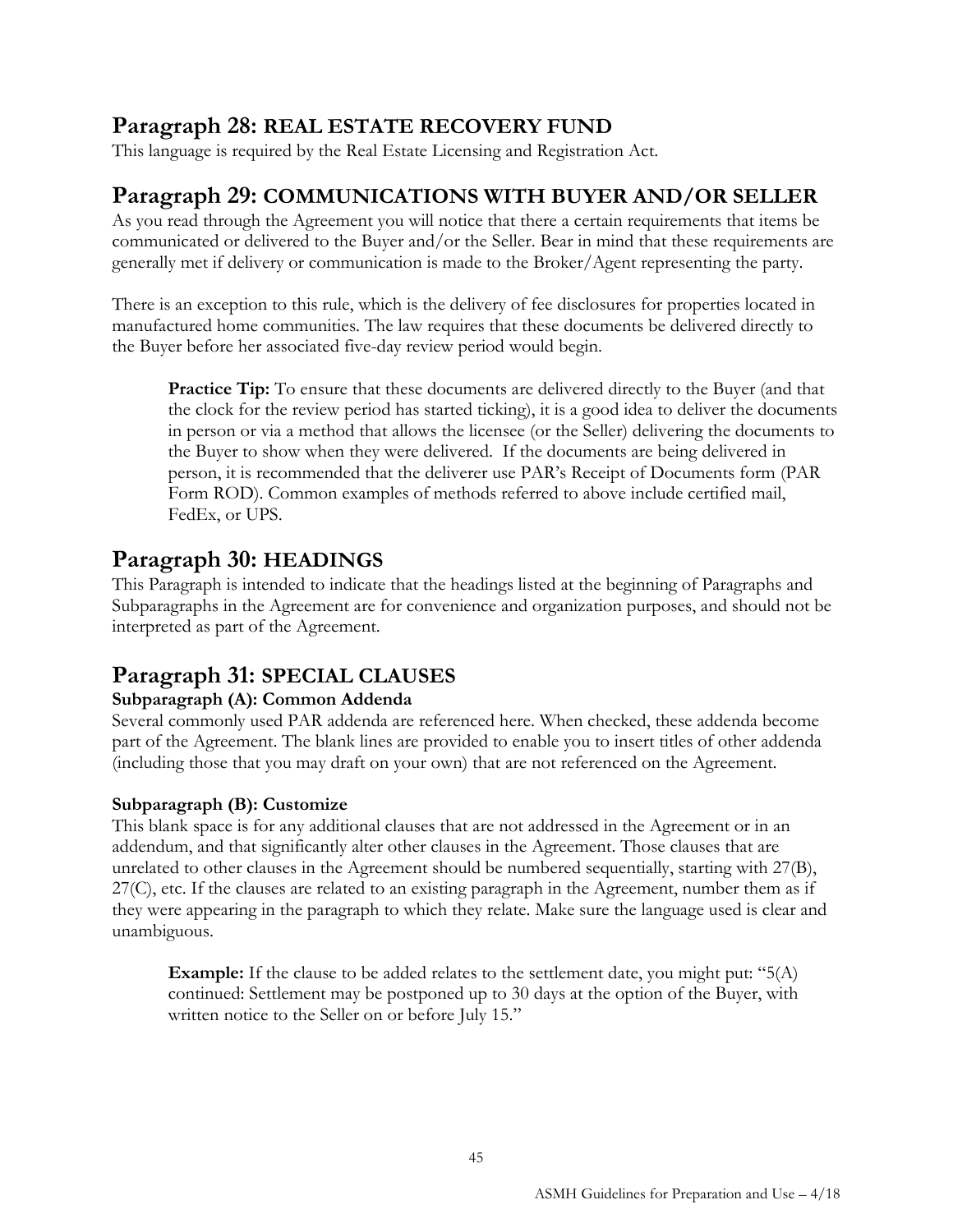## Paragraph 28: REAL ESTATE RECOVERY FUND

This language is required by the Real Estate Licensing and Registration Act.

## Paragraph 29: COMMUNICATIONS WITH BUYER AND/OR SELLER

As you read through the Agreement you will notice that there a certain requirements that items be communicated or delivered to the Buyer and/or the Seller. Bear in mind that these requirements are generally met if delivery or communication is made to the Broker/Agent representing the party.

There is an exception to this rule, which is the delivery of fee disclosures for properties located in manufactured home communities. The law requires that these documents be delivered directly to the Buyer before her associated five-day review period would begin.

> **Practice Tip:** To ensure that these documents are delivered directly to the Buyer (and that the clock for the review period has started ticking), it is a good idea to deliver the documents in person or via a method that allows the licensee (or the Seller) delivering the documents to the Buyer to show when they were delivered. If the documents are being delivered in person, it is recommended that the deliverer use PAR's Receipt of Documents form (PAR Form ROD). Common examples of methods referred to above include certified mail, FedEx, or UPS.

## Paragraph 30: HEADINGS

This Paragraph is intended to indicate that the headings listed at the beginning of Paragraphs and Subparagraphs in the Agreement are for convenience and organization purposes, and should not be interpreted as part of the Agreement.

## Paragraph 31: SPECIAL CLAUSES

### Subparagraph (A): Common Addenda

Several commonly used PAR addenda are referenced here. When checked, these addenda become part of the Agreement. The blank lines are provided to enable you to insert titles of other addenda (including those that you may draft on your own) that are not referenced on the Agreement.

### Subparagraph (B): Customize

This blank space is for any additional clauses that are not addressed in the Agreement or in an addendum, and that significantly alter other clauses in the Agreement. Those clauses that are unrelated to other clauses in the Agreement should be numbered sequentially, starting with 27(B), 27(C), etc. If the clauses are related to an existing paragraph in the Agreement, number them as if they were appearing in the paragraph to which they relate. Make sure the language used is clear and unambiguous.

> **Example:** If the clause to be added relates to the settlement date, you might put: "5(A) continued: Settlement may be postponed up to 30 days at the option of the Buyer, with written notice to the Seller on or before July 15."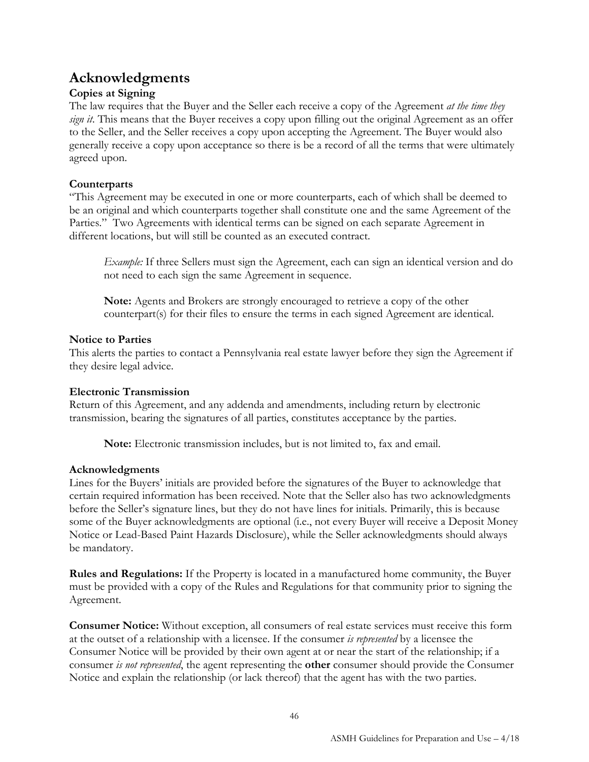## Acknowledgments

### Copies at Signing

The law requires that the Buyer and the Seller each receive a copy of the Agreement *at the time they sign it*. This means that the Buyer receives a copy upon filling out the original Agreement as an offer to the Seller, and the Seller receives a copy upon accepting the Agreement. The Buyer would also generally receive a copy upon acceptance so there is be a record of all the terms that were ultimately agreed upon.

### Counterparts

"This Agreement may be executed in one or more counterparts, each of which shall be deemed to be an original and which counterparts together shall constitute one and the same Agreement of the Parties." Two Agreements with identical terms can be signed on each separate Agreement in different locations, but will still be counted as an executed contract.

> *Example:* If three Sellers must sign the Agreement, each can sign an identical version and do not need to each sign the same Agreement in sequence.
>
> **Note:** Agents and Brokers are strongly encouraged to retrieve a copy of the other counterpart(s) for their files to ensure the terms in each signed Agreement are identical.

### Notice to Parties

This alerts the parties to contact a Pennsylvania real estate lawyer before they sign the Agreement if they desire legal advice.

### Electronic Transmission

Return of this Agreement, and any addenda and amendments, including return by electronic transmission, bearing the signatures of all parties, constitutes acceptance by the parties.

> **Note:** Electronic transmission includes, but is not limited to, fax and email.

### Acknowledgments

Lines for the Buyers' initials are provided before the signatures of the Buyer to acknowledge that certain required information has been received. Note that the Seller also has two acknowledgments before the Seller's signature lines, but they do not have lines for initials. Primarily, this is because some of the Buyer acknowledgments are optional (i.e., not every Buyer will receive a Deposit Money Notice or Lead-Based Paint Hazards Disclosure), while the Seller acknowledgments should always be mandatory.

**Rules and Regulations:** If the Property is located in a manufactured home community, the Buyer must be provided with a copy of the Rules and Regulations for that community prior to signing the Agreement.

**Consumer Notice:** Without exception, all consumers of real estate services must receive this form at the outset of a relationship with a licensee. If the consumer *is represented* by a licensee the Consumer Notice will be provided by their own agent at or near the start of the relationship; if a consumer *is not represented*, the agent representing the **other** consumer should provide the Consumer Notice and explain the relationship (or lack thereof) that the agent has with the two parties.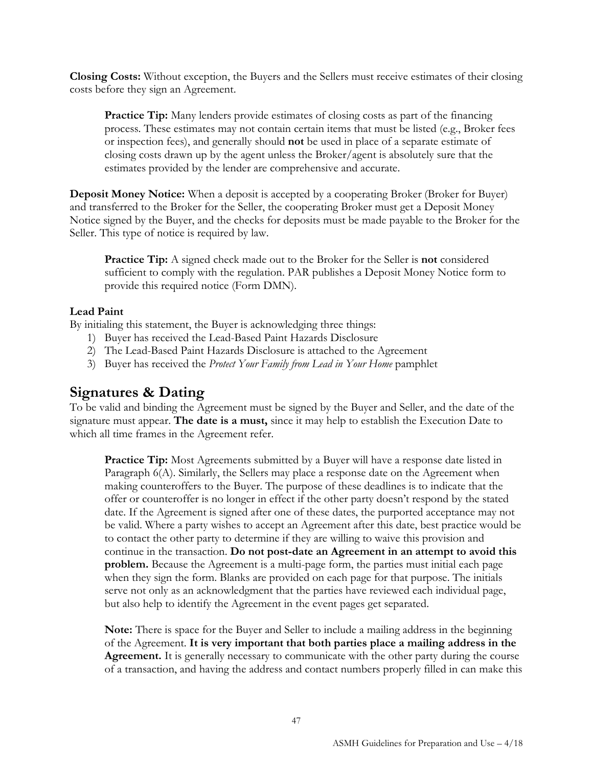**Closing Costs:** Without exception, the Buyers and the Sellers must receive estimates of their closing costs before they sign an Agreement.

> **Practice Tip:** Many lenders provide estimates of closing costs as part of the financing process. These estimates may not contain certain items that must be listed (e.g., Broker fees or inspection fees), and generally should **not** be used in place of a separate estimate of closing costs drawn up by the agent unless the Broker/agent is absolutely sure that the estimates provided by the lender are comprehensive and accurate.

**Deposit Money Notice:** When a deposit is accepted by a cooperating Broker (Broker for Buyer) and transferred to the Broker for the Seller, the cooperating Broker must get a Deposit Money Notice signed by the Buyer, and the checks for deposits must be made payable to the Broker for the Seller. This type of notice is required by law.

> **Practice Tip:** A signed check made out to the Broker for the Seller is **not** considered sufficient to comply with the regulation. PAR publishes a Deposit Money Notice form to provide this required notice (Form DMN).

**Lead Paint**

By initialing this statement, the Buyer is acknowledging three things:

1) Buyer has received the Lead-Based Paint Hazards Disclosure
2) The Lead-Based Paint Hazards Disclosure is attached to the Agreement
3) Buyer has received the *Protect Your Family from Lead in Your Home* pamphlet

## Signatures & Dating

To be valid and binding the Agreement must be signed by the Buyer and Seller, and the date of the signature must appear. **The date is a must,** since it may help to establish the Execution Date to which all time frames in the Agreement refer.

> **Practice Tip:** Most Agreements submitted by a Buyer will have a response date listed in Paragraph 6(A). Similarly, the Sellers may place a response date on the Agreement when making counteroffers to the Buyer. The purpose of these deadlines is to indicate that the offer or counteroffer is no longer in effect if the other party doesn't respond by the stated date. If the Agreement is signed after one of these dates, the purported acceptance may not be valid. Where a party wishes to accept an Agreement after this date, best practice would be to contact the other party to determine if they are willing to waive this provision and continue in the transaction. **Do not post-date an Agreement in an attempt to avoid this problem.** Because the Agreement is a multi-page form, the parties must initial each page when they sign the form. Blanks are provided on each page for that purpose. The initials serve not only as an acknowledgment that the parties have reviewed each individual page, but also help to identify the Agreement in the event pages get separated.

> **Note:** There is space for the Buyer and Seller to include a mailing address in the beginning of the Agreement. **It is very important that both parties place a mailing address in the Agreement.** It is generally necessary to communicate with the other party during the course of a transaction, and having the address and contact numbers properly filled in can make this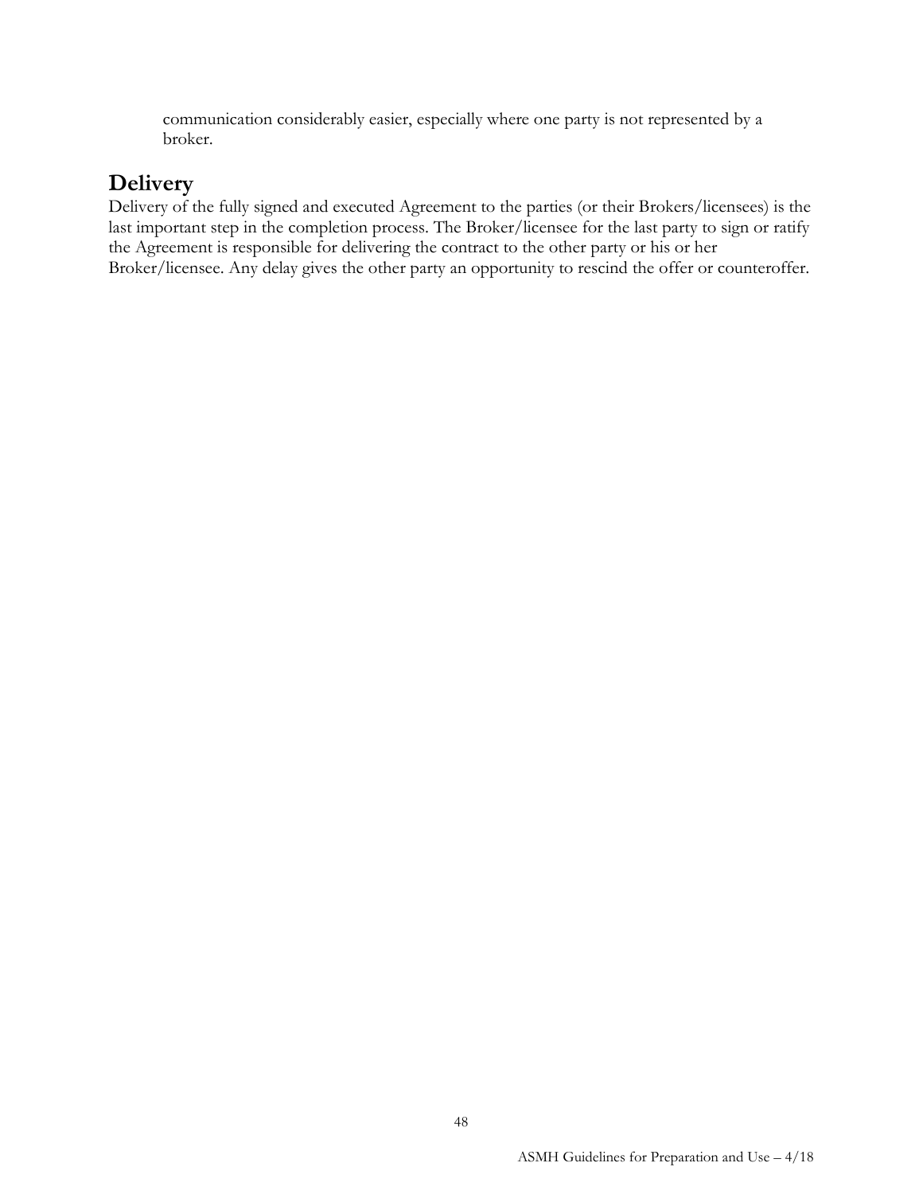communication considerably easier, especially where one party is not represented by a broker.

## Delivery

Delivery of the fully signed and executed Agreement to the parties (or their Brokers/licensees) is the last important step in the completion process. The Broker/licensee for the last party to sign or ratify the Agreement is responsible for delivering the contract to the other party or his or her Broker/licensee. Any delay gives the other party an opportunity to rescind the offer or counteroffer.